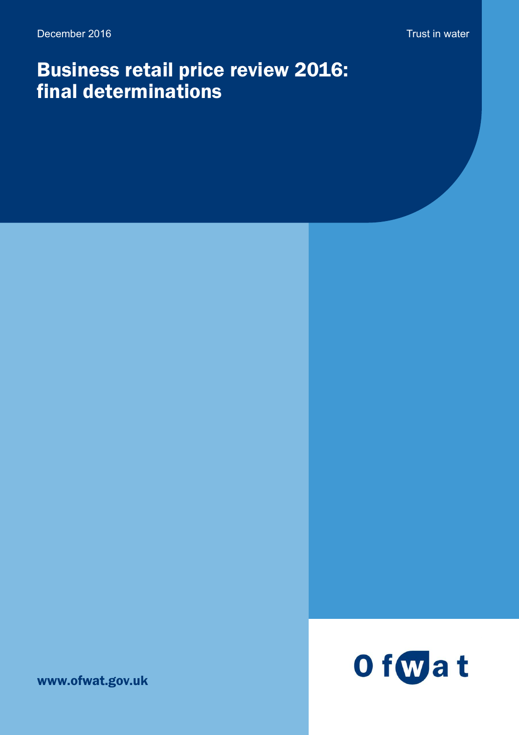December 2016

Trust in water

# Business retail price review 2016: final determinations

www.ofwat.gov.uk

Ofwat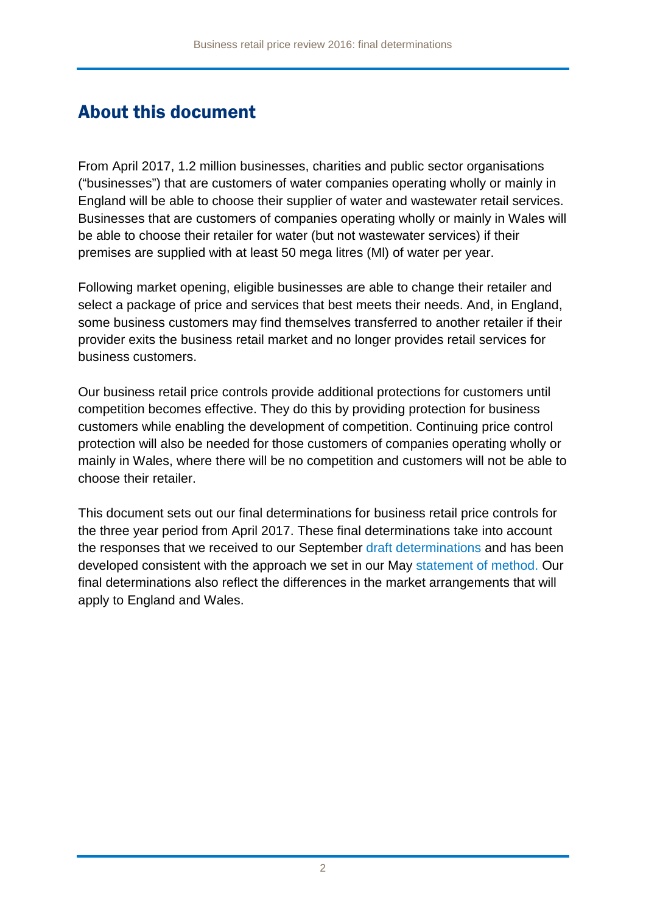## About this document

From April 2017, 1.2 million businesses, charities and public sector organisations ("businesses") that are customers of water companies operating wholly or mainly in England will be able to choose their supplier of water and wastewater retail services. Businesses that are customers of companies operating wholly or mainly in Wales will be able to choose their retailer for water (but not wastewater services) if their premises are supplied with at least 50 mega litres (Ml) of water per year.

Following market opening, eligible businesses are able to change their retailer and select a package of price and services that best meets their needs. And, in England, some business customers may find themselves transferred to another retailer if their provider exits the business retail market and no longer provides retail services for business customers.

Our business retail price controls provide additional protections for customers until competition becomes effective. They do this by providing protection for business customers while enabling the development of competition. Continuing price control protection will also be needed for those customers of companies operating wholly or mainly in Wales, where there will be no competition and customers will not be able to choose their retailer.

This document sets out our final determinations for business retail price controls for the three year period from April 2017. These final determinations take into account the responses that we received to our September draft determinations and has been developed consistent with the approach we set in our May statement of method. Our final determinations also reflect the differences in the market arrangements that will apply to England and Wales.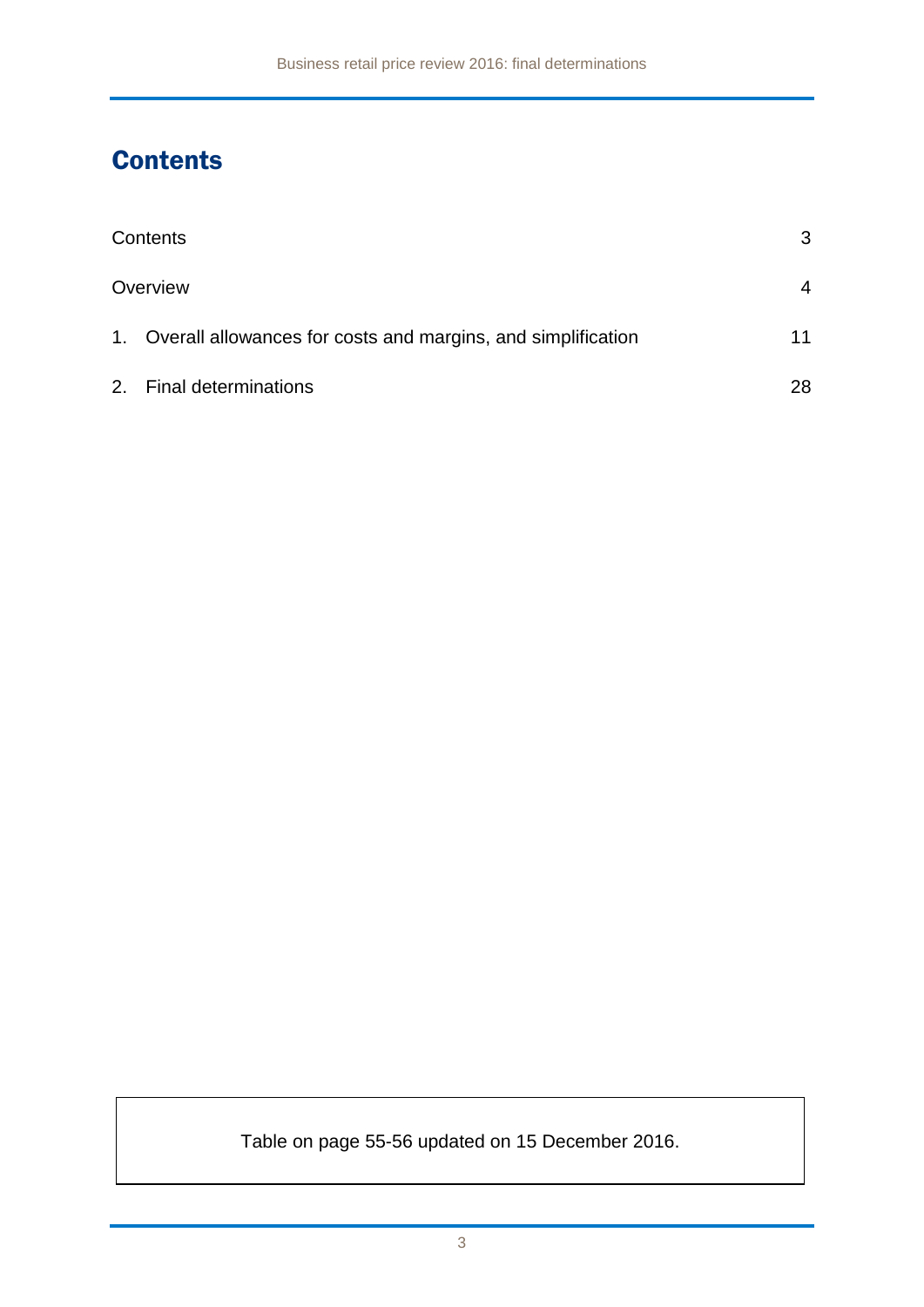# Contents

| | |
|---|---|
| Contents | 3 |
| Overview | 4 |
| 1. Overall allowances for costs and margins, and simplification | 11 |
| 2. Final determinations | 28 |

Table on page 55-56 updated on 15 December 2016.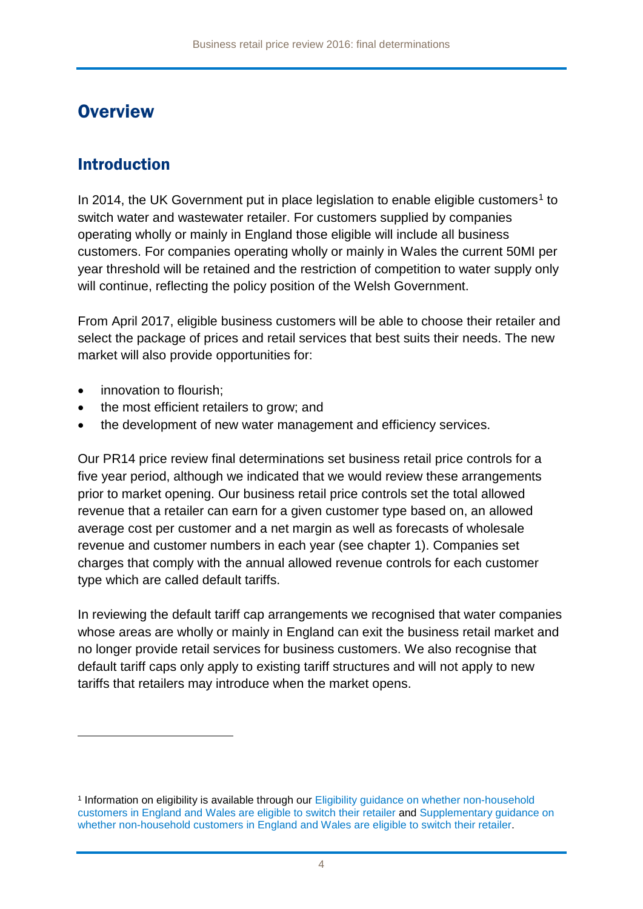# Overview

## Introduction

In 2014, the UK Government put in place legislation to enable eligible customers[1] to switch water and wastewater retailer. For customers supplied by companies operating wholly or mainly in England those eligible will include all business customers. For companies operating wholly or mainly in Wales the current 50Ml per year threshold will be retained and the restriction of competition to water supply only will continue, reflecting the policy position of the Welsh Government.

From April 2017, eligible business customers will be able to choose their retailer and select the package of prices and retail services that best suits their needs. The new market will also provide opportunities for:

- innovation to flourish;
- the most efficient retailers to grow; and
- the development of new water management and efficiency services.

Our PR14 price review final determinations set business retail price controls for a five year period, although we indicated that we would review these arrangements prior to market opening. Our business retail price controls set the total allowed revenue that a retailer can earn for a given customer type based on, an allowed average cost per customer and a net margin as well as forecasts of wholesale revenue and customer numbers in each year (see chapter 1). Companies set charges that comply with the annual allowed revenue controls for each customer type which are called default tariffs.

In reviewing the default tariff cap arrangements we recognised that water companies whose areas are wholly or mainly in England can exit the business retail market and no longer provide retail services for business customers. We also recognise that default tariff caps only apply to existing tariff structures and will not apply to new tariffs that retailers may introduce when the market opens.

[1] Information on eligibility is available through our Eligibility guidance on whether non-household customers in England and Wales are eligible to switch their retailer and Supplementary guidance on whether non-household customers in England and Wales are eligible to switch their retailer.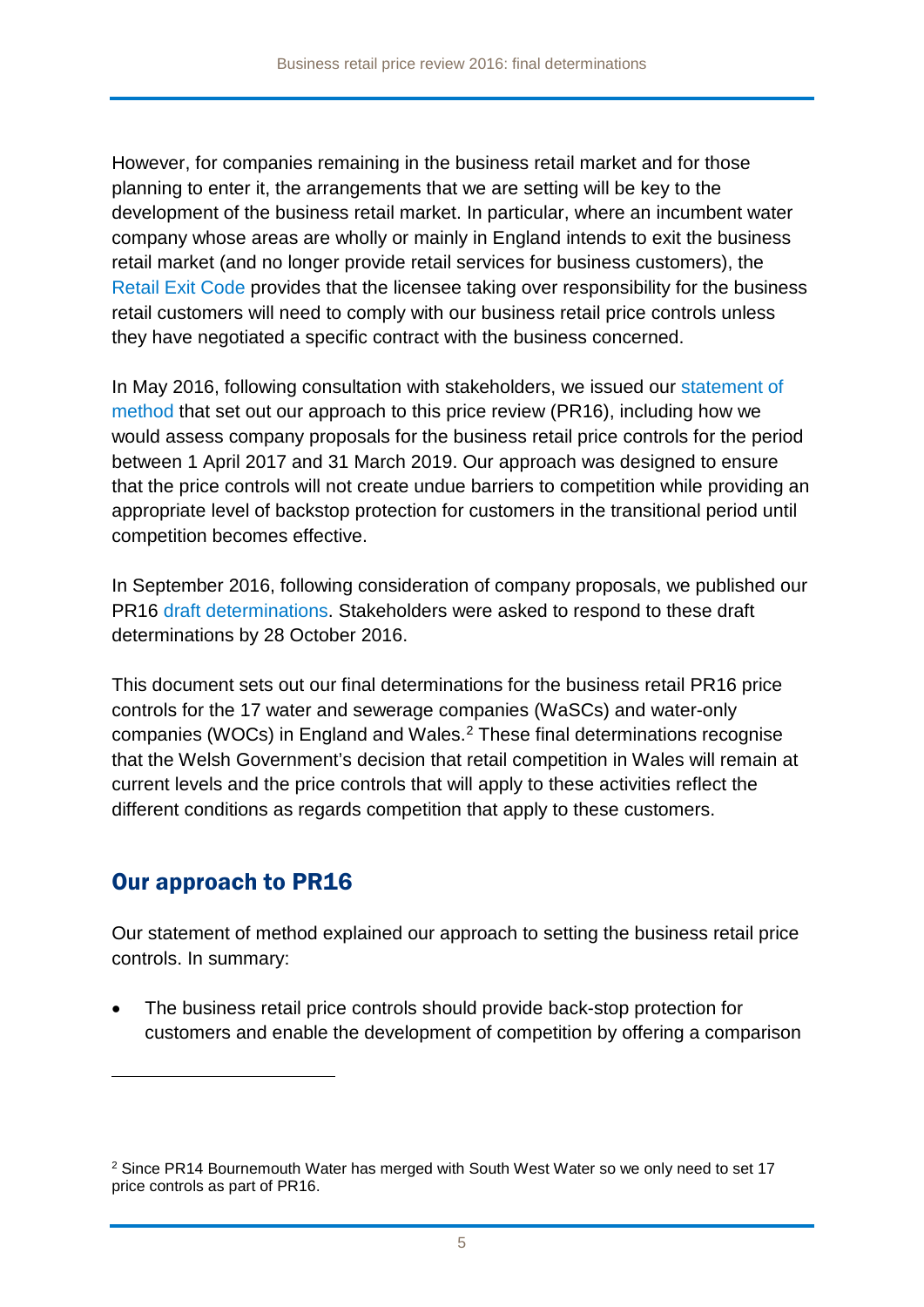However, for companies remaining in the business retail market and for those planning to enter it, the arrangements that we are setting will be key to the development of the business retail market. In particular, where an incumbent water company whose areas are wholly or mainly in England intends to exit the business retail market (and no longer provide retail services for business customers), the Retail Exit Code provides that the licensee taking over responsibility for the business retail customers will need to comply with our business retail price controls unless they have negotiated a specific contract with the business concerned.

In May 2016, following consultation with stakeholders, we issued our statement of method that set out our approach to this price review (PR16), including how we would assess company proposals for the business retail price controls for the period between 1 April 2017 and 31 March 2019. Our approach was designed to ensure that the price controls will not create undue barriers to competition while providing an appropriate level of backstop protection for customers in the transitional period until competition becomes effective.

In September 2016, following consideration of company proposals, we published our PR16 draft determinations. Stakeholders were asked to respond to these draft determinations by 28 October 2016.

This document sets out our final determinations for the business retail PR16 price controls for the 17 water and sewerage companies (WaSCs) and water-only companies (WOCs) in England and Wales.[2] These final determinations recognise that the Welsh Government's decision that retail competition in Wales will remain at current levels and the price controls that will apply to these activities reflect the different conditions as regards competition that apply to these customers.

## Our approach to PR16

Our statement of method explained our approach to setting the business retail price controls. In summary:

- The business retail price controls should provide back-stop protection for customers and enable the development of competition by offering a comparison

[2] Since PR14 Bournemouth Water has merged with South West Water so we only need to set 17 price controls as part of PR16.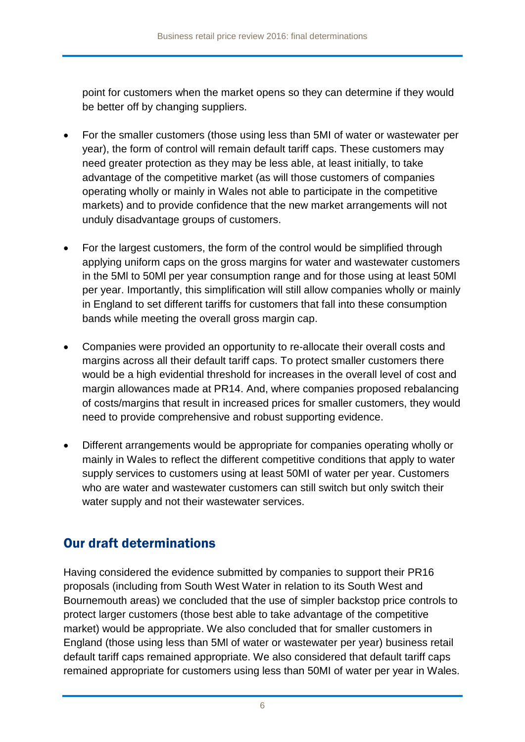point for customers when the market opens so they can determine if they would be better off by changing suppliers.

- For the smaller customers (those using less than 5Ml of water or wastewater per year), the form of control will remain default tariff caps. These customers may need greater protection as they may be less able, at least initially, to take advantage of the competitive market (as will those customers of companies operating wholly or mainly in Wales not able to participate in the competitive markets) and to provide confidence that the new market arrangements will not unduly disadvantage groups of customers.
- For the largest customers, the form of the control would be simplified through applying uniform caps on the gross margins for water and wastewater customers in the 5Ml to 50Ml per year consumption range and for those using at least 50Ml per year. Importantly, this simplification will still allow companies wholly or mainly in England to set different tariffs for customers that fall into these consumption bands while meeting the overall gross margin cap.
- Companies were provided an opportunity to re-allocate their overall costs and margins across all their default tariff caps. To protect smaller customers there would be a high evidential threshold for increases in the overall level of cost and margin allowances made at PR14. And, where companies proposed rebalancing of costs/margins that result in increased prices for smaller customers, they would need to provide comprehensive and robust supporting evidence.
- Different arrangements would be appropriate for companies operating wholly or mainly in Wales to reflect the different competitive conditions that apply to water supply services to customers using at least 50Ml of water per year. Customers who are water and wastewater customers can still switch but only switch their water supply and not their wastewater services.

## Our draft determinations

Having considered the evidence submitted by companies to support their PR16 proposals (including from South West Water in relation to its South West and Bournemouth areas) we concluded that the use of simpler backstop price controls to protect larger customers (those best able to take advantage of the competitive market) would be appropriate. We also concluded that for smaller customers in England (those using less than 5Ml of water or wastewater per year) business retail default tariff caps remained appropriate. We also considered that default tariff caps remained appropriate for customers using less than 50Ml of water per year in Wales.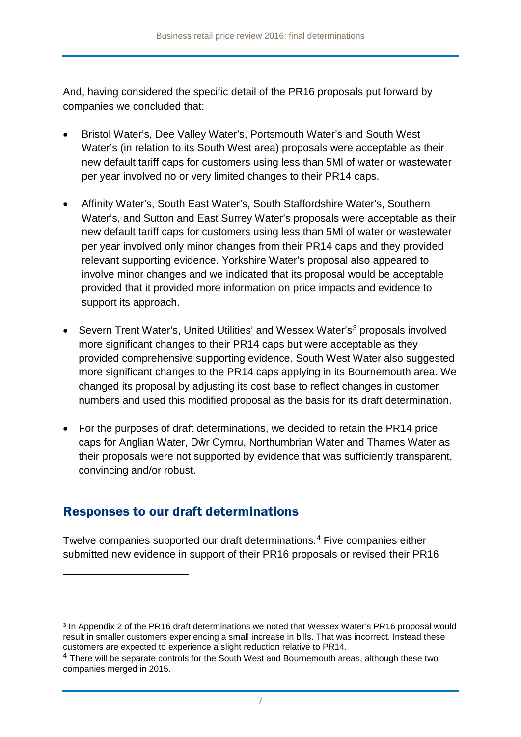And, having considered the specific detail of the PR16 proposals put forward by companies we concluded that:

- Bristol Water's, Dee Valley Water's, Portsmouth Water's and South West Water's (in relation to its South West area) proposals were acceptable as their new default tariff caps for customers using less than 5Ml of water or wastewater per year involved no or very limited changes to their PR14 caps.
- Affinity Water's, South East Water's, South Staffordshire Water's, Southern Water's, and Sutton and East Surrey Water's proposals were acceptable as their new default tariff caps for customers using less than 5Ml of water or wastewater per year involved only minor changes from their PR14 caps and they provided relevant supporting evidence. Yorkshire Water's proposal also appeared to involve minor changes and we indicated that its proposal would be acceptable provided that it provided more information on price impacts and evidence to support its approach.
- Severn Trent Water's, United Utilities' and Wessex Water's[3] proposals involved more significant changes to their PR14 caps but were acceptable as they provided comprehensive supporting evidence. South West Water also suggested more significant changes to the PR14 caps applying in its Bournemouth area. We changed its proposal by adjusting its cost base to reflect changes in customer numbers and used this modified proposal as the basis for its draft determination.
- For the purposes of draft determinations, we decided to retain the PR14 price caps for Anglian Water, Dŵr Cymru, Northumbrian Water and Thames Water as their proposals were not supported by evidence that was sufficiently transparent, convincing and/or robust.

## Responses to our draft determinations

Twelve companies supported our draft determinations.[4] Five companies either submitted new evidence in support of their PR16 proposals or revised their PR16

---

[3] In Appendix 2 of the PR16 draft determinations we noted that Wessex Water's PR16 proposal would result in smaller customers experiencing a small increase in bills. That was incorrect. Instead these customers are expected to experience a slight reduction relative to PR14.

[4] There will be separate controls for the South West and Bournemouth areas, although these two companies merged in 2015.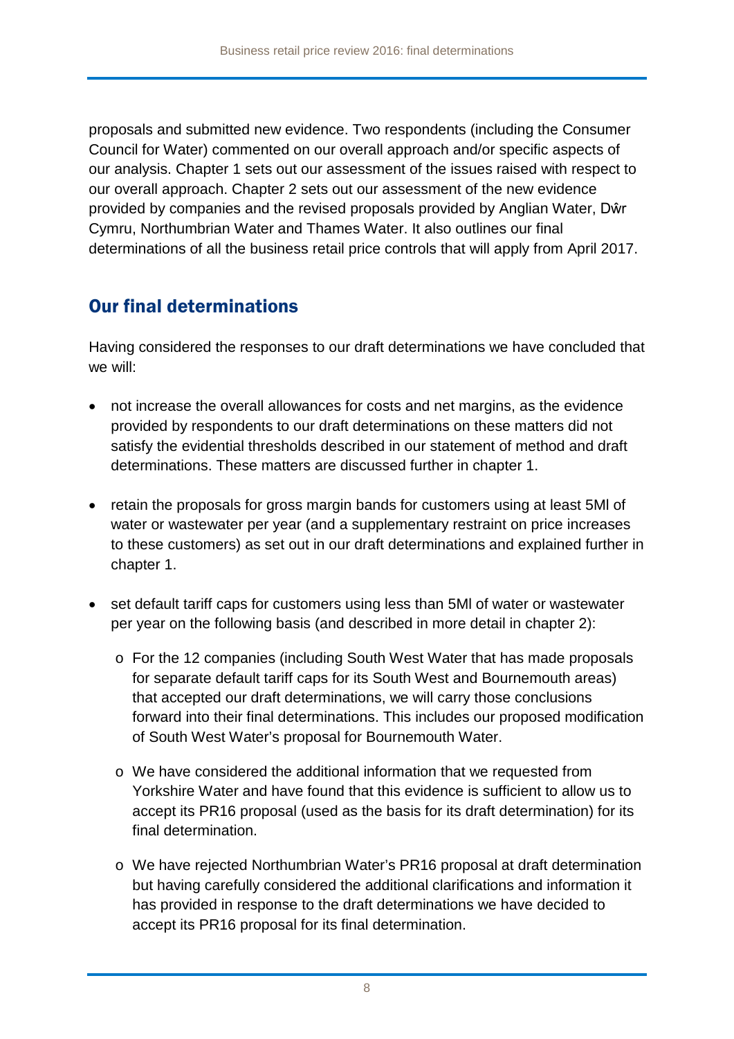proposals and submitted new evidence. Two respondents (including the Consumer Council for Water) commented on our overall approach and/or specific aspects of our analysis. Chapter 1 sets out our assessment of the issues raised with respect to our overall approach. Chapter 2 sets out our assessment of the new evidence provided by companies and the revised proposals provided by Anglian Water, Dŵr Cymru, Northumbrian Water and Thames Water. It also outlines our final determinations of all the business retail price controls that will apply from April 2017.

## Our final determinations

Having considered the responses to our draft determinations we have concluded that we will:

- not increase the overall allowances for costs and net margins, as the evidence provided by respondents to our draft determinations on these matters did not satisfy the evidential thresholds described in our statement of method and draft determinations. These matters are discussed further in chapter 1.

- retain the proposals for gross margin bands for customers using at least 5Ml of water or wastewater per year (and a supplementary restraint on price increases to these customers) as set out in our draft determinations and explained further in chapter 1.

- set default tariff caps for customers using less than 5Ml of water or wastewater per year on the following basis (and described in more detail in chapter 2):

  - For the 12 companies (including South West Water that has made proposals for separate default tariff caps for its South West and Bournemouth areas) that accepted our draft determinations, we will carry those conclusions forward into their final determinations. This includes our proposed modification of South West Water's proposal for Bournemouth Water.

  - We have considered the additional information that we requested from Yorkshire Water and have found that this evidence is sufficient to allow us to accept its PR16 proposal (used as the basis for its draft determination) for its final determination.

  - We have rejected Northumbrian Water's PR16 proposal at draft determination but having carefully considered the additional clarifications and information it has provided in response to the draft determinations we have decided to accept its PR16 proposal for its final determination.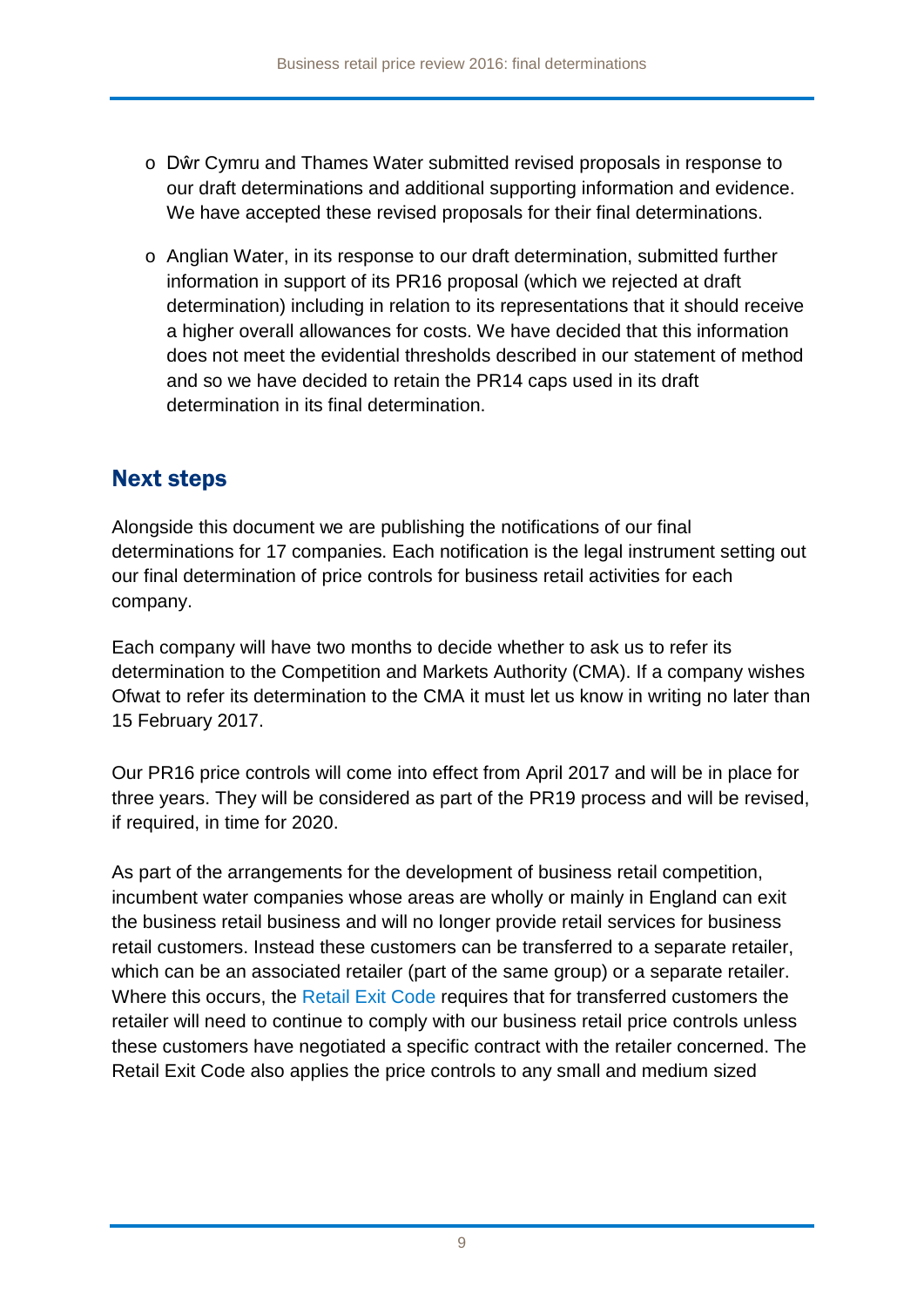- Dŵr Cymru and Thames Water submitted revised proposals in response to our draft determinations and additional supporting information and evidence. We have accepted these revised proposals for their final determinations.
- Anglian Water, in its response to our draft determination, submitted further information in support of its PR16 proposal (which we rejected at draft determination) including in relation to its representations that it should receive a higher overall allowances for costs. We have decided that this information does not meet the evidential thresholds described in our statement of method and so we have decided to retain the PR14 caps used in its draft determination in its final determination.

## Next steps

Alongside this document we are publishing the notifications of our final determinations for 17 companies. Each notification is the legal instrument setting out our final determination of price controls for business retail activities for each company.

Each company will have two months to decide whether to ask us to refer its determination to the Competition and Markets Authority (CMA). If a company wishes Ofwat to refer its determination to the CMA it must let us know in writing no later than 15 February 2017.

Our PR16 price controls will come into effect from April 2017 and will be in place for three years. They will be considered as part of the PR19 process and will be revised, if required, in time for 2020.

As part of the arrangements for the development of business retail competition, incumbent water companies whose areas are wholly or mainly in England can exit the business retail business and will no longer provide retail services for business retail customers. Instead these customers can be transferred to a separate retailer, which can be an associated retailer (part of the same group) or a separate retailer. Where this occurs, the Retail Exit Code requires that for transferred customers the retailer will need to continue to comply with our business retail price controls unless these customers have negotiated a specific contract with the retailer concerned. The Retail Exit Code also applies the price controls to any small and medium sized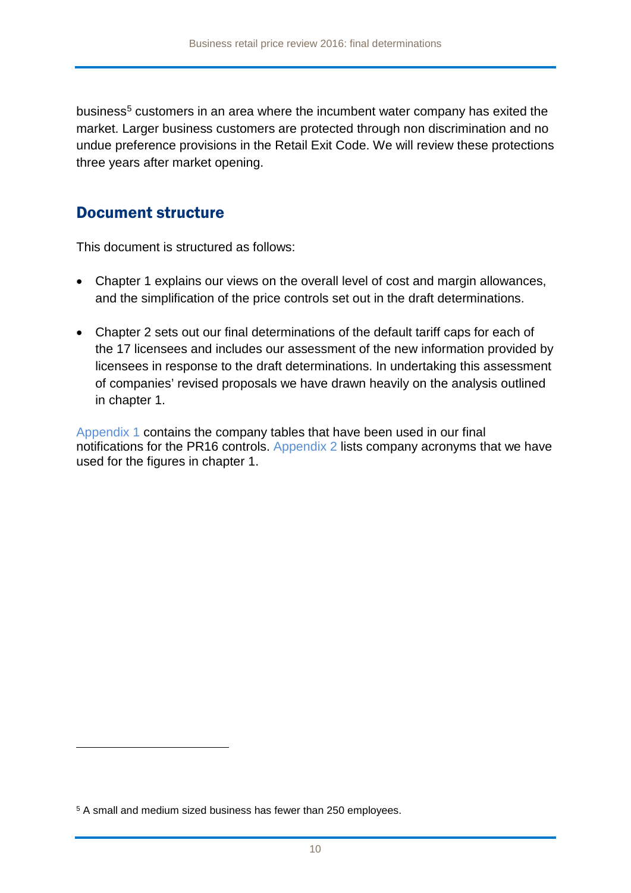business[5] customers in an area where the incumbent water company has exited the market. Larger business customers are protected through non discrimination and no undue preference provisions in the Retail Exit Code. We will review these protections three years after market opening.

## Document structure

This document is structured as follows:

- Chapter 1 explains our views on the overall level of cost and margin allowances, and the simplification of the price controls set out in the draft determinations.
- Chapter 2 sets out our final determinations of the default tariff caps for each of the 17 licensees and includes our assessment of the new information provided by licensees in response to the draft determinations. In undertaking this assessment of companies' revised proposals we have drawn heavily on the analysis outlined in chapter 1.

Appendix 1 contains the company tables that have been used in our final notifications for the PR16 controls. Appendix 2 lists company acronyms that we have used for the figures in chapter 1.

[5] A small and medium sized business has fewer than 250 employees.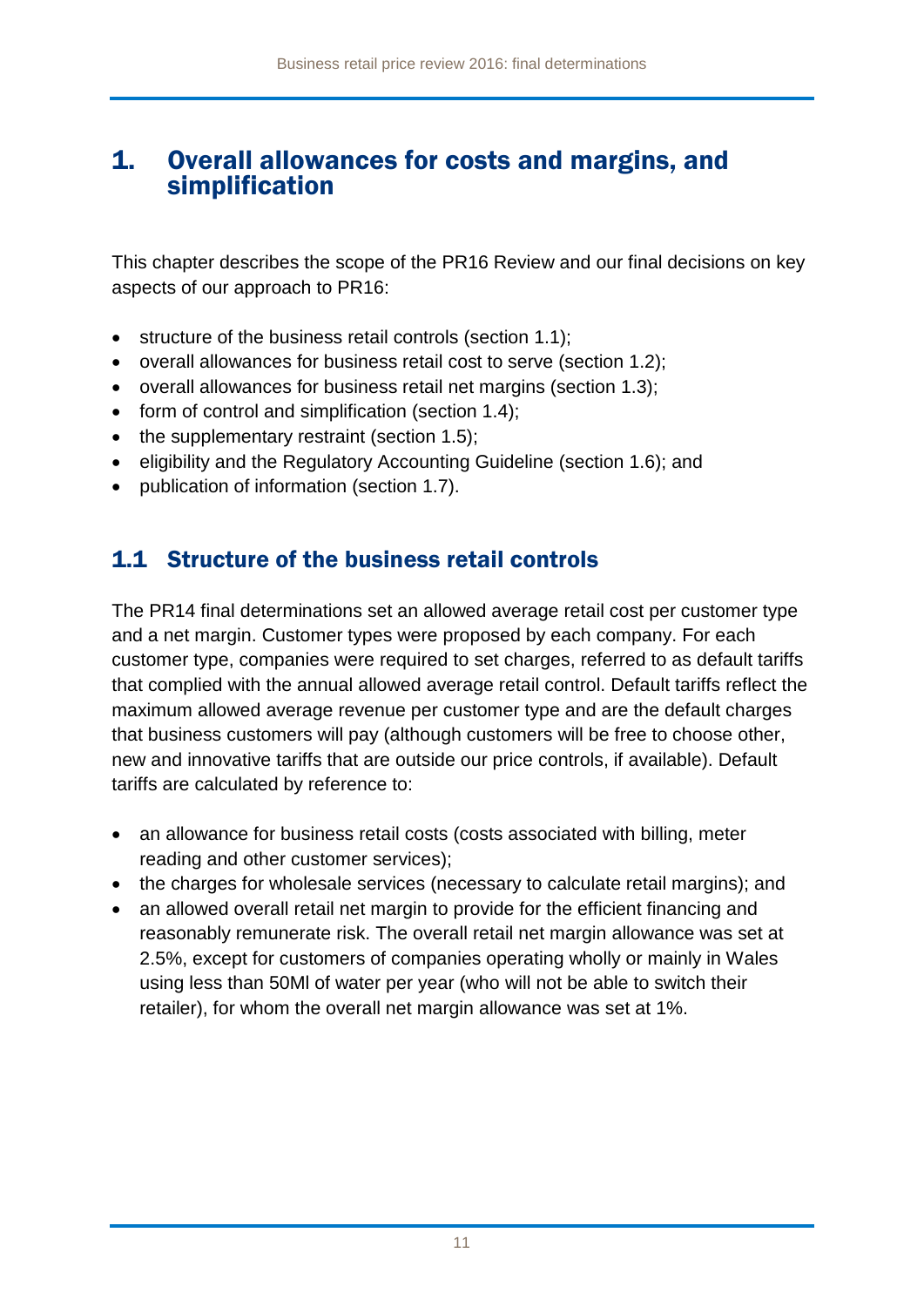# 1. Overall allowances for costs and margins, and simplification

This chapter describes the scope of the PR16 Review and our final decisions on key aspects of our approach to PR16:

- structure of the business retail controls (section 1.1);
- overall allowances for business retail cost to serve (section 1.2);
- overall allowances for business retail net margins (section 1.3);
- form of control and simplification (section 1.4);
- the supplementary restraint (section 1.5);
- eligibility and the Regulatory Accounting Guideline (section 1.6); and
- publication of information (section 1.7).

## 1.1 Structure of the business retail controls

The PR14 final determinations set an allowed average retail cost per customer type and a net margin. Customer types were proposed by each company. For each customer type, companies were required to set charges, referred to as default tariffs that complied with the annual allowed average retail control. Default tariffs reflect the maximum allowed average revenue per customer type and are the default charges that business customers will pay (although customers will be free to choose other, new and innovative tariffs that are outside our price controls, if available). Default tariffs are calculated by reference to:

- an allowance for business retail costs (costs associated with billing, meter reading and other customer services);
- the charges for wholesale services (necessary to calculate retail margins); and
- an allowed overall retail net margin to provide for the efficient financing and reasonably remunerate risk. The overall retail net margin allowance was set at 2.5%, except for customers of companies operating wholly or mainly in Wales using less than 50Ml of water per year (who will not be able to switch their retailer), for whom the overall net margin allowance was set at 1%.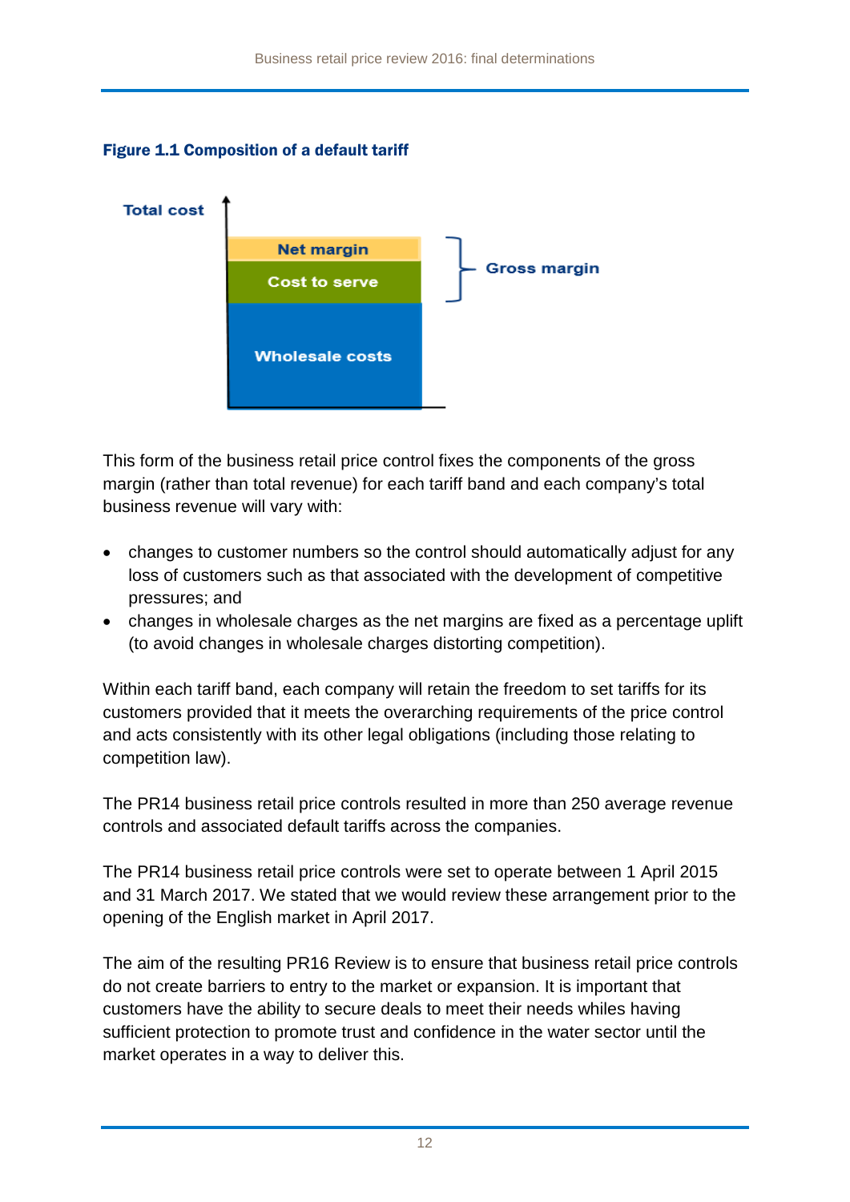**Figure 1.1 Composition of a default tariff**

Total cost

Net margin

Cost to serve

Wholesale costs

Gross margin

This form of the business retail price control fixes the components of the gross margin (rather than total revenue) for each tariff band and each company's total business revenue will vary with:

- changes to customer numbers so the control should automatically adjust for any loss of customers such as that associated with the development of competitive pressures; and
- changes in wholesale charges as the net margins are fixed as a percentage uplift (to avoid changes in wholesale charges distorting competition).

Within each tariff band, each company will retain the freedom to set tariffs for its customers provided that it meets the overarching requirements of the price control and acts consistently with its other legal obligations (including those relating to competition law).

The PR14 business retail price controls resulted in more than 250 average revenue controls and associated default tariffs across the companies.

The PR14 business retail price controls were set to operate between 1 April 2015 and 31 March 2017. We stated that we would review these arrangement prior to the opening of the English market in April 2017.

The aim of the resulting PR16 Review is to ensure that business retail price controls do not create barriers to entry to the market or expansion. It is important that customers have the ability to secure deals to meet their needs whiles having sufficient protection to promote trust and confidence in the water sector until the market operates in a way to deliver this.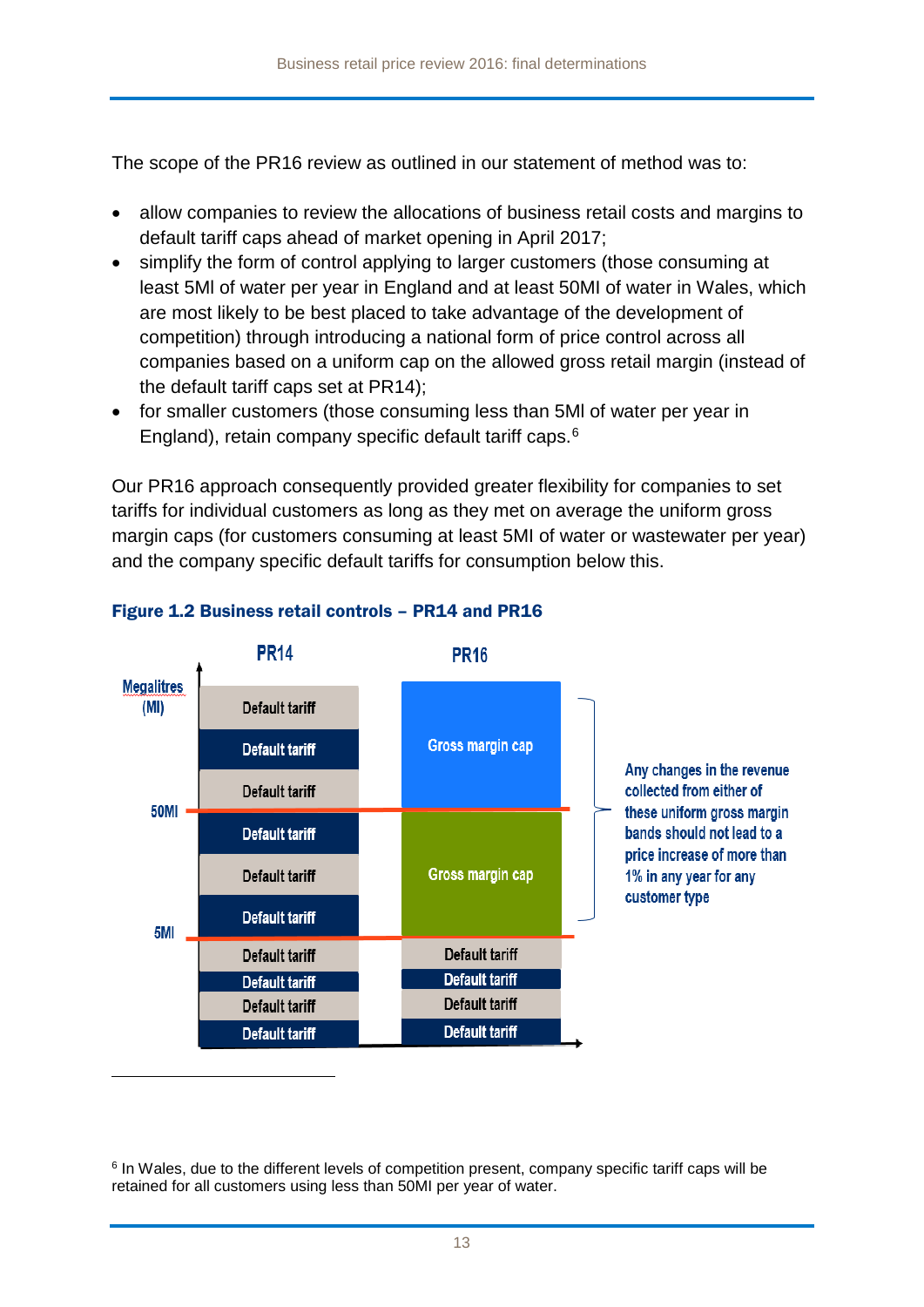The scope of the PR16 review as outlined in our statement of method was to:

- allow companies to review the allocations of business retail costs and margins to default tariff caps ahead of market opening in April 2017;
- simplify the form of control applying to larger customers (those consuming at least 5Ml of water per year in England and at least 50Ml of water in Wales, which are most likely to be best placed to take advantage of the development of competition) through introducing a national form of price control across all companies based on a uniform cap on the allowed gross retail margin (instead of the default tariff caps set at PR14);
- for smaller customers (those consuming less than 5Ml of water per year in England), retain company specific default tariff caps.[6]

Our PR16 approach consequently provided greater flexibility for companies to set tariffs for individual customers as long as they met on average the uniform gross margin caps (for customers consuming at least 5Ml of water or wastewater per year) and the company specific default tariffs for consumption below this.

**Figure 1.2 Business retail controls – PR14 and PR16**

| Megalitres (Ml) | PR14 | PR16 |
|---|---|---|
| | Default tariff | Gross margin cap |
| | Default tariff | |
| | Default tariff | |
| 50Ml | | |
| | Default tariff | Gross margin cap |
| | Default tariff | |
| | Default tariff | |
| 5Ml | | |
| | Default tariff | Default tariff |
| | Default tariff | Default tariff |
| | Default tariff | Default tariff |
| | Default tariff | Default tariff |

Any changes in the revenue collected from either of these uniform gross margin bands should not lead to a price increase of more than 1% in any year for any customer type

[6] In Wales, due to the different levels of competition present, company specific tariff caps will be retained for all customers using less than 50Ml per year of water.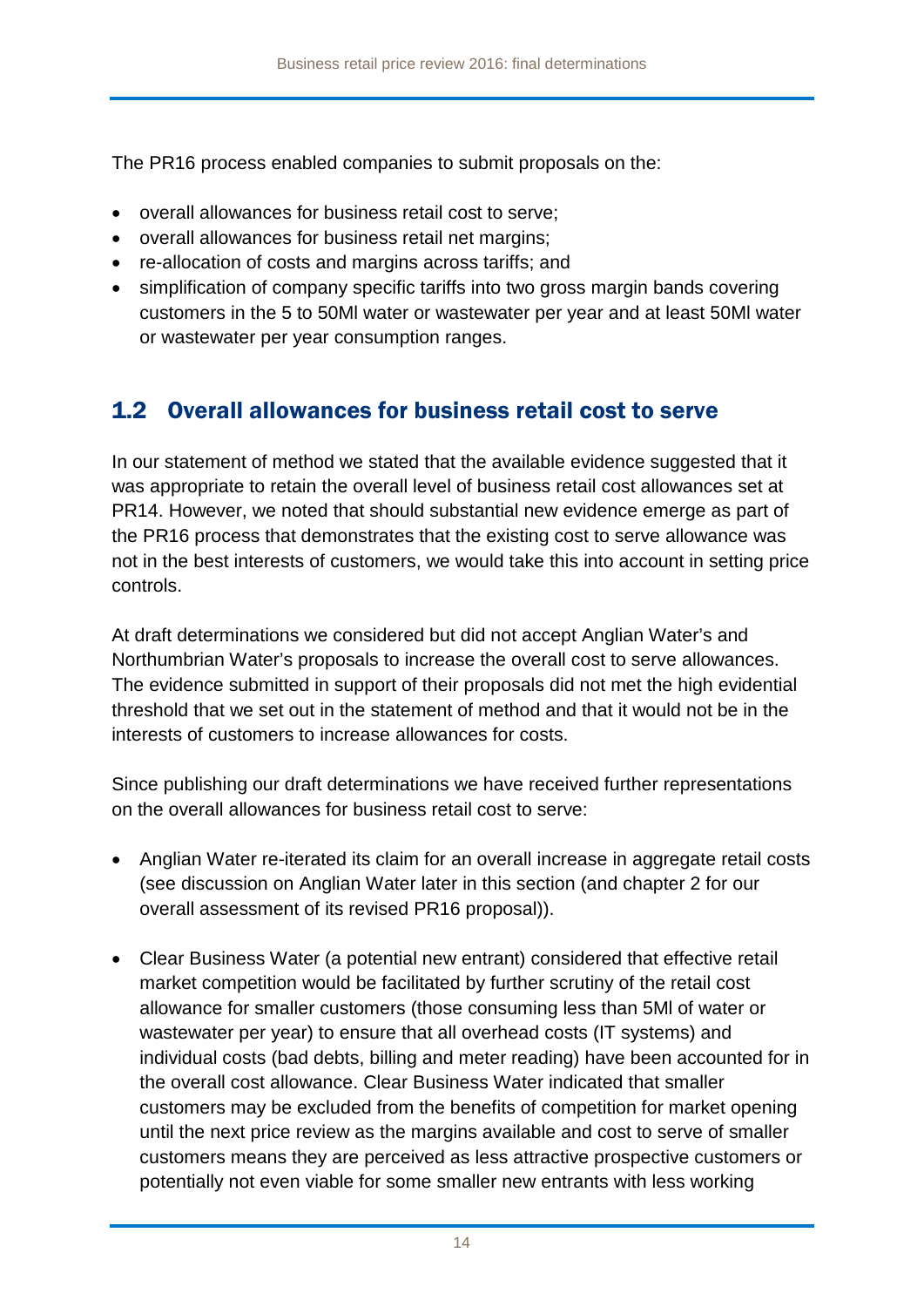The PR16 process enabled companies to submit proposals on the:

- overall allowances for business retail cost to serve;
- overall allowances for business retail net margins;
- re-allocation of costs and margins across tariffs; and
- simplification of company specific tariffs into two gross margin bands covering customers in the 5 to 50Ml water or wastewater per year and at least 50Ml water or wastewater per year consumption ranges.

## 1.2 Overall allowances for business retail cost to serve

In our statement of method we stated that the available evidence suggested that it was appropriate to retain the overall level of business retail cost allowances set at PR14. However, we noted that should substantial new evidence emerge as part of the PR16 process that demonstrates that the existing cost to serve allowance was not in the best interests of customers, we would take this into account in setting price controls.

At draft determinations we considered but did not accept Anglian Water's and Northumbrian Water's proposals to increase the overall cost to serve allowances. The evidence submitted in support of their proposals did not met the high evidential threshold that we set out in the statement of method and that it would not be in the interests of customers to increase allowances for costs.

Since publishing our draft determinations we have received further representations on the overall allowances for business retail cost to serve:

- Anglian Water re-iterated its claim for an overall increase in aggregate retail costs (see discussion on Anglian Water later in this section (and chapter 2 for our overall assessment of its revised PR16 proposal)).

- Clear Business Water (a potential new entrant) considered that effective retail market competition would be facilitated by further scrutiny of the retail cost allowance for smaller customers (those consuming less than 5Ml of water or wastewater per year) to ensure that all overhead costs (IT systems) and individual costs (bad debts, billing and meter reading) have been accounted for in the overall cost allowance. Clear Business Water indicated that smaller customers may be excluded from the benefits of competition for market opening until the next price review as the margins available and cost to serve of smaller customers means they are perceived as less attractive prospective customers or potentially not even viable for some smaller new entrants with less working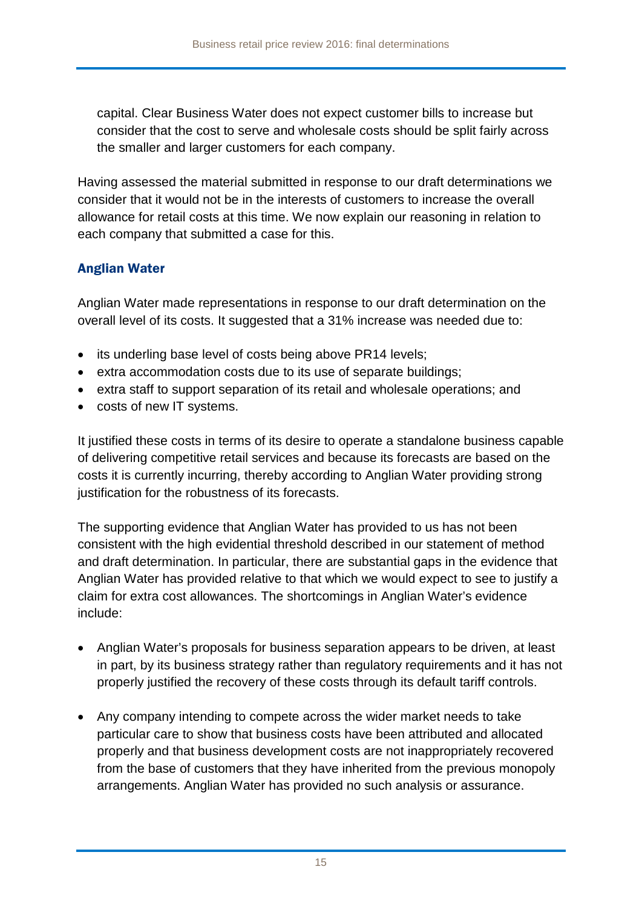capital. Clear Business Water does not expect customer bills to increase but consider that the cost to serve and wholesale costs should be split fairly across the smaller and larger customers for each company.

Having assessed the material submitted in response to our draft determinations we consider that it would not be in the interests of customers to increase the overall allowance for retail costs at this time. We now explain our reasoning in relation to each company that submitted a case for this.

### Anglian Water

Anglian Water made representations in response to our draft determination on the overall level of its costs. It suggested that a 31% increase was needed due to:

- its underling base level of costs being above PR14 levels;
- extra accommodation costs due to its use of separate buildings;
- extra staff to support separation of its retail and wholesale operations; and
- costs of new IT systems.

It justified these costs in terms of its desire to operate a standalone business capable of delivering competitive retail services and because its forecasts are based on the costs it is currently incurring, thereby according to Anglian Water providing strong justification for the robustness of its forecasts.

The supporting evidence that Anglian Water has provided to us has not been consistent with the high evidential threshold described in our statement of method and draft determination. In particular, there are substantial gaps in the evidence that Anglian Water has provided relative to that which we would expect to see to justify a claim for extra cost allowances. The shortcomings in Anglian Water's evidence include:

- Anglian Water's proposals for business separation appears to be driven, at least in part, by its business strategy rather than regulatory requirements and it has not properly justified the recovery of these costs through its default tariff controls.

- Any company intending to compete across the wider market needs to take particular care to show that business costs have been attributed and allocated properly and that business development costs are not inappropriately recovered from the base of customers that they have inherited from the previous monopoly arrangements. Anglian Water has provided no such analysis or assurance.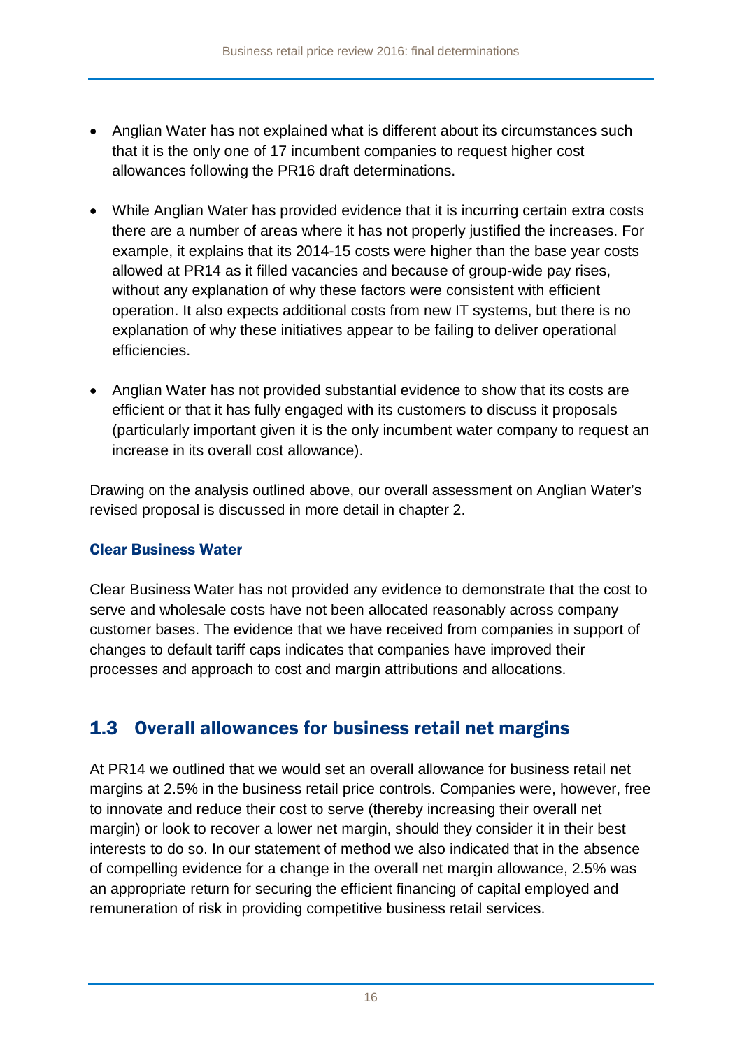- Anglian Water has not explained what is different about its circumstances such that it is the only one of 17 incumbent companies to request higher cost allowances following the PR16 draft determinations.

- While Anglian Water has provided evidence that it is incurring certain extra costs there are a number of areas where it has not properly justified the increases. For example, it explains that its 2014-15 costs were higher than the base year costs allowed at PR14 as it filled vacancies and because of group-wide pay rises, without any explanation of why these factors were consistent with efficient operation. It also expects additional costs from new IT systems, but there is no explanation of why these initiatives appear to be failing to deliver operational efficiencies.

- Anglian Water has not provided substantial evidence to show that its costs are efficient or that it has fully engaged with its customers to discuss it proposals (particularly important given it is the only incumbent water company to request an increase in its overall cost allowance).

Drawing on the analysis outlined above, our overall assessment on Anglian Water's revised proposal is discussed in more detail in chapter 2.

#### Clear Business Water

Clear Business Water has not provided any evidence to demonstrate that the cost to serve and wholesale costs have not been allocated reasonably across company customer bases. The evidence that we have received from companies in support of changes to default tariff caps indicates that companies have improved their processes and approach to cost and margin attributions and allocations.

## 1.3 Overall allowances for business retail net margins

At PR14 we outlined that we would set an overall allowance for business retail net margins at 2.5% in the business retail price controls. Companies were, however, free to innovate and reduce their cost to serve (thereby increasing their overall net margin) or look to recover a lower net margin, should they consider it in their best interests to do so. In our statement of method we also indicated that in the absence of compelling evidence for a change in the overall net margin allowance, 2.5% was an appropriate return for securing the efficient financing of capital employed and remuneration of risk in providing competitive business retail services.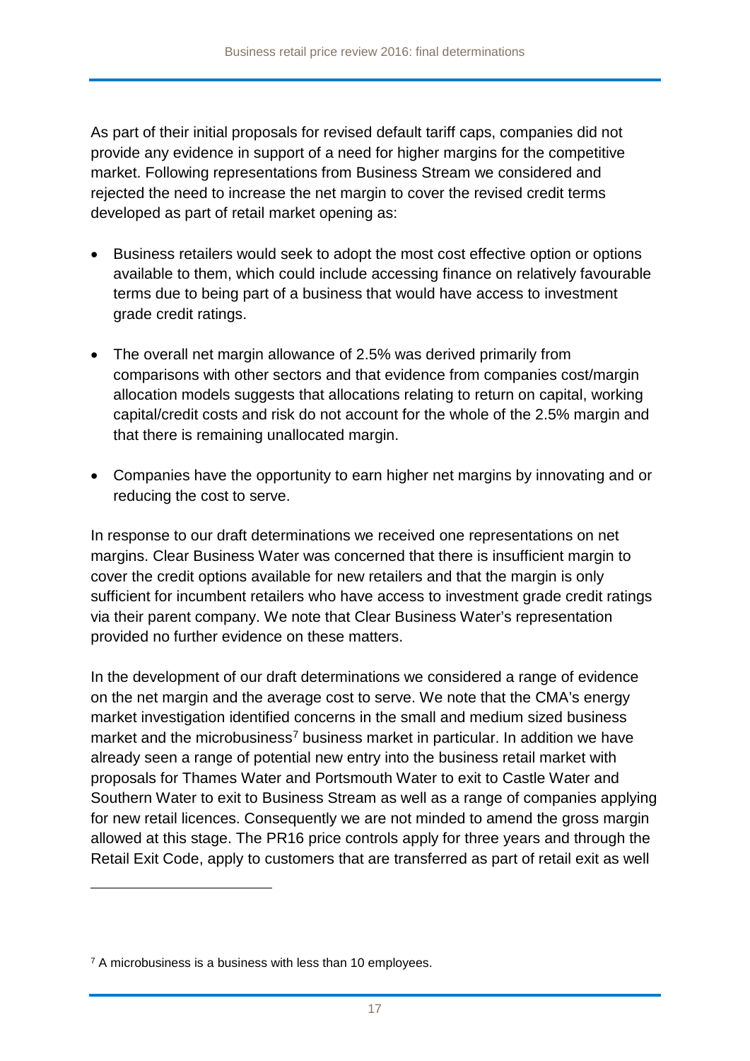As part of their initial proposals for revised default tariff caps, companies did not provide any evidence in support of a need for higher margins for the competitive market. Following representations from Business Stream we considered and rejected the need to increase the net margin to cover the revised credit terms developed as part of retail market opening as:

- Business retailers would seek to adopt the most cost effective option or options available to them, which could include accessing finance on relatively favourable terms due to being part of a business that would have access to investment grade credit ratings.
- The overall net margin allowance of 2.5% was derived primarily from comparisons with other sectors and that evidence from companies cost/margin allocation models suggests that allocations relating to return on capital, working capital/credit costs and risk do not account for the whole of the 2.5% margin and that there is remaining unallocated margin.
- Companies have the opportunity to earn higher net margins by innovating and or reducing the cost to serve.

In response to our draft determinations we received one representations on net margins. Clear Business Water was concerned that there is insufficient margin to cover the credit options available for new retailers and that the margin is only sufficient for incumbent retailers who have access to investment grade credit ratings via their parent company. We note that Clear Business Water's representation provided no further evidence on these matters.

In the development of our draft determinations we considered a range of evidence on the net margin and the average cost to serve. We note that the CMA's energy market investigation identified concerns in the small and medium sized business market and the microbusiness[7] business market in particular. In addition we have already seen a range of potential new entry into the business retail market with proposals for Thames Water and Portsmouth Water to exit to Castle Water and Southern Water to exit to Business Stream as well as a range of companies applying for new retail licences. Consequently we are not minded to amend the gross margin allowed at this stage. The PR16 price controls apply for three years and through the Retail Exit Code, apply to customers that are transferred as part of retail exit as well

[7] A microbusiness is a business with less than 10 employees.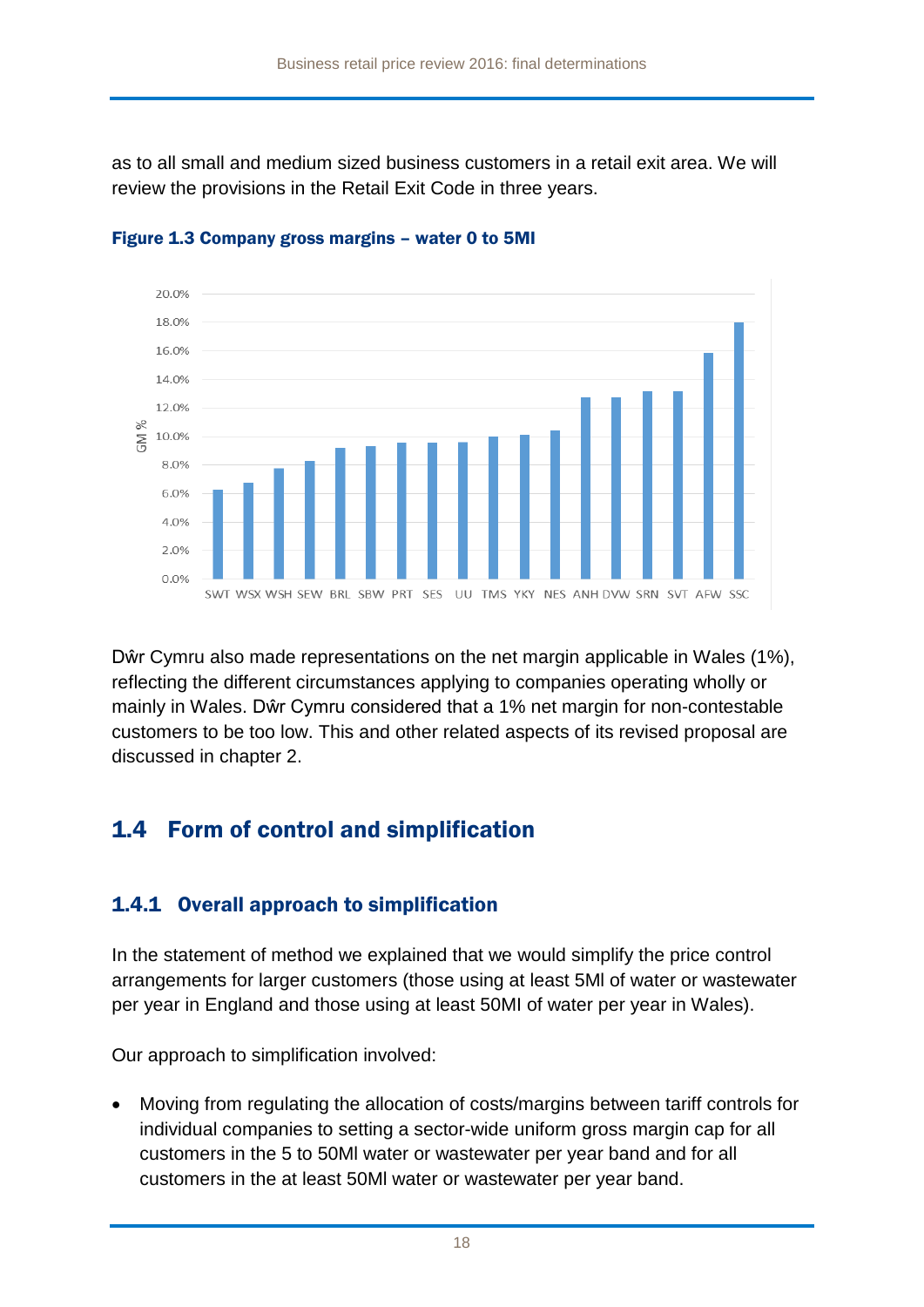as to all small and medium sized business customers in a retail exit area. We will review the provisions in the Retail Exit Code in three years.

**Figure 1.3 Company gross margins – water 0 to 5Ml**

Dŵr Cymru also made representations on the net margin applicable in Wales (1%), reflecting the different circumstances applying to companies operating wholly or mainly in Wales. Dŵr Cymru considered that a 1% net margin for non-contestable customers to be too low. This and other related aspects of its revised proposal are discussed in chapter 2.

## 1.4 Form of control and simplification

### 1.4.1 Overall approach to simplification

In the statement of method we explained that we would simplify the price control arrangements for larger customers (those using at least 5Ml of water or wastewater per year in England and those using at least 50Ml of water per year in Wales).

Our approach to simplification involved:

- Moving from regulating the allocation of costs/margins between tariff controls for individual companies to setting a sector-wide uniform gross margin cap for all customers in the 5 to 50Ml water or wastewater per year band and for all customers in the at least 50Ml water or wastewater per year band.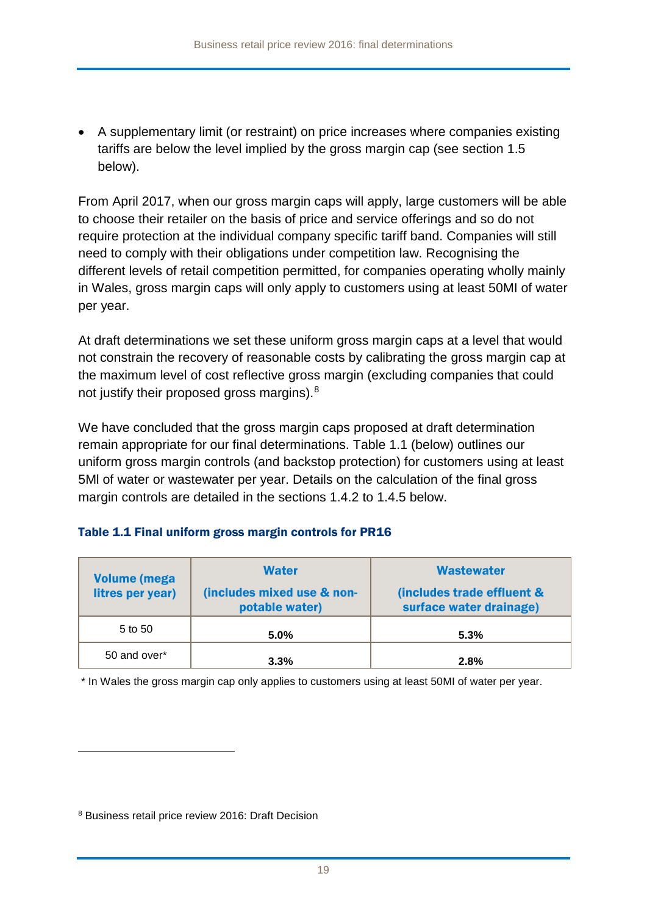- A supplementary limit (or restraint) on price increases where companies existing tariffs are below the level implied by the gross margin cap (see section 1.5 below).

From April 2017, when our gross margin caps will apply, large customers will be able to choose their retailer on the basis of price and service offerings and so do not require protection at the individual company specific tariff band. Companies will still need to comply with their obligations under competition law. Recognising the different levels of retail competition permitted, for companies operating wholly mainly in Wales, gross margin caps will only apply to customers using at least 50Ml of water per year.

At draft determinations we set these uniform gross margin caps at a level that would not constrain the recovery of reasonable costs by calibrating the gross margin cap at the maximum level of cost reflective gross margin (excluding companies that could not justify their proposed gross margins).[8]

We have concluded that the gross margin caps proposed at draft determination remain appropriate for our final determinations. Table 1.1 (below) outlines our uniform gross margin controls (and backstop protection) for customers using at least 5Ml of water or wastewater per year. Details on the calculation of the final gross margin controls are detailed in the sections 1.4.2 to 1.4.5 below.

**Table 1.1 Final uniform gross margin controls for PR16**

| Volume (mega litres per year) | Water (includes mixed use & non-potable water) | Wastewater (includes trade effluent & surface water drainage) |
|---|---|---|
| 5 to 50 | **5.0%** | **5.3%** |
| 50 and over* | **3.3%** | **2.8%** |

\* In Wales the gross margin cap only applies to customers using at least 50Ml of water per year.

[8] Business retail price review 2016: Draft Decision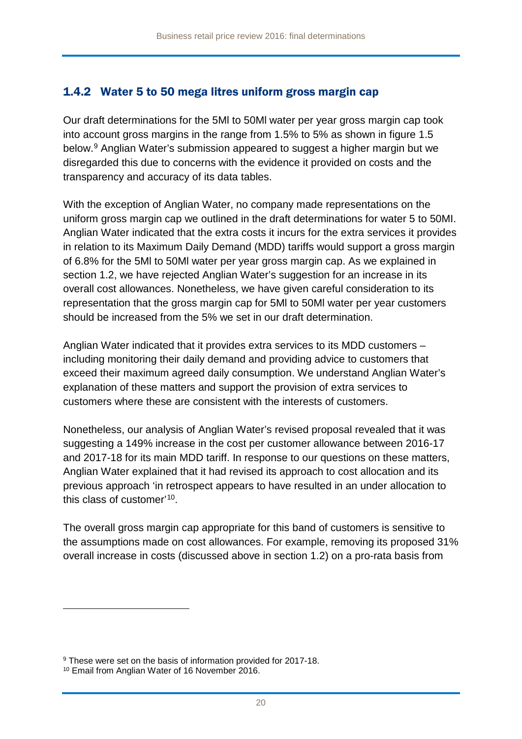### 1.4.2 Water 5 to 50 mega litres uniform gross margin cap

Our draft determinations for the 5Ml to 50Ml water per year gross margin cap took into account gross margins in the range from 1.5% to 5% as shown in figure 1.5 below.[9] Anglian Water's submission appeared to suggest a higher margin but we disregarded this due to concerns with the evidence it provided on costs and the transparency and accuracy of its data tables.

With the exception of Anglian Water, no company made representations on the uniform gross margin cap we outlined in the draft determinations for water 5 to 50Ml. Anglian Water indicated that the extra costs it incurs for the extra services it provides in relation to its Maximum Daily Demand (MDD) tariffs would support a gross margin of 6.8% for the 5Ml to 50Ml water per year gross margin cap. As we explained in section 1.2, we have rejected Anglian Water's suggestion for an increase in its overall cost allowances. Nonetheless, we have given careful consideration to its representation that the gross margin cap for 5Ml to 50Ml water per year customers should be increased from the 5% we set in our draft determination.

Anglian Water indicated that it provides extra services to its MDD customers – including monitoring their daily demand and providing advice to customers that exceed their maximum agreed daily consumption. We understand Anglian Water's explanation of these matters and support the provision of extra services to customers where these are consistent with the interests of customers.

Nonetheless, our analysis of Anglian Water's revised proposal revealed that it was suggesting a 149% increase in the cost per customer allowance between 2016-17 and 2017-18 for its main MDD tariff. In response to our questions on these matters, Anglian Water explained that it had revised its approach to cost allocation and its previous approach 'in retrospect appears to have resulted in an under allocation to this class of customer'[10].

The overall gross margin cap appropriate for this band of customers is sensitive to the assumptions made on cost allowances. For example, removing its proposed 31% overall increase in costs (discussed above in section 1.2) on a pro-rata basis from

[9] These were set on the basis of information provided for 2017-18.

[10] Email from Anglian Water of 16 November 2016.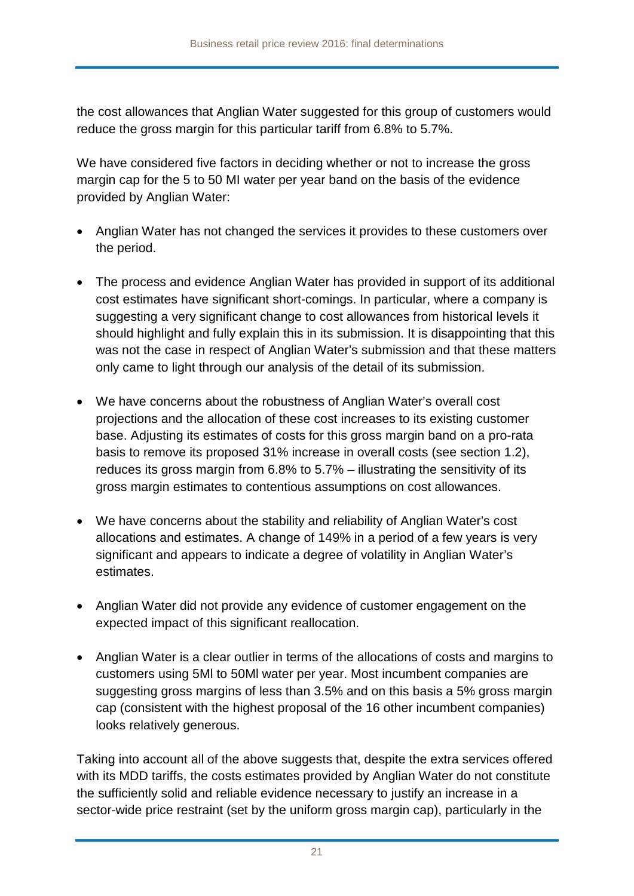the cost allowances that Anglian Water suggested for this group of customers would reduce the gross margin for this particular tariff from 6.8% to 5.7%.

We have considered five factors in deciding whether or not to increase the gross margin cap for the 5 to 50 Ml water per year band on the basis of the evidence provided by Anglian Water:

- Anglian Water has not changed the services it provides to these customers over the period.
- The process and evidence Anglian Water has provided in support of its additional cost estimates have significant short-comings. In particular, where a company is suggesting a very significant change to cost allowances from historical levels it should highlight and fully explain this in its submission. It is disappointing that this was not the case in respect of Anglian Water's submission and that these matters only came to light through our analysis of the detail of its submission.
- We have concerns about the robustness of Anglian Water's overall cost projections and the allocation of these cost increases to its existing customer base. Adjusting its estimates of costs for this gross margin band on a pro-rata basis to remove its proposed 31% increase in overall costs (see section 1.2), reduces its gross margin from 6.8% to 5.7% – illustrating the sensitivity of its gross margin estimates to contentious assumptions on cost allowances.
- We have concerns about the stability and reliability of Anglian Water's cost allocations and estimates. A change of 149% in a period of a few years is very significant and appears to indicate a degree of volatility in Anglian Water's estimates.
- Anglian Water did not provide any evidence of customer engagement on the expected impact of this significant reallocation.
- Anglian Water is a clear outlier in terms of the allocations of costs and margins to customers using 5Ml to 50Ml water per year. Most incumbent companies are suggesting gross margins of less than 3.5% and on this basis a 5% gross margin cap (consistent with the highest proposal of the 16 other incumbent companies) looks relatively generous.

Taking into account all of the above suggests that, despite the extra services offered with its MDD tariffs, the costs estimates provided by Anglian Water do not constitute the sufficiently solid and reliable evidence necessary to justify an increase in a sector-wide price restraint (set by the uniform gross margin cap), particularly in the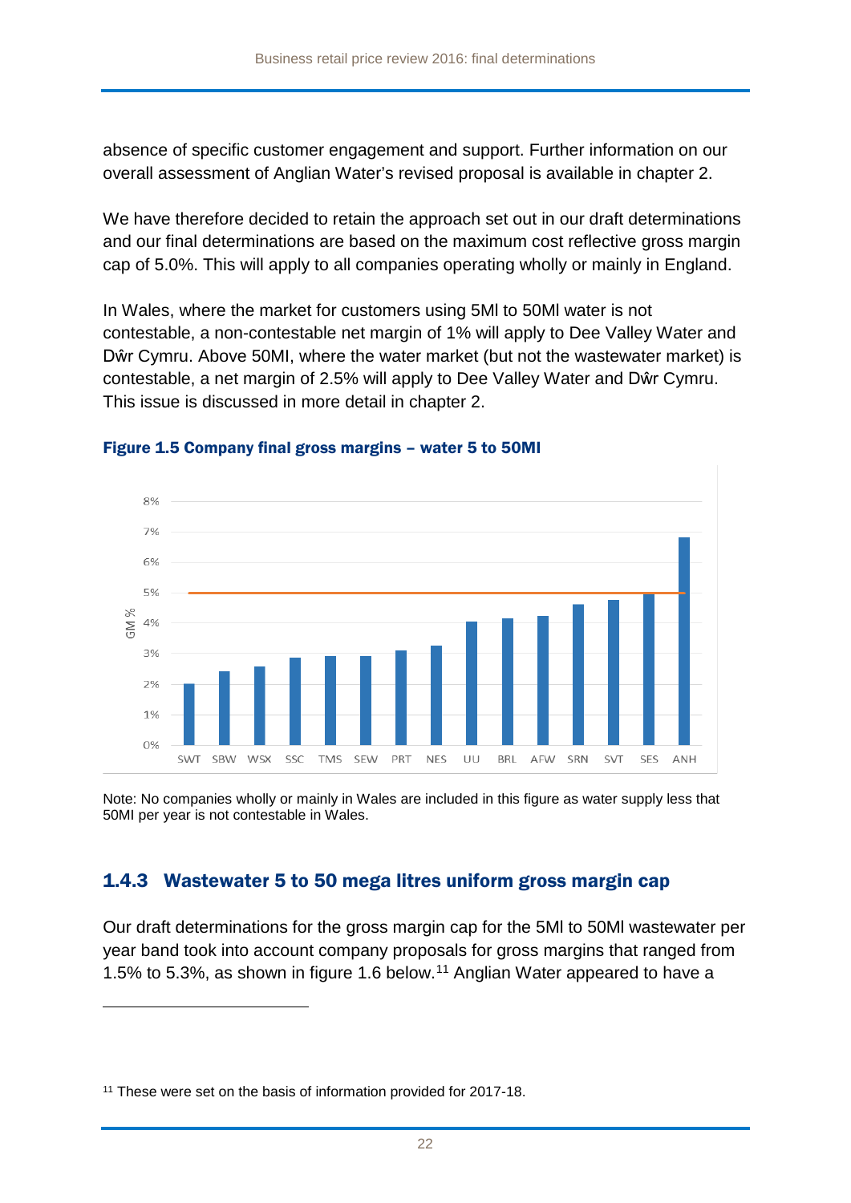absence of specific customer engagement and support. Further information on our overall assessment of Anglian Water's revised proposal is available in chapter 2.

We have therefore decided to retain the approach set out in our draft determinations and our final determinations are based on the maximum cost reflective gross margin cap of 5.0%. This will apply to all companies operating wholly or mainly in England.

In Wales, where the market for customers using 5Ml to 50Ml water is not contestable, a non-contestable net margin of 1% will apply to Dee Valley Water and Dŵr Cymru. Above 50MI, where the water market (but not the wastewater market) is contestable, a net margin of 2.5% will apply to Dee Valley Water and Dŵr Cymru. This issue is discussed in more detail in chapter 2.

**Figure 1.5 Company final gross margins – water 5 to 50Ml**

Note: No companies wholly or mainly in Wales are included in this figure as water supply less that 50Ml per year is not contestable in Wales.

### 1.4.3 Wastewater 5 to 50 mega litres uniform gross margin cap

Our draft determinations for the gross margin cap for the 5Ml to 50Ml wastewater per year band took into account company proposals for gross margins that ranged from 1.5% to 5.3%, as shown in figure 1.6 below.[11] Anglian Water appeared to have a

[11] These were set on the basis of information provided for 2017-18.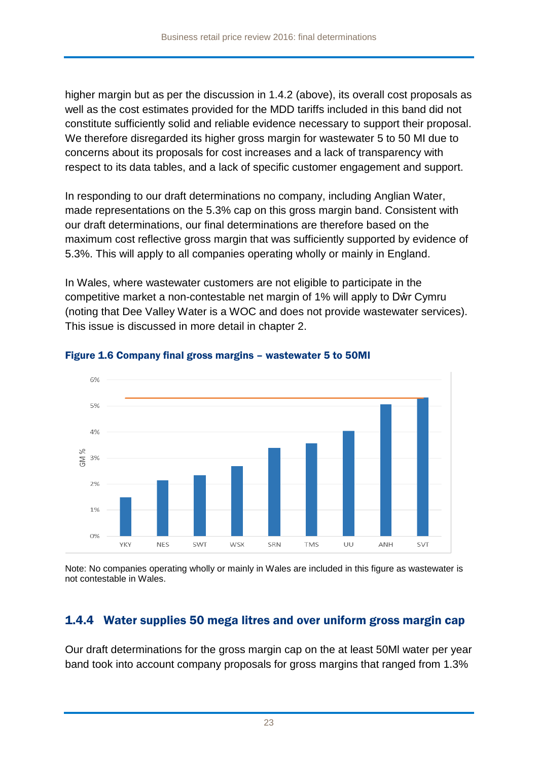higher margin but as per the discussion in 1.4.2 (above), its overall cost proposals as well as the cost estimates provided for the MDD tariffs included in this band did not constitute sufficiently solid and reliable evidence necessary to support their proposal. We therefore disregarded its higher gross margin for wastewater 5 to 50 Ml due to concerns about its proposals for cost increases and a lack of transparency with respect to its data tables, and a lack of specific customer engagement and support.

In responding to our draft determinations no company, including Anglian Water, made representations on the 5.3% cap on this gross margin band. Consistent with our draft determinations, our final determinations are therefore based on the maximum cost reflective gross margin that was sufficiently supported by evidence of 5.3%. This will apply to all companies operating wholly or mainly in England.

In Wales, where wastewater customers are not eligible to participate in the competitive market a non-contestable net margin of 1% will apply to Dŵr Cymru (noting that Dee Valley Water is a WOC and does not provide wastewater services). This issue is discussed in more detail in chapter 2.

**Figure 1.6 Company final gross margins – wastewater 5 to 50Ml**

Note: No companies operating wholly or mainly in Wales are included in this figure as wastewater is not contestable in Wales.

## 1.4.4 Water supplies 50 mega litres and over uniform gross margin cap

Our draft determinations for the gross margin cap on the at least 50Ml water per year band took into account company proposals for gross margins that ranged from 1.3%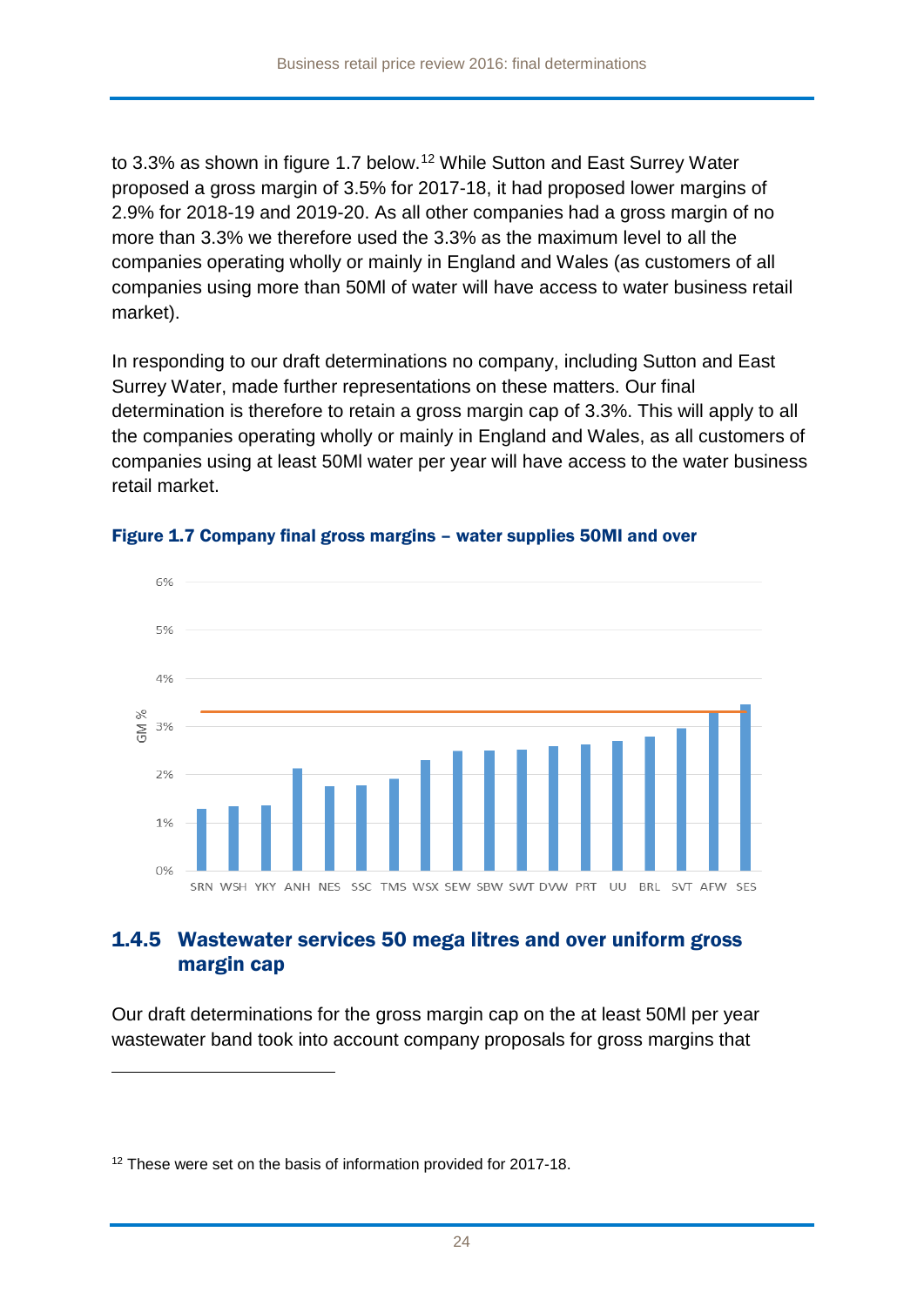to 3.3% as shown in figure 1.7 below.[12] While Sutton and East Surrey Water proposed a gross margin of 3.5% for 2017-18, it had proposed lower margins of 2.9% for 2018-19 and 2019-20. As all other companies had a gross margin of no more than 3.3% we therefore used the 3.3% as the maximum level to all the companies operating wholly or mainly in England and Wales (as customers of all companies using more than 50Ml of water will have access to water business retail market).

In responding to our draft determinations no company, including Sutton and East Surrey Water, made further representations on these matters. Our final determination is therefore to retain a gross margin cap of 3.3%. This will apply to all the companies operating wholly or mainly in England and Wales, as all customers of companies using at least 50Ml water per year will have access to the water business retail market.

**Figure 1.7 Company final gross margins – water supplies 50Ml and over**

### 1.4.5 Wastewater services 50 mega litres and over uniform gross margin cap

Our draft determinations for the gross margin cap on the at least 50Ml per year wastewater band took into account company proposals for gross margins that

[12] These were set on the basis of information provided for 2017-18.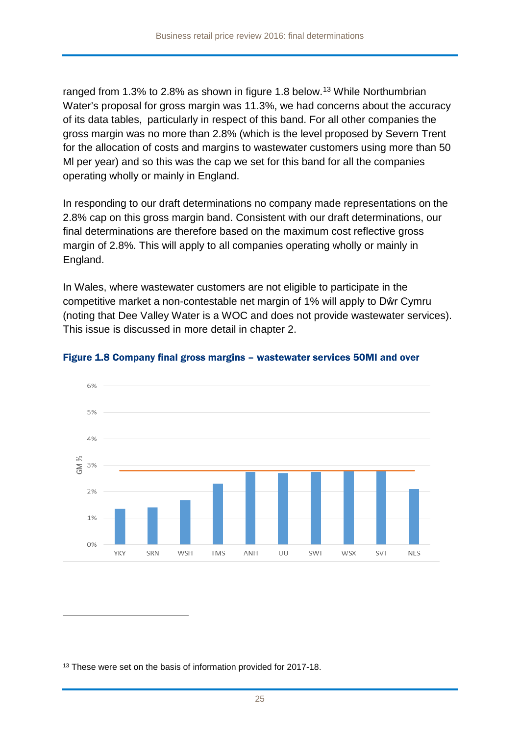ranged from 1.3% to 2.8% as shown in figure 1.8 below.[13] While Northumbrian Water's proposal for gross margin was 11.3%, we had concerns about the accuracy of its data tables, particularly in respect of this band. For all other companies the gross margin was no more than 2.8% (which is the level proposed by Severn Trent for the allocation of costs and margins to wastewater customers using more than 50 Ml per year) and so this was the cap we set for this band for all the companies operating wholly or mainly in England.

In responding to our draft determinations no company made representations on the 2.8% cap on this gross margin band. Consistent with our draft determinations, our final determinations are therefore based on the maximum cost reflective gross margin of 2.8%. This will apply to all companies operating wholly or mainly in England.

In Wales, where wastewater customers are not eligible to participate in the competitive market a non-contestable net margin of 1% will apply to Dŵr Cymru (noting that Dee Valley Water is a WOC and does not provide wastewater services). This issue is discussed in more detail in chapter 2.

**Figure 1.8 Company final gross margins – wastewater services 50Ml and over**

[13] These were set on the basis of information provided for 2017-18.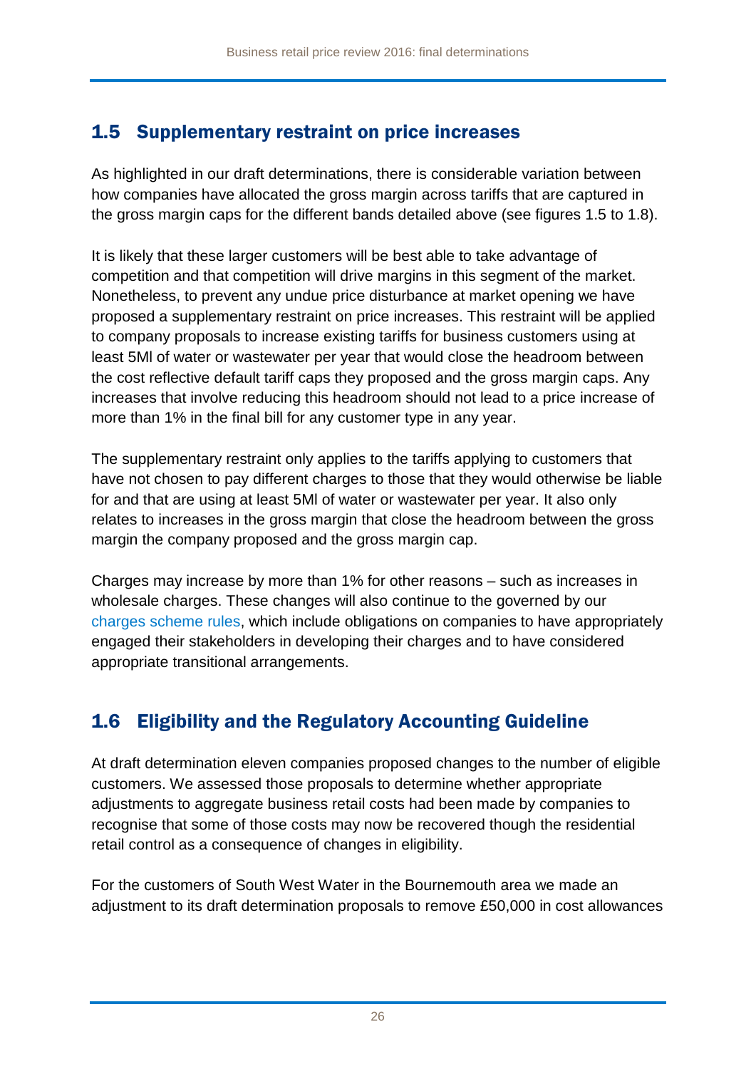## 1.5 Supplementary restraint on price increases

As highlighted in our draft determinations, there is considerable variation between how companies have allocated the gross margin across tariffs that are captured in the gross margin caps for the different bands detailed above (see figures 1.5 to 1.8).

It is likely that these larger customers will be best able to take advantage of competition and that competition will drive margins in this segment of the market. Nonetheless, to prevent any undue price disturbance at market opening we have proposed a supplementary restraint on price increases. This restraint will be applied to company proposals to increase existing tariffs for business customers using at least 5Ml of water or wastewater per year that would close the headroom between the cost reflective default tariff caps they proposed and the gross margin caps. Any increases that involve reducing this headroom should not lead to a price increase of more than 1% in the final bill for any customer type in any year.

The supplementary restraint only applies to the tariffs applying to customers that have not chosen to pay different charges to those that they would otherwise be liable for and that are using at least 5Ml of water or wastewater per year. It also only relates to increases in the gross margin that close the headroom between the gross margin the company proposed and the gross margin cap.

Charges may increase by more than 1% for other reasons – such as increases in wholesale charges. These changes will also continue to the governed by our charges scheme rules, which include obligations on companies to have appropriately engaged their stakeholders in developing their charges and to have considered appropriate transitional arrangements.

## 1.6 Eligibility and the Regulatory Accounting Guideline

At draft determination eleven companies proposed changes to the number of eligible customers. We assessed those proposals to determine whether appropriate adjustments to aggregate business retail costs had been made by companies to recognise that some of those costs may now be recovered though the residential retail control as a consequence of changes in eligibility.

For the customers of South West Water in the Bournemouth area we made an adjustment to its draft determination proposals to remove £50,000 in cost allowances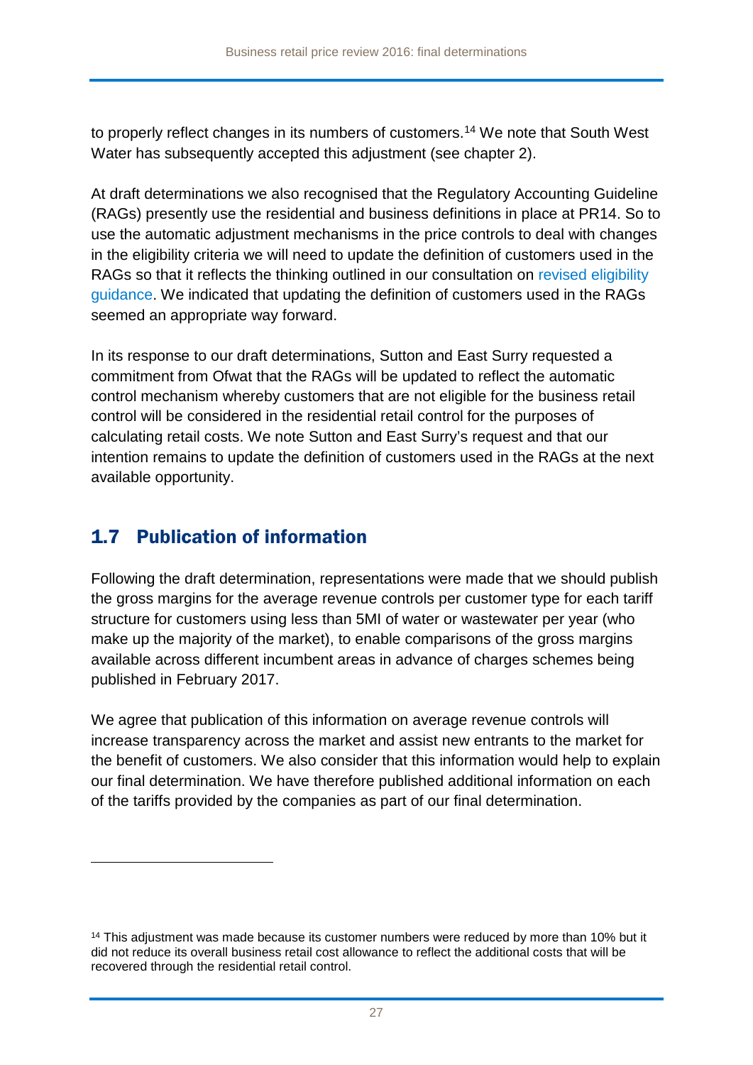to properly reflect changes in its numbers of customers.[14] We note that South West Water has subsequently accepted this adjustment (see chapter 2).

At draft determinations we also recognised that the Regulatory Accounting Guideline (RAGs) presently use the residential and business definitions in place at PR14. So to use the automatic adjustment mechanisms in the price controls to deal with changes in the eligibility criteria we will need to update the definition of customers used in the RAGs so that it reflects the thinking outlined in our consultation on revised eligibility guidance. We indicated that updating the definition of customers used in the RAGs seemed an appropriate way forward.

In its response to our draft determinations, Sutton and East Surry requested a commitment from Ofwat that the RAGs will be updated to reflect the automatic control mechanism whereby customers that are not eligible for the business retail control will be considered in the residential retail control for the purposes of calculating retail costs. We note Sutton and East Surry's request and that our intention remains to update the definition of customers used in the RAGs at the next available opportunity.

## 1.7 Publication of information

Following the draft determination, representations were made that we should publish the gross margins for the average revenue controls per customer type for each tariff structure for customers using less than 5Ml of water or wastewater per year (who make up the majority of the market), to enable comparisons of the gross margins available across different incumbent areas in advance of charges schemes being published in February 2017.

We agree that publication of this information on average revenue controls will increase transparency across the market and assist new entrants to the market for the benefit of customers. We also consider that this information would help to explain our final determination. We have therefore published additional information on each of the tariffs provided by the companies as part of our final determination.

---

[14] This adjustment was made because its customer numbers were reduced by more than 10% but it did not reduce its overall business retail cost allowance to reflect the additional costs that will be recovered through the residential retail control.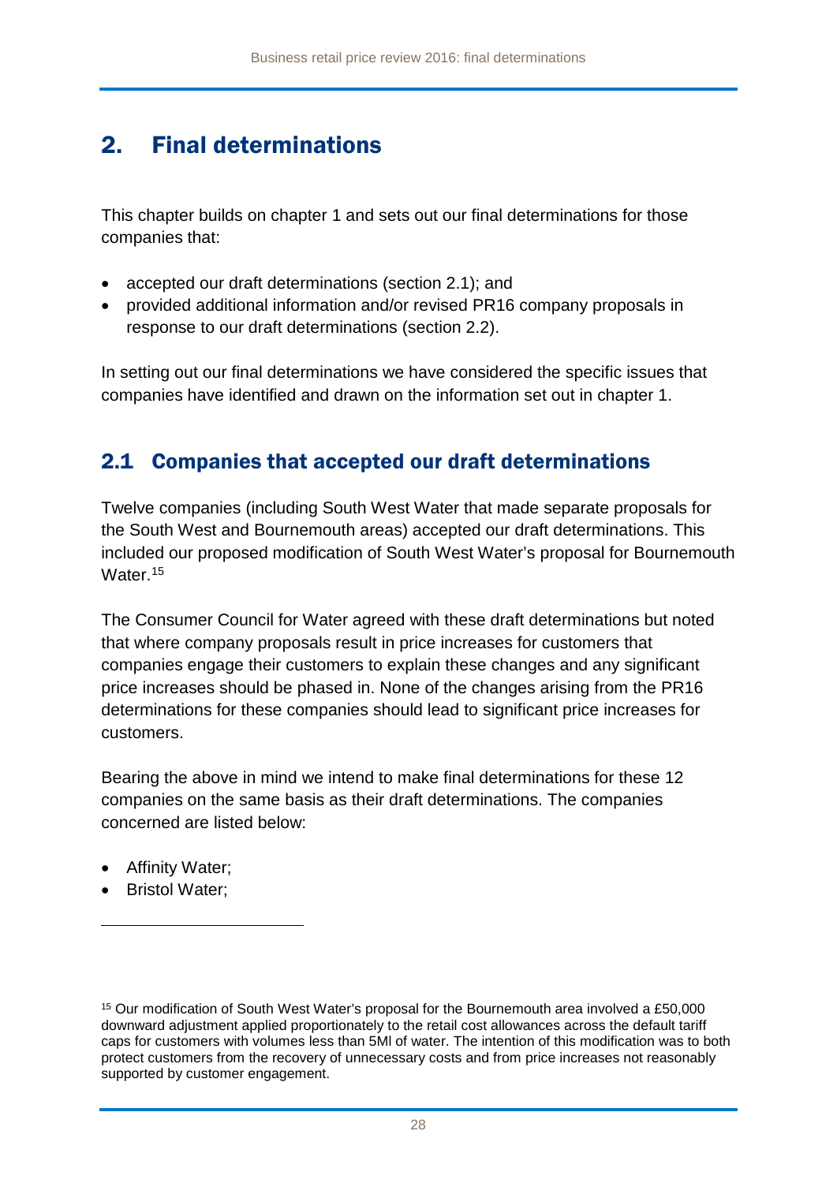# 2. Final determinations

This chapter builds on chapter 1 and sets out our final determinations for those companies that:

- accepted our draft determinations (section 2.1); and
- provided additional information and/or revised PR16 company proposals in response to our draft determinations (section 2.2).

In setting out our final determinations we have considered the specific issues that companies have identified and drawn on the information set out in chapter 1.

## 2.1 Companies that accepted our draft determinations

Twelve companies (including South West Water that made separate proposals for the South West and Bournemouth areas) accepted our draft determinations. This included our proposed modification of South West Water's proposal for Bournemouth Water.[15]

The Consumer Council for Water agreed with these draft determinations but noted that where company proposals result in price increases for customers that companies engage their customers to explain these changes and any significant price increases should be phased in. None of the changes arising from the PR16 determinations for these companies should lead to significant price increases for customers.

Bearing the above in mind we intend to make final determinations for these 12 companies on the same basis as their draft determinations. The companies concerned are listed below:

- Affinity Water;
- Bristol Water;

[15] Our modification of South West Water's proposal for the Bournemouth area involved a £50,000 downward adjustment applied proportionately to the retail cost allowances across the default tariff caps for customers with volumes less than 5Ml of water. The intention of this modification was to both protect customers from the recovery of unnecessary costs and from price increases not reasonably supported by customer engagement.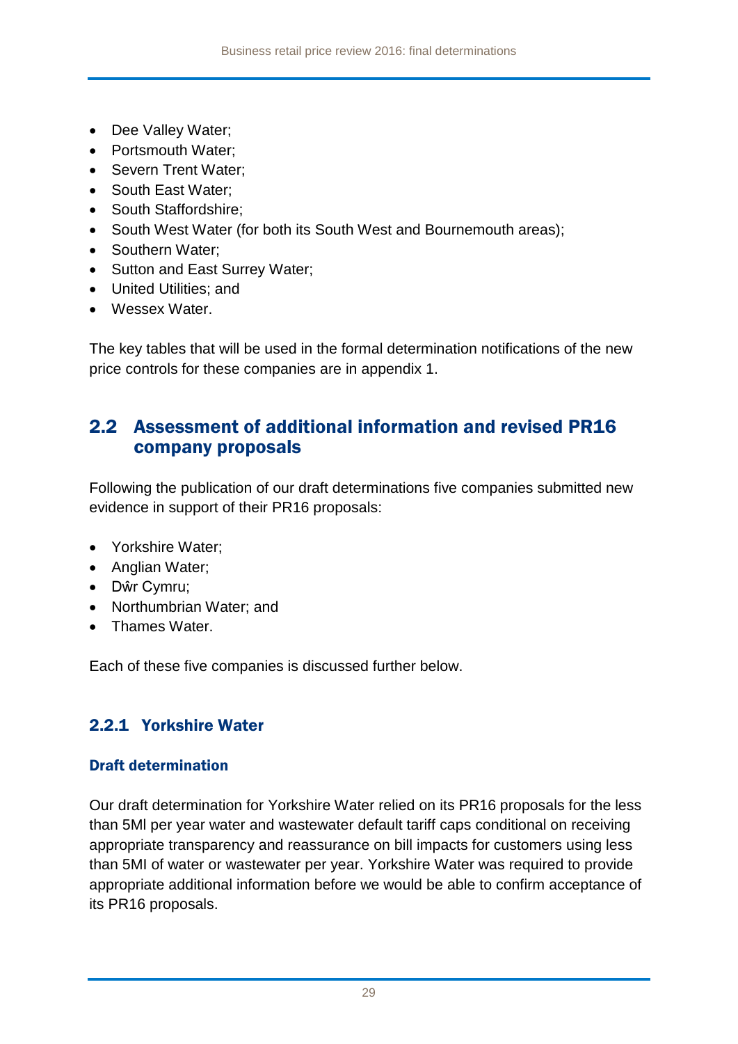- Dee Valley Water;
- Portsmouth Water;
- Severn Trent Water;
- South East Water;
- South Staffordshire;
- South West Water (for both its South West and Bournemouth areas);
- Southern Water;
- Sutton and East Surrey Water;
- United Utilities; and
- Wessex Water.

The key tables that will be used in the formal determination notifications of the new price controls for these companies are in appendix 1.

## 2.2 Assessment of additional information and revised PR16 company proposals

Following the publication of our draft determinations five companies submitted new evidence in support of their PR16 proposals:

- Yorkshire Water;
- Anglian Water;
- Dŵr Cymru;
- Northumbrian Water; and
- Thames Water.

Each of these five companies is discussed further below.

### 2.2.1 Yorkshire Water

#### Draft determination

Our draft determination for Yorkshire Water relied on its PR16 proposals for the less than 5Ml per year water and wastewater default tariff caps conditional on receiving appropriate transparency and reassurance on bill impacts for customers using less than 5Ml of water or wastewater per year. Yorkshire Water was required to provide appropriate additional information before we would be able to confirm acceptance of its PR16 proposals.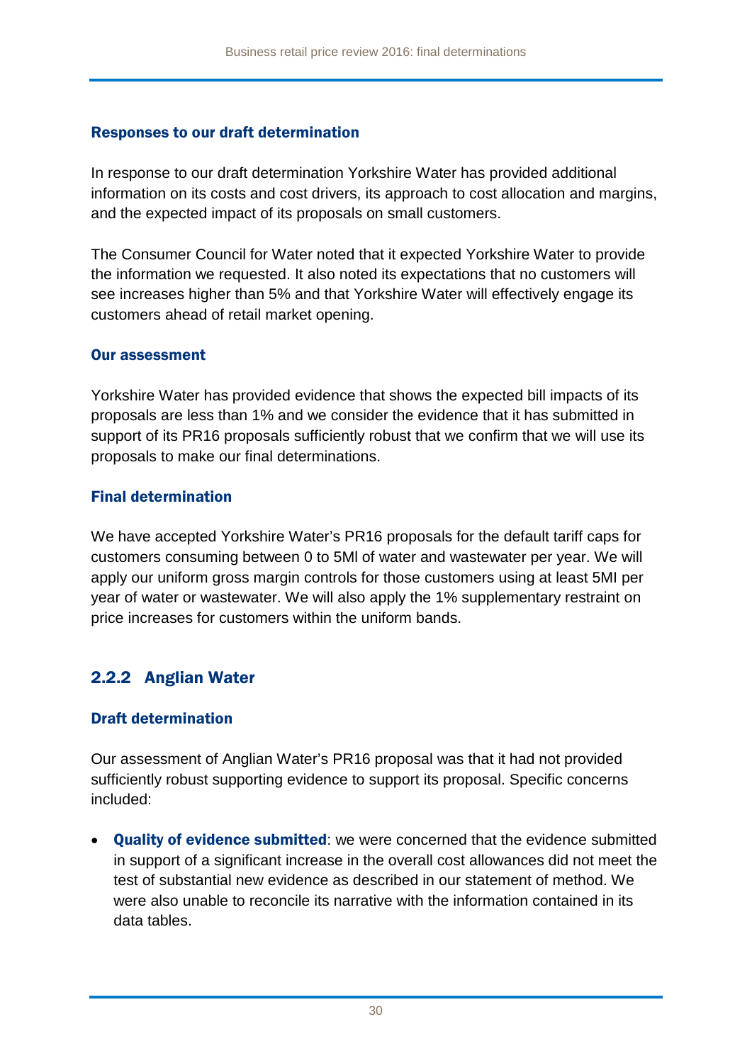#### Responses to our draft determination

In response to our draft determination Yorkshire Water has provided additional information on its costs and cost drivers, its approach to cost allocation and margins, and the expected impact of its proposals on small customers.

The Consumer Council for Water noted that it expected Yorkshire Water to provide the information we requested. It also noted its expectations that no customers will see increases higher than 5% and that Yorkshire Water will effectively engage its customers ahead of retail market opening.

#### Our assessment

Yorkshire Water has provided evidence that shows the expected bill impacts of its proposals are less than 1% and we consider the evidence that it has submitted in support of its PR16 proposals sufficiently robust that we confirm that we will use its proposals to make our final determinations.

#### Final determination

We have accepted Yorkshire Water's PR16 proposals for the default tariff caps for customers consuming between 0 to 5Ml of water and wastewater per year. We will apply our uniform gross margin controls for those customers using at least 5MI per year of water or wastewater. We will also apply the 1% supplementary restraint on price increases for customers within the uniform bands.

### 2.2.2 Anglian Water

#### Draft determination

Our assessment of Anglian Water's PR16 proposal was that it had not provided sufficiently robust supporting evidence to support its proposal. Specific concerns included:

- **Quality of evidence submitted**: we were concerned that the evidence submitted in support of a significant increase in the overall cost allowances did not meet the test of substantial new evidence as described in our statement of method. We were also unable to reconcile its narrative with the information contained in its data tables.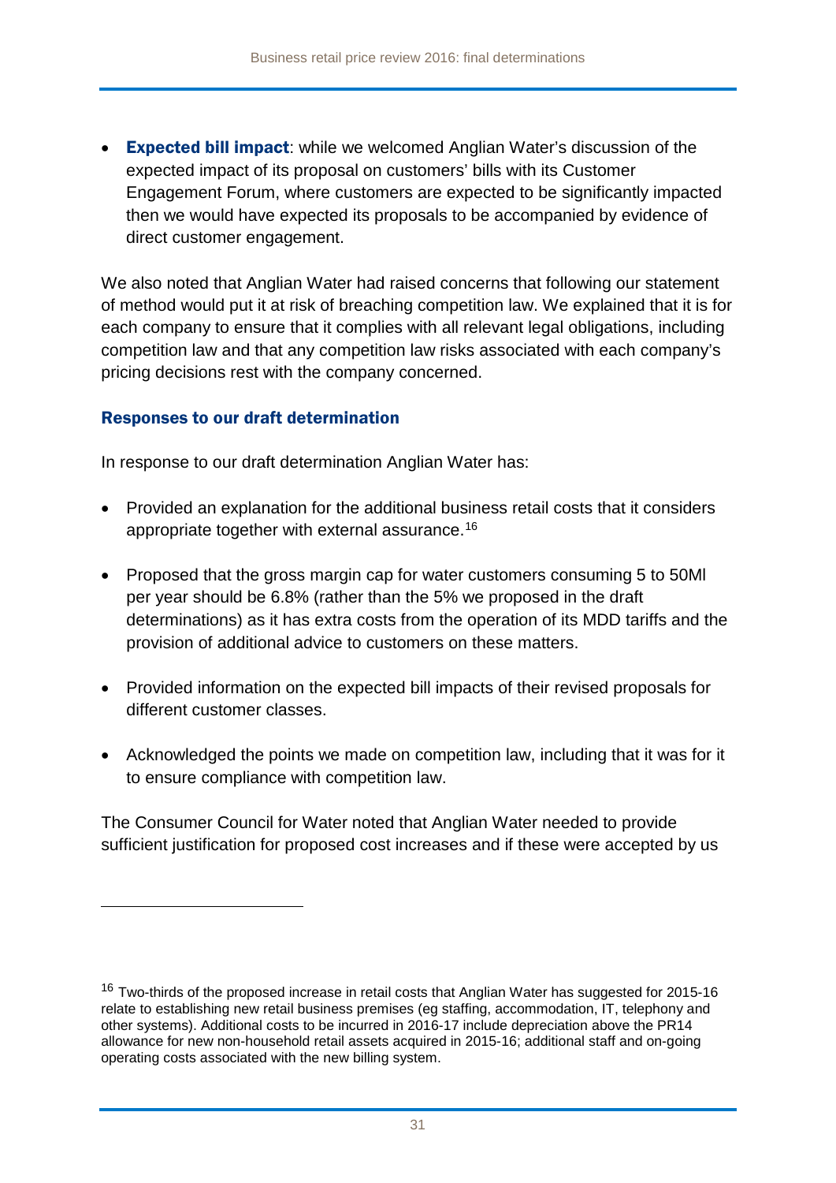- **Expected bill impact**: while we welcomed Anglian Water's discussion of the expected impact of its proposal on customers' bills with its Customer Engagement Forum, where customers are expected to be significantly impacted then we would have expected its proposals to be accompanied by evidence of direct customer engagement.

We also noted that Anglian Water had raised concerns that following our statement of method would put it at risk of breaching competition law. We explained that it is for each company to ensure that it complies with all relevant legal obligations, including competition law and that any competition law risks associated with each company's pricing decisions rest with the company concerned.

### Responses to our draft determination

In response to our draft determination Anglian Water has:

- Provided an explanation for the additional business retail costs that it considers appropriate together with external assurance.[16]

- Proposed that the gross margin cap for water customers consuming 5 to 50Ml per year should be 6.8% (rather than the 5% we proposed in the draft determinations) as it has extra costs from the operation of its MDD tariffs and the provision of additional advice to customers on these matters.

- Provided information on the expected bill impacts of their revised proposals for different customer classes.

- Acknowledged the points we made on competition law, including that it was for it to ensure compliance with competition law.

The Consumer Council for Water noted that Anglian Water needed to provide sufficient justification for proposed cost increases and if these were accepted by us

---

[16] Two-thirds of the proposed increase in retail costs that Anglian Water has suggested for 2015-16 relate to establishing new retail business premises (eg staffing, accommodation, IT, telephony and other systems). Additional costs to be incurred in 2016-17 include depreciation above the PR14 allowance for new non-household retail assets acquired in 2015-16; additional staff and on-going operating costs associated with the new billing system.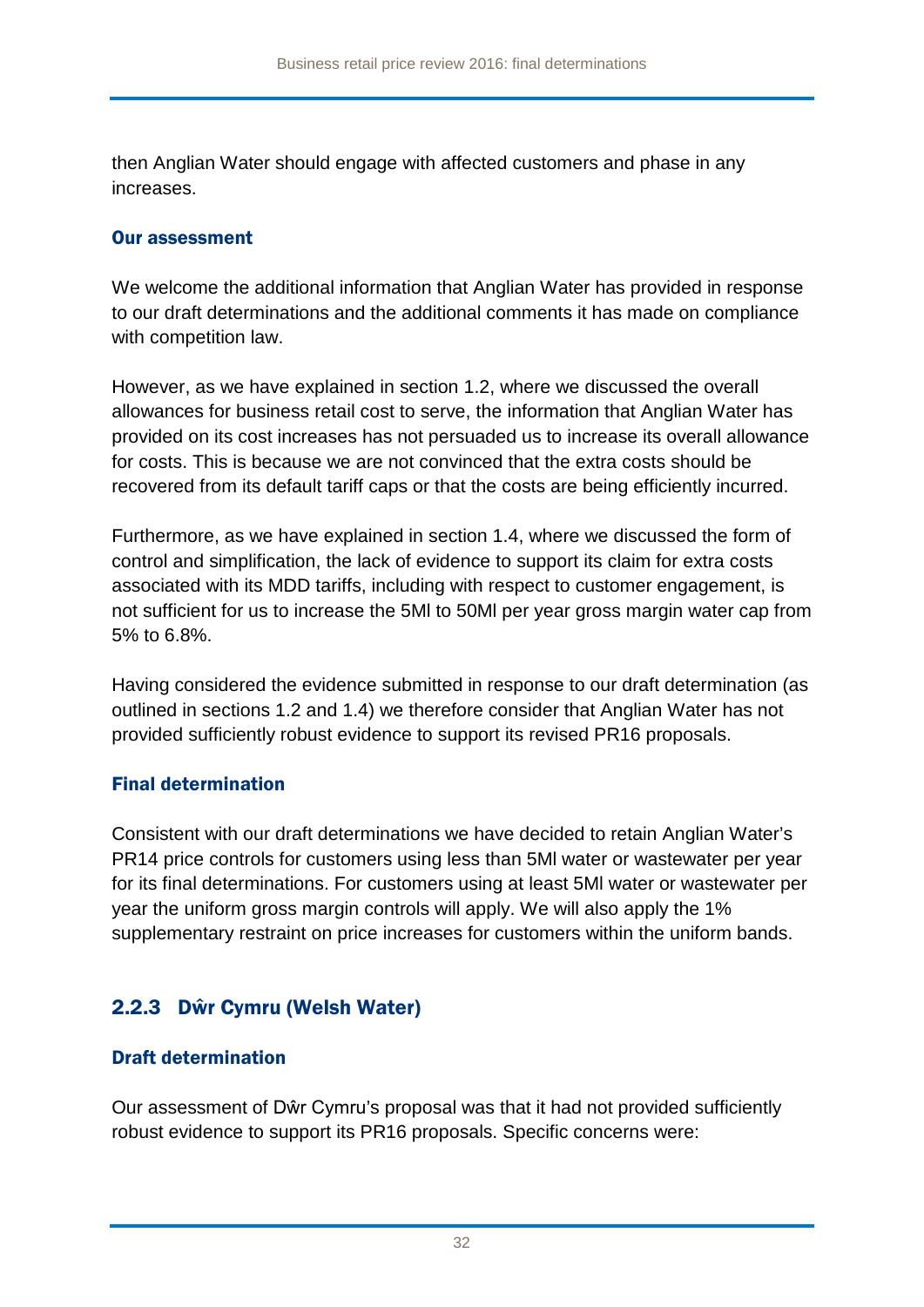then Anglian Water should engage with affected customers and phase in any increases.

#### Our assessment

We welcome the additional information that Anglian Water has provided in response to our draft determinations and the additional comments it has made on compliance with competition law.

However, as we have explained in section 1.2, where we discussed the overall allowances for business retail cost to serve, the information that Anglian Water has provided on its cost increases has not persuaded us to increase its overall allowance for costs. This is because we are not convinced that the extra costs should be recovered from its default tariff caps or that the costs are being efficiently incurred.

Furthermore, as we have explained in section 1.4, where we discussed the form of control and simplification, the lack of evidence to support its claim for extra costs associated with its MDD tariffs, including with respect to customer engagement, is not sufficient for us to increase the 5Ml to 50Ml per year gross margin water cap from 5% to 6.8%.

Having considered the evidence submitted in response to our draft determination (as outlined in sections 1.2 and 1.4) we therefore consider that Anglian Water has not provided sufficiently robust evidence to support its revised PR16 proposals.

#### Final determination

Consistent with our draft determinations we have decided to retain Anglian Water's PR14 price controls for customers using less than 5Ml water or wastewater per year for its final determinations. For customers using at least 5Ml water or wastewater per year the uniform gross margin controls will apply. We will also apply the 1% supplementary restraint on price increases for customers within the uniform bands.

### 2.2.3 Dŵr Cymru (Welsh Water)

#### Draft determination

Our assessment of Dŵr Cymru's proposal was that it had not provided sufficiently robust evidence to support its PR16 proposals. Specific concerns were: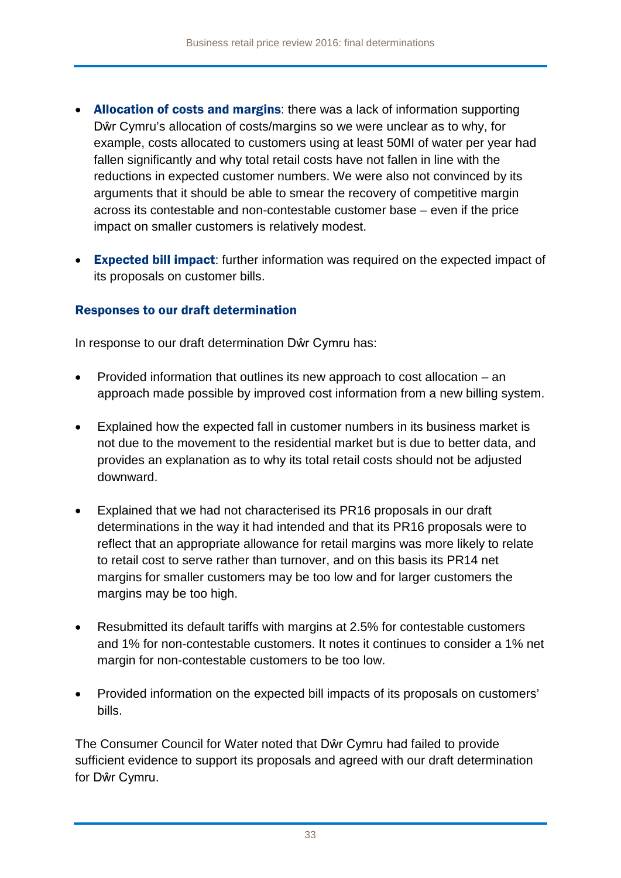- **Allocation of costs and margins**: there was a lack of information supporting Dŵr Cymru's allocation of costs/margins so we were unclear as to why, for example, costs allocated to customers using at least 50Ml of water per year had fallen significantly and why total retail costs have not fallen in line with the reductions in expected customer numbers. We were also not convinced by its arguments that it should be able to smear the recovery of competitive margin across its contestable and non-contestable customer base – even if the price impact on smaller customers is relatively modest.
- **Expected bill impact**: further information was required on the expected impact of its proposals on customer bills.

### Responses to our draft determination

In response to our draft determination Dŵr Cymru has:

- Provided information that outlines its new approach to cost allocation – an approach made possible by improved cost information from a new billing system.
- Explained how the expected fall in customer numbers in its business market is not due to the movement to the residential market but is due to better data, and provides an explanation as to why its total retail costs should not be adjusted downward.
- Explained that we had not characterised its PR16 proposals in our draft determinations in the way it had intended and that its PR16 proposals were to reflect that an appropriate allowance for retail margins was more likely to relate to retail cost to serve rather than turnover, and on this basis its PR14 net margins for smaller customers may be too low and for larger customers the margins may be too high.
- Resubmitted its default tariffs with margins at 2.5% for contestable customers and 1% for non-contestable customers. It notes it continues to consider a 1% net margin for non-contestable customers to be too low.
- Provided information on the expected bill impacts of its proposals on customers' bills.

The Consumer Council for Water noted that Dŵr Cymru had failed to provide sufficient evidence to support its proposals and agreed with our draft determination for Dŵr Cymru.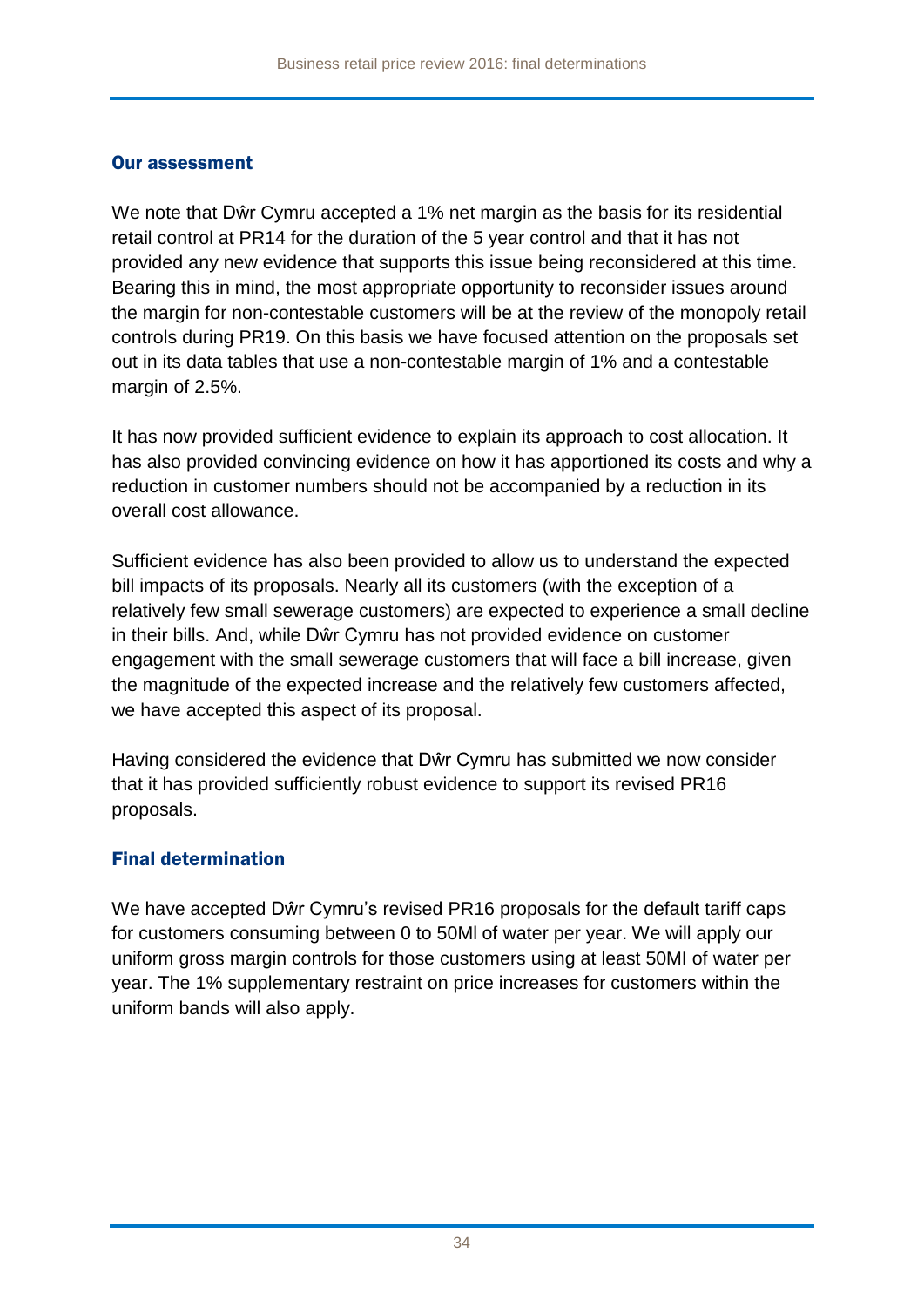### Our assessment

We note that Dŵr Cymru accepted a 1% net margin as the basis for its residential retail control at PR14 for the duration of the 5 year control and that it has not provided any new evidence that supports this issue being reconsidered at this time. Bearing this in mind, the most appropriate opportunity to reconsider issues around the margin for non-contestable customers will be at the review of the monopoly retail controls during PR19. On this basis we have focused attention on the proposals set out in its data tables that use a non-contestable margin of 1% and a contestable margin of 2.5%.

It has now provided sufficient evidence to explain its approach to cost allocation. It has also provided convincing evidence on how it has apportioned its costs and why a reduction in customer numbers should not be accompanied by a reduction in its overall cost allowance.

Sufficient evidence has also been provided to allow us to understand the expected bill impacts of its proposals. Nearly all its customers (with the exception of a relatively few small sewerage customers) are expected to experience a small decline in their bills. And, while Dŵr Cymru has not provided evidence on customer engagement with the small sewerage customers that will face a bill increase, given the magnitude of the expected increase and the relatively few customers affected, we have accepted this aspect of its proposal.

Having considered the evidence that Dŵr Cymru has submitted we now consider that it has provided sufficiently robust evidence to support its revised PR16 proposals.

### Final determination

We have accepted Dŵr Cymru's revised PR16 proposals for the default tariff caps for customers consuming between 0 to 50Ml of water per year. We will apply our uniform gross margin controls for those customers using at least 50MI of water per year. The 1% supplementary restraint on price increases for customers within the uniform bands will also apply.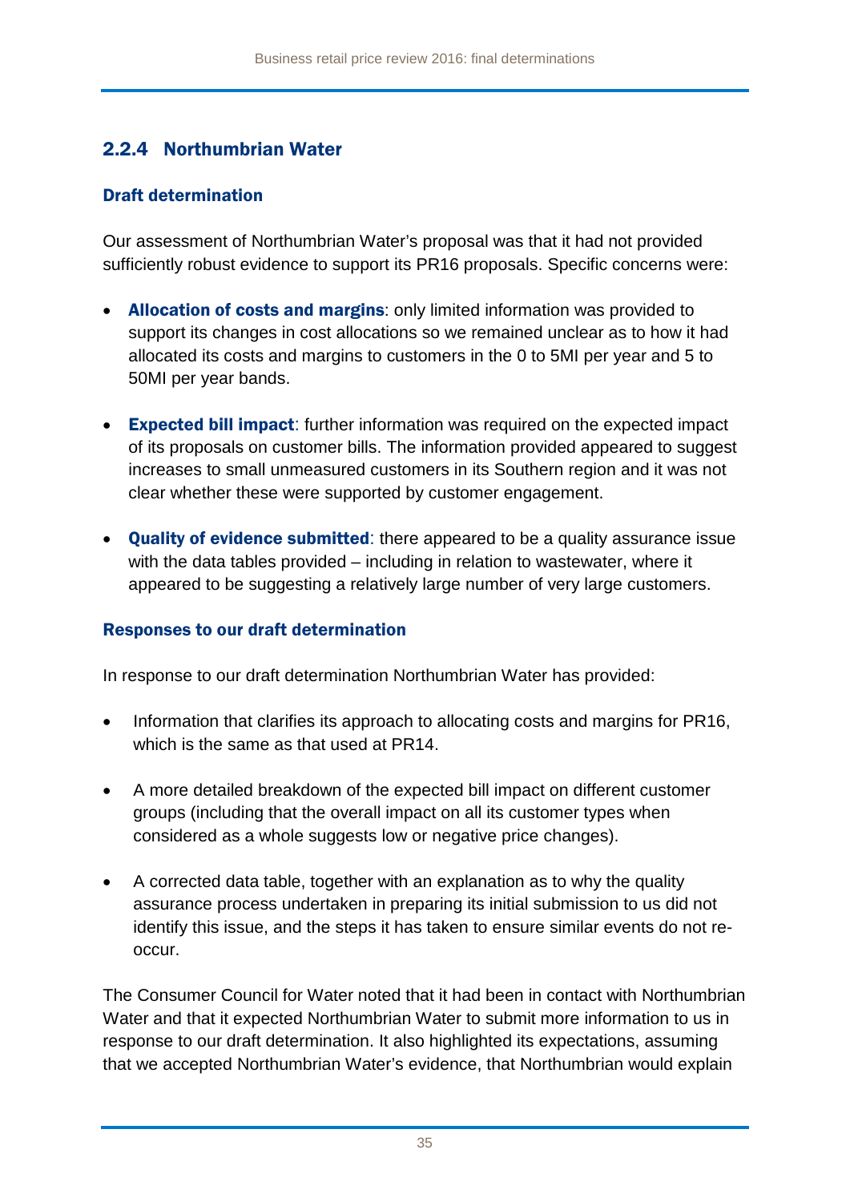### 2.2.4 Northumbrian Water

#### Draft determination

Our assessment of Northumbrian Water's proposal was that it had not provided sufficiently robust evidence to support its PR16 proposals. Specific concerns were:

- **Allocation of costs and margins**: only limited information was provided to support its changes in cost allocations so we remained unclear as to how it had allocated its costs and margins to customers in the 0 to 5Ml per year and 5 to 50Ml per year bands.
- **Expected bill impact**: further information was required on the expected impact of its proposals on customer bills. The information provided appeared to suggest increases to small unmeasured customers in its Southern region and it was not clear whether these were supported by customer engagement.
- **Quality of evidence submitted**: there appeared to be a quality assurance issue with the data tables provided – including in relation to wastewater, where it appeared to be suggesting a relatively large number of very large customers.

#### Responses to our draft determination

In response to our draft determination Northumbrian Water has provided:

- Information that clarifies its approach to allocating costs and margins for PR16, which is the same as that used at PR14.
- A more detailed breakdown of the expected bill impact on different customer groups (including that the overall impact on all its customer types when considered as a whole suggests low or negative price changes).
- A corrected data table, together with an explanation as to why the quality assurance process undertaken in preparing its initial submission to us did not identify this issue, and the steps it has taken to ensure similar events do not re-occur.

The Consumer Council for Water noted that it had been in contact with Northumbrian Water and that it expected Northumbrian Water to submit more information to us in response to our draft determination. It also highlighted its expectations, assuming that we accepted Northumbrian Water's evidence, that Northumbrian would explain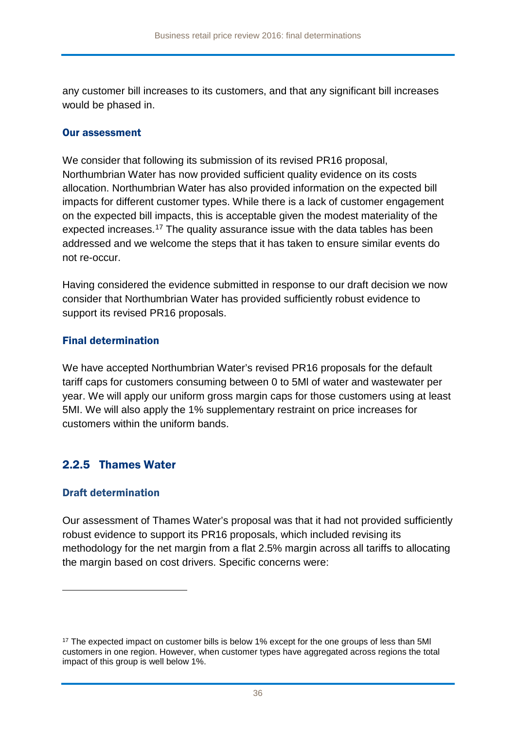any customer bill increases to its customers, and that any significant bill increases would be phased in.

#### Our assessment

We consider that following its submission of its revised PR16 proposal, Northumbrian Water has now provided sufficient quality evidence on its costs allocation. Northumbrian Water has also provided information on the expected bill impacts for different customer types. While there is a lack of customer engagement on the expected bill impacts, this is acceptable given the modest materiality of the expected increases.[17] The quality assurance issue with the data tables has been addressed and we welcome the steps that it has taken to ensure similar events do not re-occur.

Having considered the evidence submitted in response to our draft decision we now consider that Northumbrian Water has provided sufficiently robust evidence to support its revised PR16 proposals.

#### Final determination

We have accepted Northumbrian Water's revised PR16 proposals for the default tariff caps for customers consuming between 0 to 5Ml of water and wastewater per year. We will apply our uniform gross margin caps for those customers using at least 5Ml. We will also apply the 1% supplementary restraint on price increases for customers within the uniform bands.

### 2.2.5 Thames Water

#### Draft determination

Our assessment of Thames Water's proposal was that it had not provided sufficiently robust evidence to support its PR16 proposals, which included revising its methodology for the net margin from a flat 2.5% margin across all tariffs to allocating the margin based on cost drivers. Specific concerns were:

---

[17] The expected impact on customer bills is below 1% except for the one groups of less than 5Ml customers in one region. However, when customer types have aggregated across regions the total impact of this group is well below 1%.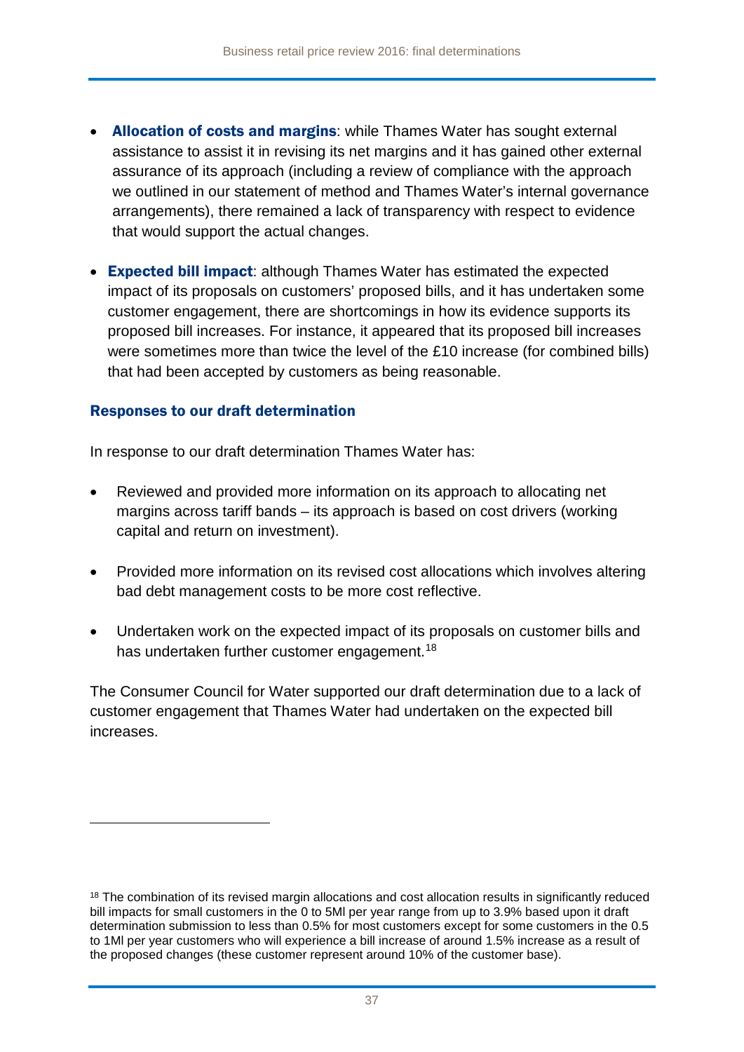- **Allocation of costs and margins**: while Thames Water has sought external assistance to assist it in revising its net margins and it has gained other external assurance of its approach (including a review of compliance with the approach we outlined in our statement of method and Thames Water's internal governance arrangements), there remained a lack of transparency with respect to evidence that would support the actual changes.
- **Expected bill impact**: although Thames Water has estimated the expected impact of its proposals on customers' proposed bills, and it has undertaken some customer engagement, there are shortcomings in how its evidence supports its proposed bill increases. For instance, it appeared that its proposed bill increases were sometimes more than twice the level of the £10 increase (for combined bills) that had been accepted by customers as being reasonable.

### Responses to our draft determination

In response to our draft determination Thames Water has:

- Reviewed and provided more information on its approach to allocating net margins across tariff bands – its approach is based on cost drivers (working capital and return on investment).
- Provided more information on its revised cost allocations which involves altering bad debt management costs to be more cost reflective.
- Undertaken work on the expected impact of its proposals on customer bills and has undertaken further customer engagement.[18]

The Consumer Council for Water supported our draft determination due to a lack of customer engagement that Thames Water had undertaken on the expected bill increases.

---

[18] The combination of its revised margin allocations and cost allocation results in significantly reduced bill impacts for small customers in the 0 to 5Ml per year range from up to 3.9% based upon it draft determination submission to less than 0.5% for most customers except for some customers in the 0.5 to 1Ml per year customers who will experience a bill increase of around 1.5% increase as a result of the proposed changes (these customer represent around 10% of the customer base).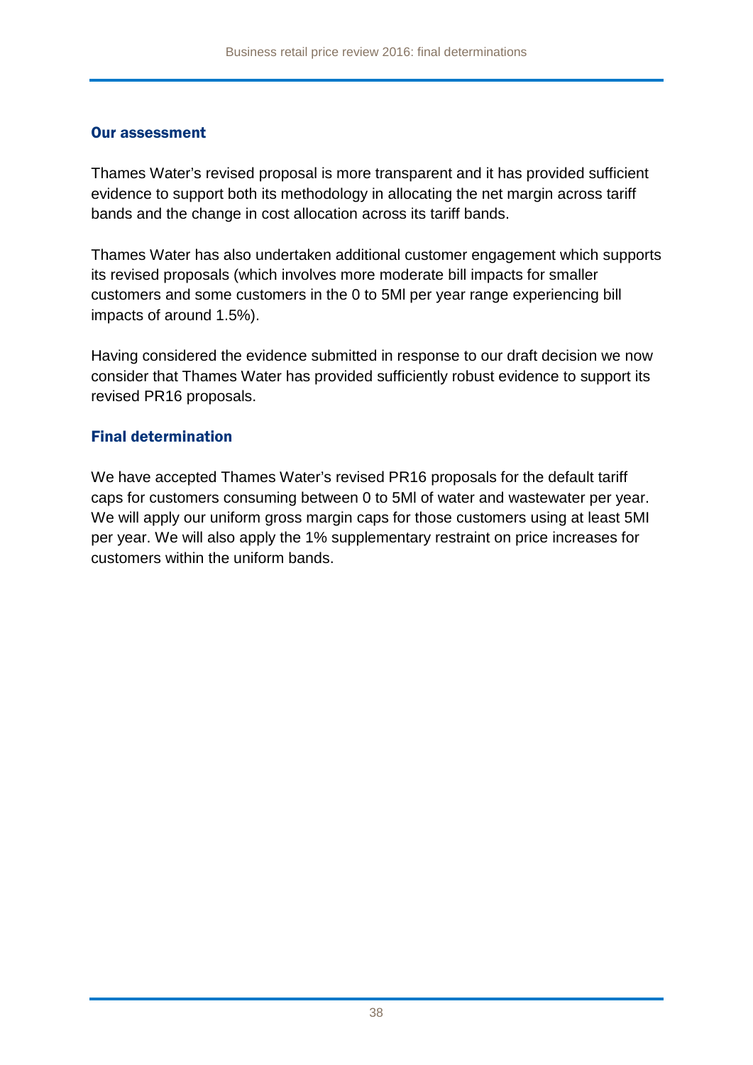### Our assessment

Thames Water's revised proposal is more transparent and it has provided sufficient evidence to support both its methodology in allocating the net margin across tariff bands and the change in cost allocation across its tariff bands.

Thames Water has also undertaken additional customer engagement which supports its revised proposals (which involves more moderate bill impacts for smaller customers and some customers in the 0 to 5Ml per year range experiencing bill impacts of around 1.5%).

Having considered the evidence submitted in response to our draft decision we now consider that Thames Water has provided sufficiently robust evidence to support its revised PR16 proposals.

### Final determination

We have accepted Thames Water's revised PR16 proposals for the default tariff caps for customers consuming between 0 to 5Ml of water and wastewater per year. We will apply our uniform gross margin caps for those customers using at least 5MI per year. We will also apply the 1% supplementary restraint on price increases for customers within the uniform bands.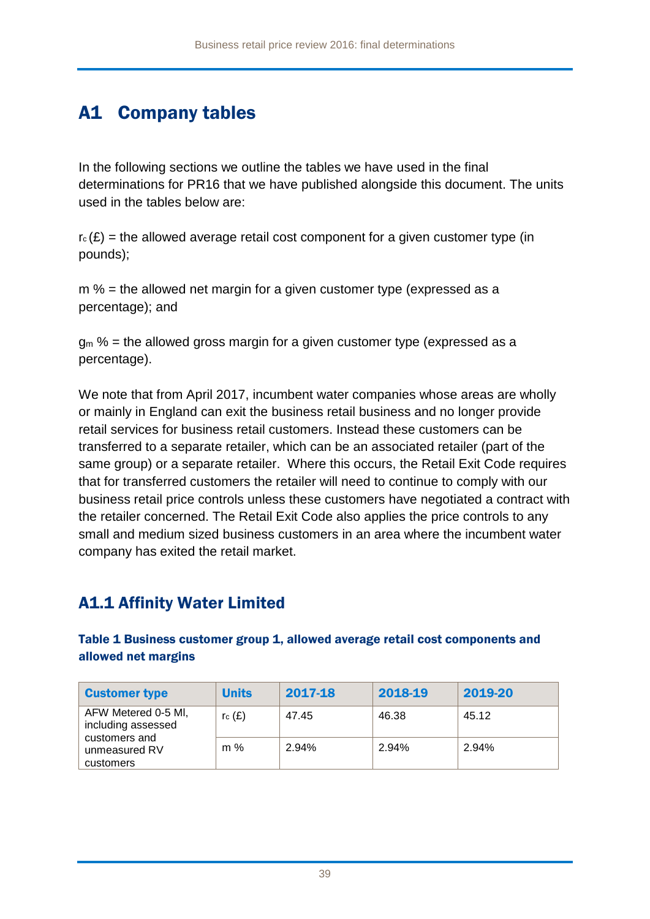# A1 Company tables

In the following sections we outline the tables we have used in the final determinations for PR16 that we have published alongside this document. The units used in the tables below are:

$r_c$ (£) = the allowed average retail cost component for a given customer type (in pounds);

m % = the allowed net margin for a given customer type (expressed as a percentage); and

$g_m$ % = the allowed gross margin for a given customer type (expressed as a percentage).

We note that from April 2017, incumbent water companies whose areas are wholly or mainly in England can exit the business retail business and no longer provide retail services for business retail customers. Instead these customers can be transferred to a separate retailer, which can be an associated retailer (part of the same group) or a separate retailer. Where this occurs, the Retail Exit Code requires that for transferred customers the retailer will need to continue to comply with our business retail price controls unless these customers have negotiated a contract with the retailer concerned. The Retail Exit Code also applies the price controls to any small and medium sized business customers in an area where the incumbent water company has exited the retail market.

## A1.1 Affinity Water Limited

### Table 1 Business customer group 1, allowed average retail cost components and allowed net margins

| Customer type | Units | 2017-18 | 2018-19 | 2019-20 |
|---|---|---|---|---|
| AFW Metered 0-5 Ml, including assessed customers and unmeasured RV customers | $r_c$ (£) | 47.45 | 46.38 | 45.12 |
| | m % | 2.94% | 2.94% | 2.94% |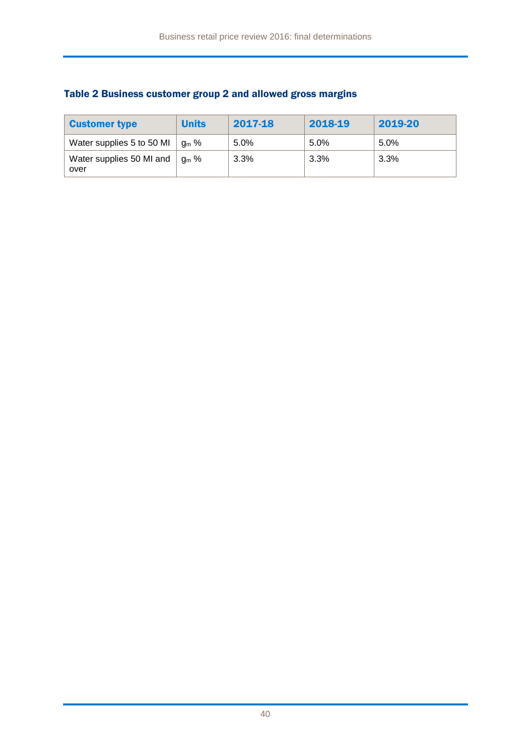### Table 2 Business customer group 2 and allowed gross margins

| Customer type | Units | 2017-18 | 2018-19 | 2019-20 |
|---|---|---|---|---|
| Water supplies 5 to 50 Ml | $g_m$ % | 5.0% | 5.0% | 5.0% |
| Water supplies 50 Ml and over | $g_m$ % | 3.3% | 3.3% | 3.3% |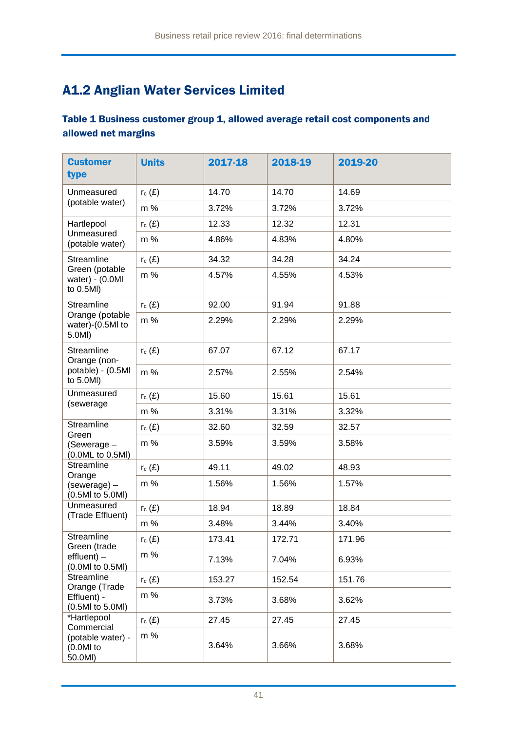## A1.2 Anglian Water Services Limited

### Table 1 Business customer group 1, allowed average retail cost components and allowed net margins

| Customer type | Units | 2017-18 | 2018-19 | 2019-20 |
|---|---|---|---|---|
| Unmeasured (potable water) | $r_c$ (£) | 14.70 | 14.70 | 14.69 |
| | m % | 3.72% | 3.72% | 3.72% |
| Hartlepool Unmeasured (potable water) | $r_c$ (£) | 12.33 | 12.32 | 12.31 |
| | m % | 4.86% | 4.83% | 4.80% |
| Streamline Green (potable water) - (0.0Ml to 0.5Ml) | $r_c$ (£) | 34.32 | 34.28 | 34.24 |
| | m % | 4.57% | 4.55% | 4.53% |
| Streamline Orange (potable water)-(0.5Ml to 5.0Ml) | $r_c$ (£) | 92.00 | 91.94 | 91.88 |
| | m % | 2.29% | 2.29% | 2.29% |
| Streamline Orange (non-potable) - (0.5Ml to 5.0Ml) | $r_c$ (£) | 67.07 | 67.12 | 67.17 |
| | m % | 2.57% | 2.55% | 2.54% |
| Unmeasured (sewerage | $r_c$ (£) | 15.60 | 15.61 | 15.61 |
| | m % | 3.31% | 3.31% | 3.32% |
| Streamline Green (Sewerage – (0.0ML to 0.5Ml) | $r_c$ (£) | 32.60 | 32.59 | 32.57 |
| | m % | 3.59% | 3.59% | 3.58% |
| Streamline Orange (sewerage) – (0.5Ml to 5.0Ml) | $r_c$ (£) | 49.11 | 49.02 | 48.93 |
| | m % | 1.56% | 1.56% | 1.57% |
| Unmeasured (Trade Effluent) | $r_c$ (£) | 18.94 | 18.89 | 18.84 |
| | m % | 3.48% | 3.44% | 3.40% |
| Streamline Green (trade effluent) – (0.0Ml to 0.5Ml) | $r_c$ (£) | 173.41 | 172.71 | 171.96 |
| | m % | 7.13% | 7.04% | 6.93% |
| Streamline Orange (Trade Effluent) - (0.5Ml to 5.0Ml) | $r_c$ (£) | 153.27 | 152.54 | 151.76 |
| | m % | 3.73% | 3.68% | 3.62% |
| *Hartlepool Commercial (potable water) - (0.0Ml to 50.0Ml) | $r_c$ (£) | 27.45 | 27.45 | 27.45 |
| | m % | 3.64% | 3.66% | 3.68% |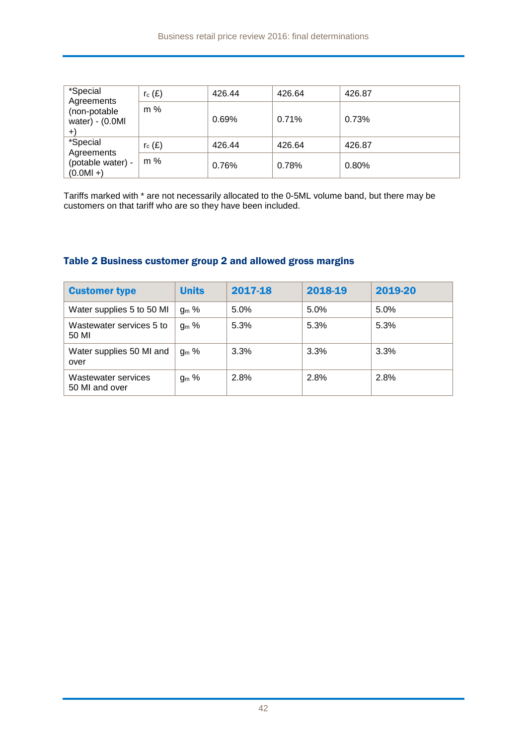| | | | | |
|---|---|---|---|---|
| *Special Agreements (non-potable water) - (0.0Ml +) | $r_c$ (£) | 426.44 | 426.64 | 426.87 |
| | m % | 0.69% | 0.71% | 0.73% |
| *Special Agreements (potable water) - (0.0Ml +) | $r_c$ (£) | 426.44 | 426.64 | 426.87 |
| | m % | 0.76% | 0.78% | 0.80% |

Tariffs marked with * are not necessarily allocated to the 0-5ML volume band, but there may be customers on that tariff who are so they have been included.

### Table 2 Business customer group 2 and allowed gross margins

| Customer type | Units | 2017-18 | 2018-19 | 2019-20 |
|---|---|---|---|---|
| Water supplies 5 to 50 Ml | $g_m$ % | 5.0% | 5.0% | 5.0% |
| Wastewater services 5 to 50 Ml | $g_m$ % | 5.3% | 5.3% | 5.3% |
| Water supplies 50 Ml and over | $g_m$ % | 3.3% | 3.3% | 3.3% |
| Wastewater services 50 Ml and over | $g_m$ % | 2.8% | 2.8% | 2.8% |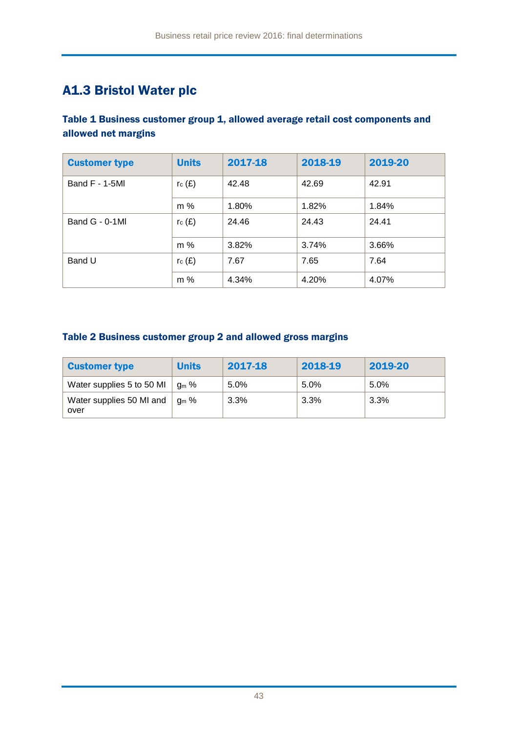## A1.3 Bristol Water plc

### Table 1 Business customer group 1, allowed average retail cost components and allowed net margins

| Customer type | Units | 2017-18 | 2018-19 | 2019-20 |
|---|---|---|---|---|
| Band F - 1-5Ml | $r_c$ (£) | 42.48 | 42.69 | 42.91 |
| | m % | 1.80% | 1.82% | 1.84% |
| Band G - 0-1Ml | $r_c$ (£) | 24.46 | 24.43 | 24.41 |
| | m % | 3.82% | 3.74% | 3.66% |
| Band U | $r_c$ (£) | 7.67 | 7.65 | 7.64 |
| | m % | 4.34% | 4.20% | 4.07% |

### Table 2 Business customer group 2 and allowed gross margins

| Customer type | Units | 2017-18 | 2018-19 | 2019-20 |
|---|---|---|---|---|
| Water supplies 5 to 50 Ml | $g_m$ % | 5.0% | 5.0% | 5.0% |
| Water supplies 50 Ml and over | $g_m$ % | 3.3% | 3.3% | 3.3% |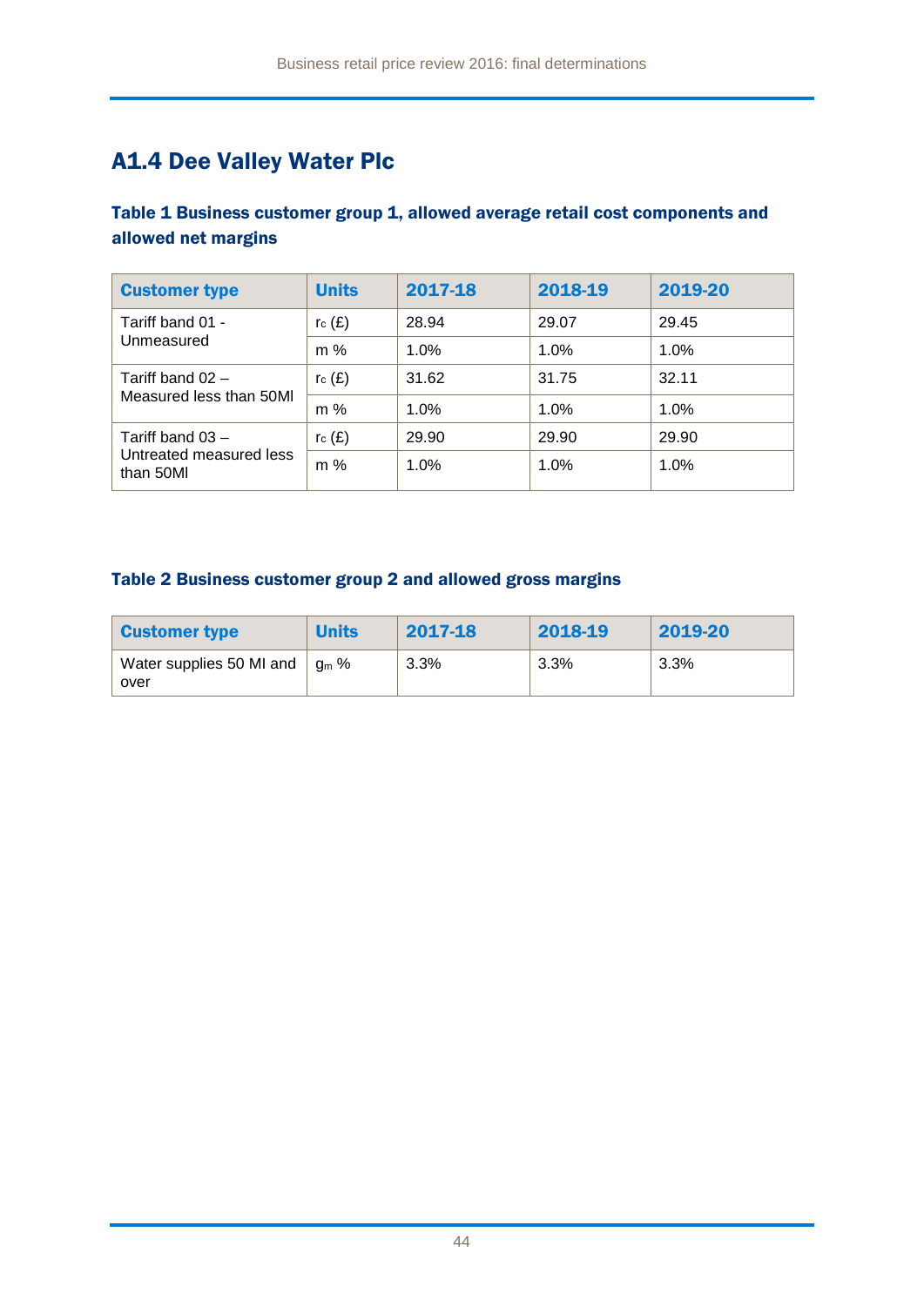## A1.4 Dee Valley Water Plc

### Table 1 Business customer group 1, allowed average retail cost components and allowed net margins

| Customer type | Units | 2017-18 | 2018-19 | 2019-20 |
|---|---|---|---|---|
| Tariff band 01 - Unmeasured | $r_c$ (£) | 28.94 | 29.07 | 29.45 |
| | m % | 1.0% | 1.0% | 1.0% |
| Tariff band 02 – Measured less than 50Ml | $r_c$ (£) | 31.62 | 31.75 | 32.11 |
| | m % | 1.0% | 1.0% | 1.0% |
| Tariff band 03 – Untreated measured less than 50Ml | $r_c$ (£) | 29.90 | 29.90 | 29.90 |
| | m % | 1.0% | 1.0% | 1.0% |

### Table 2 Business customer group 2 and allowed gross margins

| Customer type | Units | 2017-18 | 2018-19 | 2019-20 |
|---|---|---|---|---|
| Water supplies 50 Ml and over | $g_m$ % | 3.3% | 3.3% | 3.3% |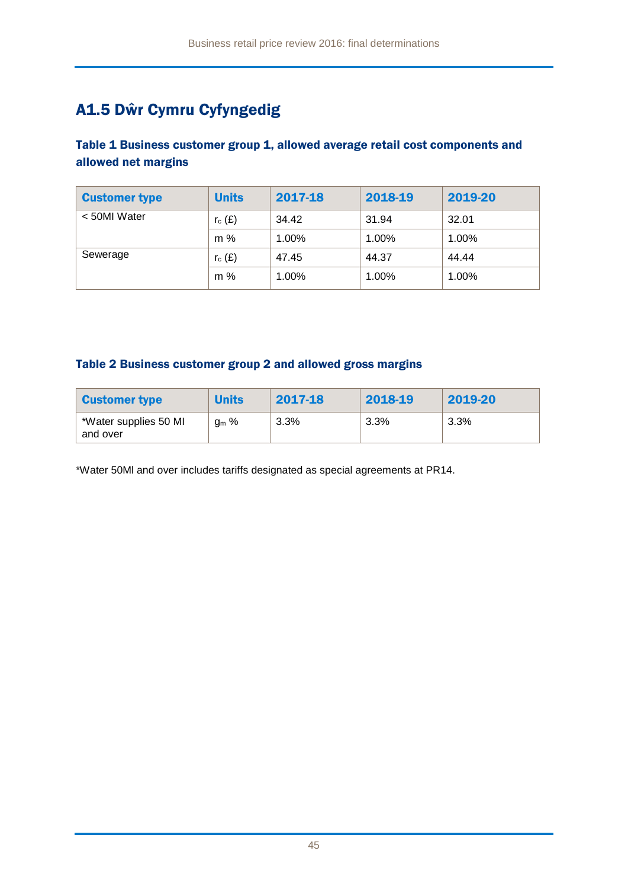## A1.5 Dŵr Cymru Cyfyngedig

### Table 1 Business customer group 1, allowed average retail cost components and allowed net margins

| Customer type | Units | 2017-18 | 2018-19 | 2019-20 |
|---|---|---|---|---|
| < 50Ml Water | $r_c$ (£) | 34.42 | 31.94 | 32.01 |
| | m % | 1.00% | 1.00% | 1.00% |
| Sewerage | $r_c$ (£) | 47.45 | 44.37 | 44.44 |
| | m % | 1.00% | 1.00% | 1.00% |

### Table 2 Business customer group 2 and allowed gross margins

| Customer type | Units | 2017-18 | 2018-19 | 2019-20 |
|---|---|---|---|---|
| *Water supplies 50 Ml and over | $g_m$ % | 3.3% | 3.3% | 3.3% |

*Water 50Ml and over includes tariffs designated as special agreements at PR14.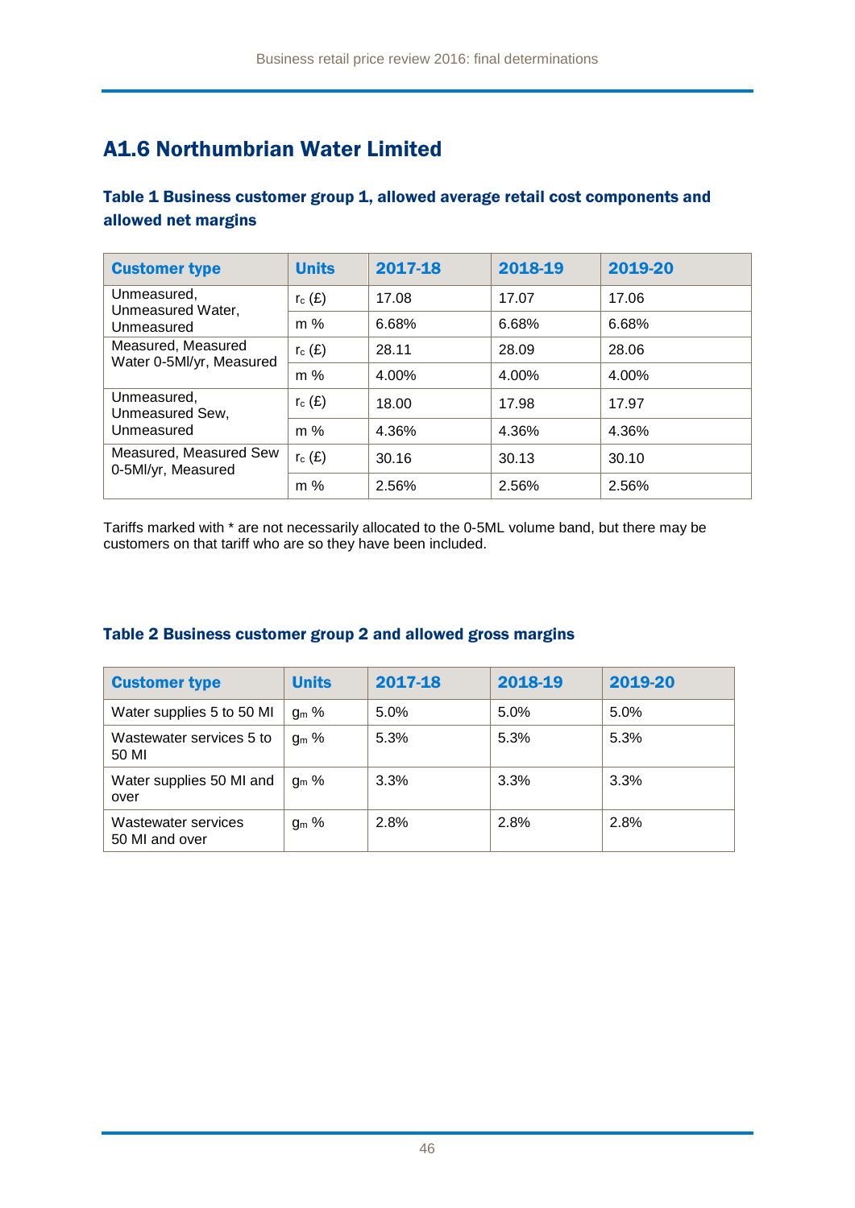## A1.6 Northumbrian Water Limited

### Table 1 Business customer group 1, allowed average retail cost components and allowed net margins

| Customer type | Units | 2017-18 | 2018-19 | 2019-20 |
|---|---|---|---|---|
| Unmeasured, Unmeasured Water, Unmeasured | $r_c$ (£) | 17.08 | 17.07 | 17.06 |
| | m % | 6.68% | 6.68% | 6.68% |
| Measured, Measured Water 0-5Ml/yr, Measured | $r_c$ (£) | 28.11 | 28.09 | 28.06 |
| | m % | 4.00% | 4.00% | 4.00% |
| Unmeasured, Unmeasured Sew, Unmeasured | $r_c$ (£) | 18.00 | 17.98 | 17.97 |
| | m % | 4.36% | 4.36% | 4.36% |
| Measured, Measured Sew 0-5Ml/yr, Measured | $r_c$ (£) | 30.16 | 30.13 | 30.10 |
| | m % | 2.56% | 2.56% | 2.56% |

Tariffs marked with * are not necessarily allocated to the 0-5ML volume band, but there may be customers on that tariff who are so they have been included.

### Table 2 Business customer group 2 and allowed gross margins

| Customer type | Units | 2017-18 | 2018-19 | 2019-20 |
|---|---|---|---|---|
| Water supplies 5 to 50 Ml | $g_m$ % | 5.0% | 5.0% | 5.0% |
| Wastewater services 5 to 50 Ml | $g_m$ % | 5.3% | 5.3% | 5.3% |
| Water supplies 50 Ml and over | $g_m$ % | 3.3% | 3.3% | 3.3% |
| Wastewater services 50 Ml and over | $g_m$ % | 2.8% | 2.8% | 2.8% |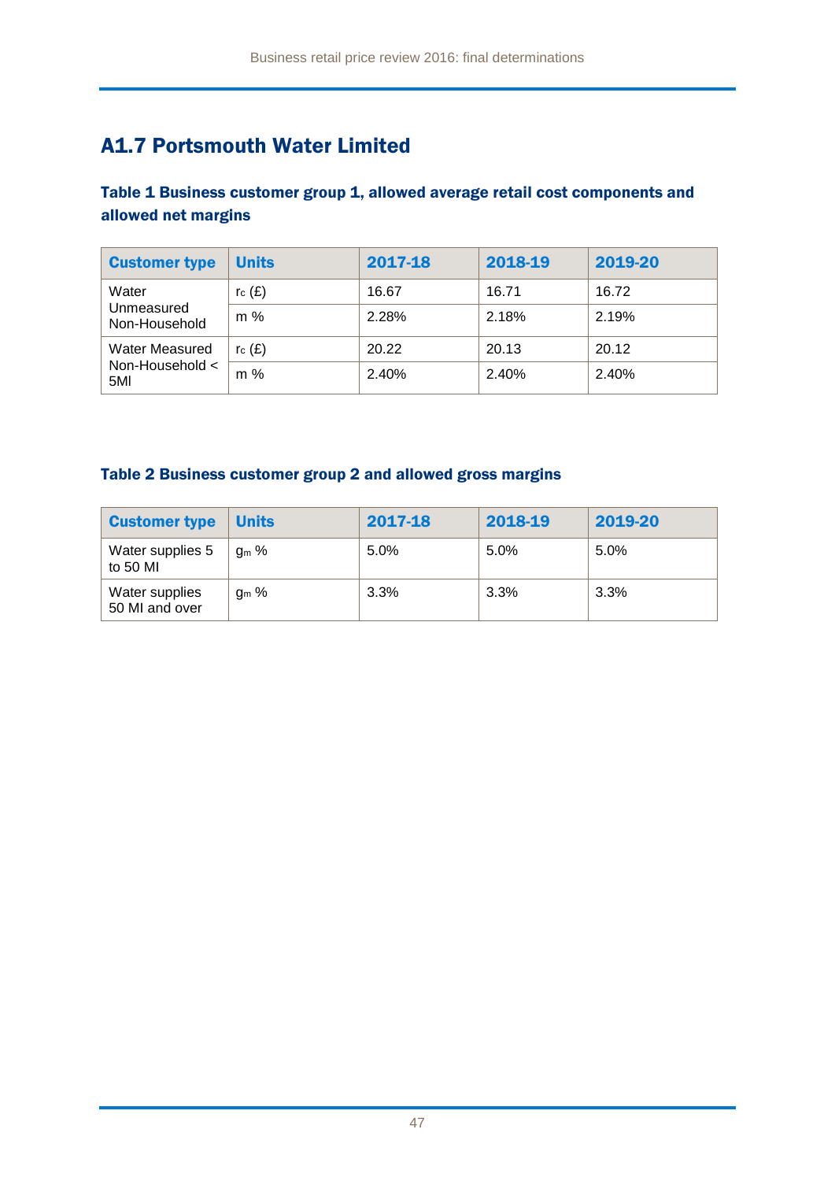## A1.7 Portsmouth Water Limited

### Table 1 Business customer group 1, allowed average retail cost components and allowed net margins

| Customer type | Units | 2017-18 | 2018-19 | 2019-20 |
|---|---|---|---|---|
| Water Unmeasured Non-Household | $r_c$ (£) | 16.67 | 16.71 | 16.72 |
| | m % | 2.28% | 2.18% | 2.19% |
| Water Measured Non-Household < 5Ml | $r_c$ (£) | 20.22 | 20.13 | 20.12 |
| | m % | 2.40% | 2.40% | 2.40% |

### Table 2 Business customer group 2 and allowed gross margins

| Customer type | Units | 2017-18 | 2018-19 | 2019-20 |
|---|---|---|---|---|
| Water supplies 5 to 50 Ml | $g_m$ % | 5.0% | 5.0% | 5.0% |
| Water supplies 50 Ml and over | $g_m$ % | 3.3% | 3.3% | 3.3% |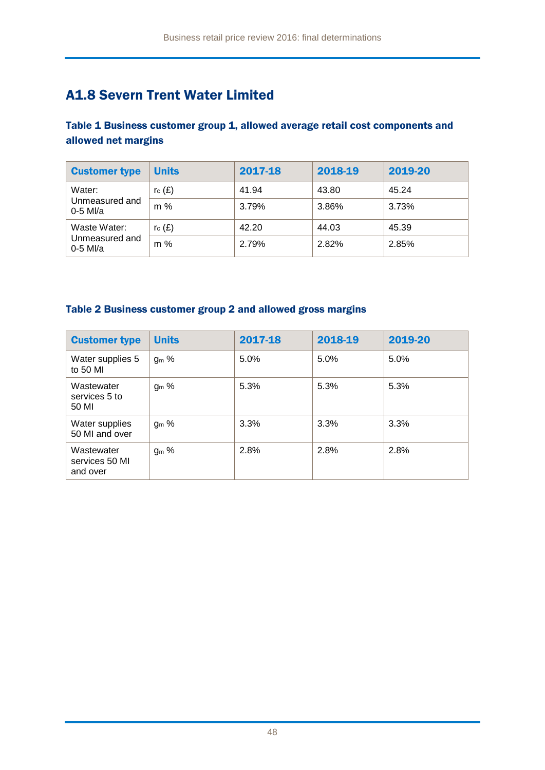## A1.8 Severn Trent Water Limited

### Table 1 Business customer group 1, allowed average retail cost components and allowed net margins

| Customer type | Units | 2017-18 | 2018-19 | 2019-20 |
|---|---|---|---|---|
| Water: Unmeasured and 0-5 Ml/a | $r_c$ (£) | 41.94 | 43.80 | 45.24 |
| | m % | 3.79% | 3.86% | 3.73% |
| Waste Water: Unmeasured and 0-5 Ml/a | $r_c$ (£) | 42.20 | 44.03 | 45.39 |
| | m % | 2.79% | 2.82% | 2.85% |

### Table 2 Business customer group 2 and allowed gross margins

| Customer type | Units | 2017-18 | 2018-19 | 2019-20 |
|---|---|---|---|---|
| Water supplies 5 to 50 Ml | $g_m$ % | 5.0% | 5.0% | 5.0% |
| Wastewater services 5 to 50 Ml | $g_m$ % | 5.3% | 5.3% | 5.3% |
| Water supplies 50 Ml and over | $g_m$ % | 3.3% | 3.3% | 3.3% |
| Wastewater services 50 Ml and over | $g_m$ % | 2.8% | 2.8% | 2.8% |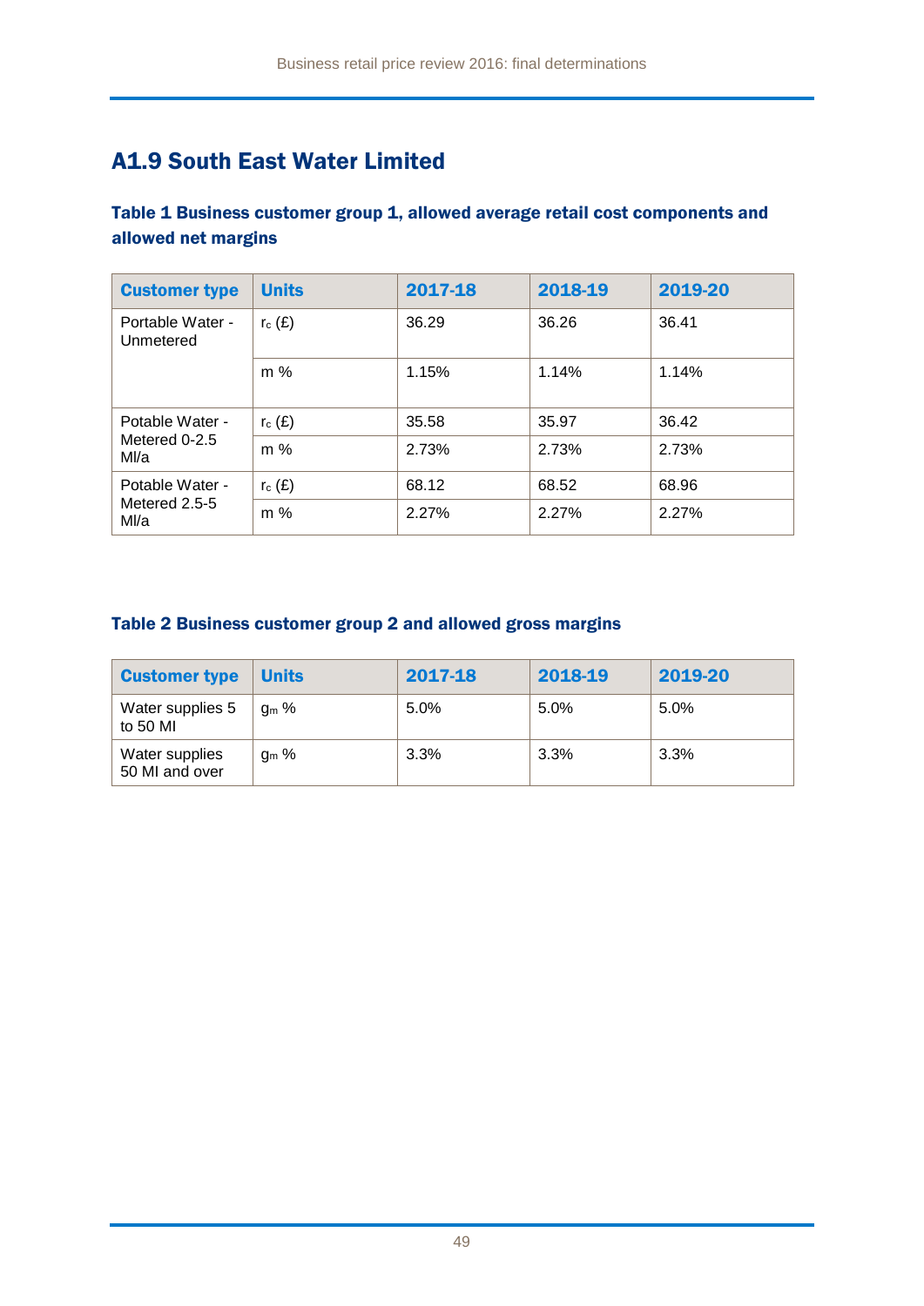## A1.9 South East Water Limited

### Table 1 Business customer group 1, allowed average retail cost components and allowed net margins

| Customer type | Units | 2017-18 | 2018-19 | 2019-20 |
|---|---|---|---|---|
| Portable Water - Unmetered | $r_c$ (£) | 36.29 | 36.26 | 36.41 |
| | m % | 1.15% | 1.14% | 1.14% |
| Potable Water - Metered 0-2.5 Ml/a | $r_c$ (£) | 35.58 | 35.97 | 36.42 |
| | m % | 2.73% | 2.73% | 2.73% |
| Potable Water - Metered 2.5-5 Ml/a | $r_c$ (£) | 68.12 | 68.52 | 68.96 |
| | m % | 2.27% | 2.27% | 2.27% |

### Table 2 Business customer group 2 and allowed gross margins

| Customer type | Units | 2017-18 | 2018-19 | 2019-20 |
|---|---|---|---|---|
| Water supplies 5 to 50 Ml | $g_m$ % | 5.0% | 5.0% | 5.0% |
| Water supplies 50 Ml and over | $g_m$ % | 3.3% | 3.3% | 3.3% |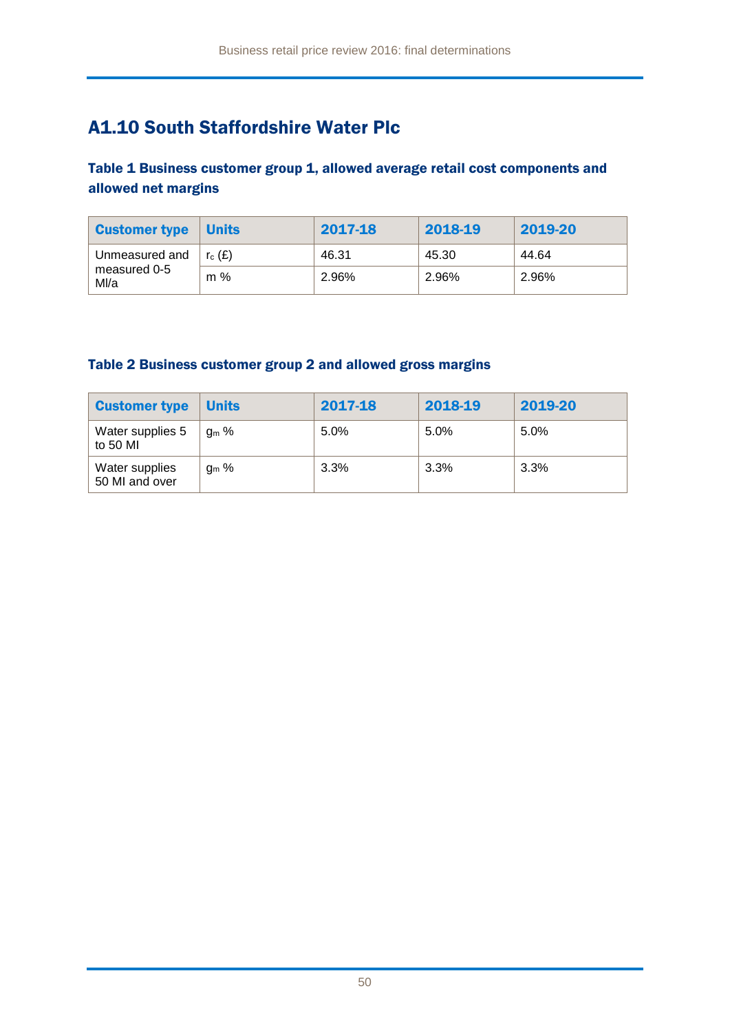## A1.10 South Staffordshire Water Plc

### Table 1 Business customer group 1, allowed average retail cost components and allowed net margins

| Customer type | Units | 2017-18 | 2018-19 | 2019-20 |
|---|---|---|---|---|
| Unmeasured and measured 0-5 Ml/a | $r_c$ (£) | 46.31 | 45.30 | 44.64 |
| | m % | 2.96% | 2.96% | 2.96% |

### Table 2 Business customer group 2 and allowed gross margins

| Customer type | Units | 2017-18 | 2018-19 | 2019-20 |
|---|---|---|---|---|
| Water supplies 5 to 50 Ml | $g_m$ % | 5.0% | 5.0% | 5.0% |
| Water supplies 50 Ml and over | $g_m$ % | 3.3% | 3.3% | 3.3% |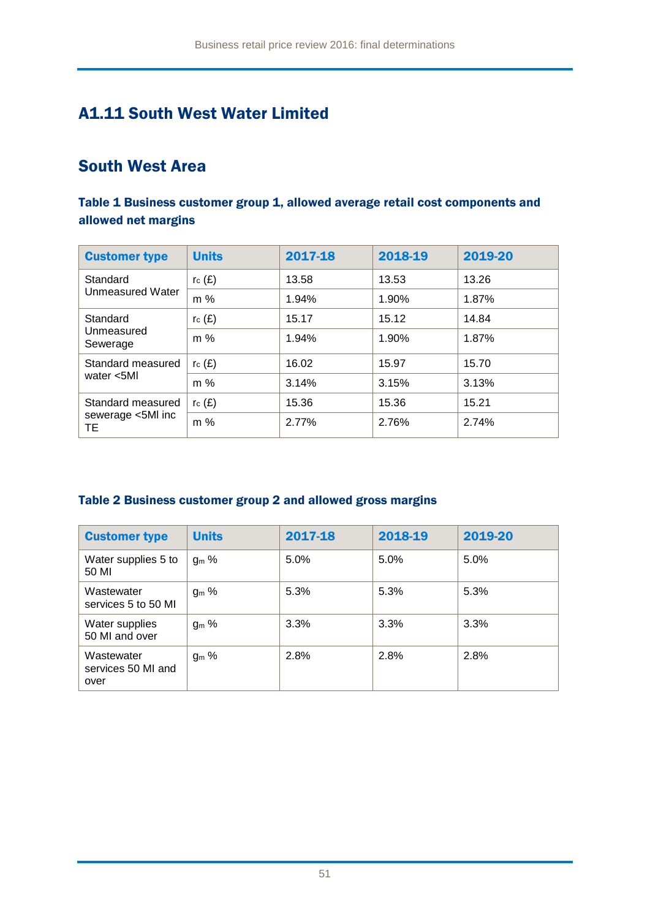## A1.11 South West Water Limited

## South West Area

### Table 1 Business customer group 1, allowed average retail cost components and allowed net margins

| Customer type | Units | 2017-18 | 2018-19 | 2019-20 |
|---|---|---|---|---|
| Standard Unmeasured Water | $r_c$ (£) | 13.58 | 13.53 | 13.26 |
| | m % | 1.94% | 1.90% | 1.87% |
| Standard Unmeasured Sewerage | $r_c$ (£) | 15.17 | 15.12 | 14.84 |
| | m % | 1.94% | 1.90% | 1.87% |
| Standard measured water <5Ml | $r_c$ (£) | 16.02 | 15.97 | 15.70 |
| | m % | 3.14% | 3.15% | 3.13% |
| Standard measured sewerage <5Ml inc TE | $r_c$ (£) | 15.36 | 15.36 | 15.21 |
| | m % | 2.77% | 2.76% | 2.74% |

### Table 2 Business customer group 2 and allowed gross margins

| Customer type | Units | 2017-18 | 2018-19 | 2019-20 |
|---|---|---|---|---|
| Water supplies 5 to 50 Ml | $g_m$ % | 5.0% | 5.0% | 5.0% |
| Wastewater services 5 to 50 Ml | $g_m$ % | 5.3% | 5.3% | 5.3% |
| Water supplies 50 Ml and over | $g_m$ % | 3.3% | 3.3% | 3.3% |
| Wastewater services 50 Ml and over | $g_m$ % | 2.8% | 2.8% | 2.8% |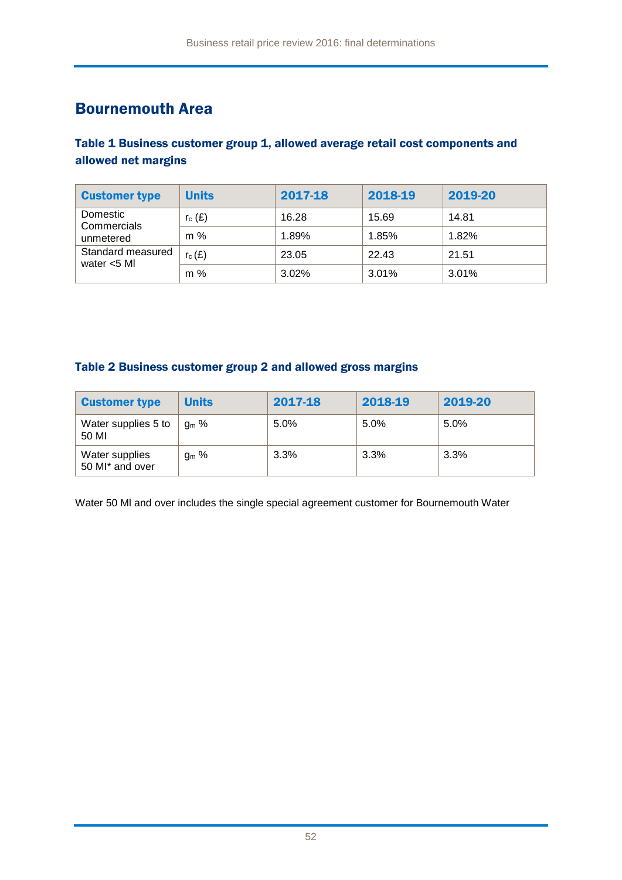## Bournemouth Area

### Table 1 Business customer group 1, allowed average retail cost components and allowed net margins

| Customer type | Units | 2017-18 | 2018-19 | 2019-20 |
|---|---|---|---|---|
| Domestic Commercials unmetered | $r_c$ (£) | 16.28 | 15.69 | 14.81 |
| | m % | 1.89% | 1.85% | 1.82% |
| Standard measured water <5 Ml | $r_c$ (£) | 23.05 | 22.43 | 21.51 |
| | m % | 3.02% | 3.01% | 3.01% |

### Table 2 Business customer group 2 and allowed gross margins

| Customer type | Units | 2017-18 | 2018-19 | 2019-20 |
|---|---|---|---|---|
| Water supplies 5 to 50 Ml | $g_m$ % | 5.0% | 5.0% | 5.0% |
| Water supplies 50 Ml* and over | $g_m$ % | 3.3% | 3.3% | 3.3% |

Water 50 Ml and over includes the single special agreement customer for Bournemouth Water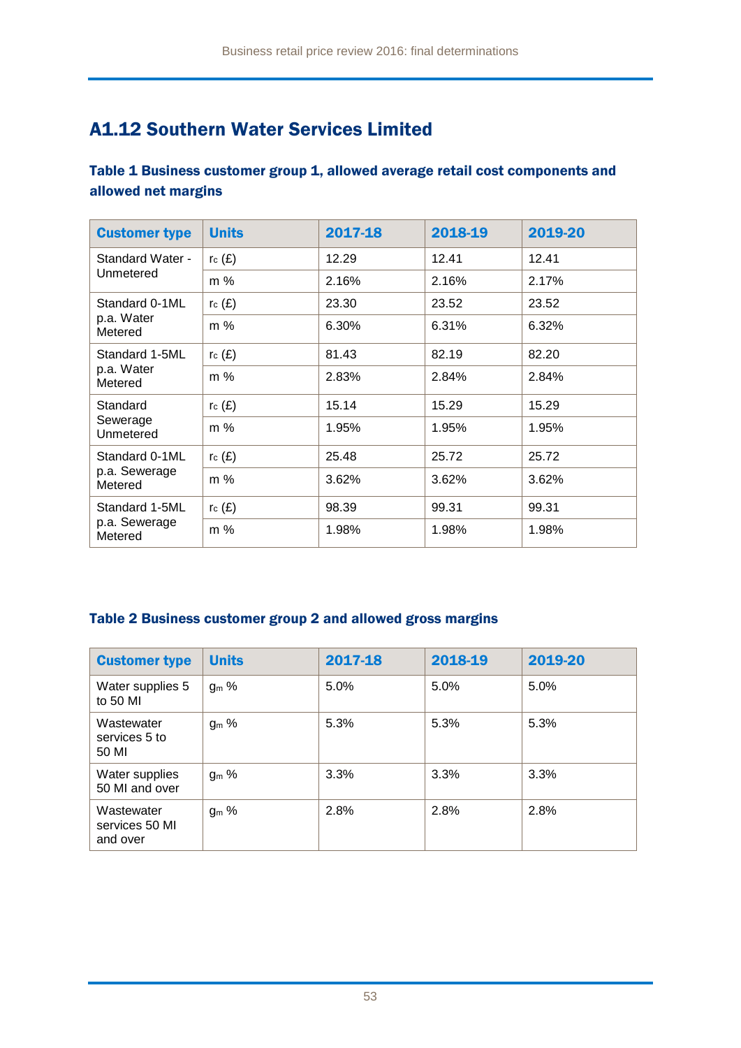## A1.12 Southern Water Services Limited

### Table 1 Business customer group 1, allowed average retail cost components and allowed net margins

| Customer type | Units | 2017-18 | 2018-19 | 2019-20 |
|---|---|---|---|---|
| Standard Water - Unmetered | $r_c$ (£) | 12.29 | 12.41 | 12.41 |
| | m % | 2.16% | 2.16% | 2.17% |
| Standard 0-1ML p.a. Water Metered | $r_c$ (£) | 23.30 | 23.52 | 23.52 |
| | m % | 6.30% | 6.31% | 6.32% |
| Standard 1-5ML p.a. Water Metered | $r_c$ (£) | 81.43 | 82.19 | 82.20 |
| | m % | 2.83% | 2.84% | 2.84% |
| Standard Sewerage Unmetered | $r_c$ (£) | 15.14 | 15.29 | 15.29 |
| | m % | 1.95% | 1.95% | 1.95% |
| Standard 0-1ML p.a. Sewerage Metered | $r_c$ (£) | 25.48 | 25.72 | 25.72 |
| | m % | 3.62% | 3.62% | 3.62% |
| Standard 1-5ML p.a. Sewerage Metered | $r_c$ (£) | 98.39 | 99.31 | 99.31 |
| | m % | 1.98% | 1.98% | 1.98% |

### Table 2 Business customer group 2 and allowed gross margins

| Customer type | Units | 2017-18 | 2018-19 | 2019-20 |
|---|---|---|---|---|
| Water supplies 5 to 50 Ml | $g_m$ % | 5.0% | 5.0% | 5.0% |
| Wastewater services 5 to 50 Ml | $g_m$ % | 5.3% | 5.3% | 5.3% |
| Water supplies 50 Ml and over | $g_m$ % | 3.3% | 3.3% | 3.3% |
| Wastewater services 50 Ml and over | $g_m$ % | 2.8% | 2.8% | 2.8% |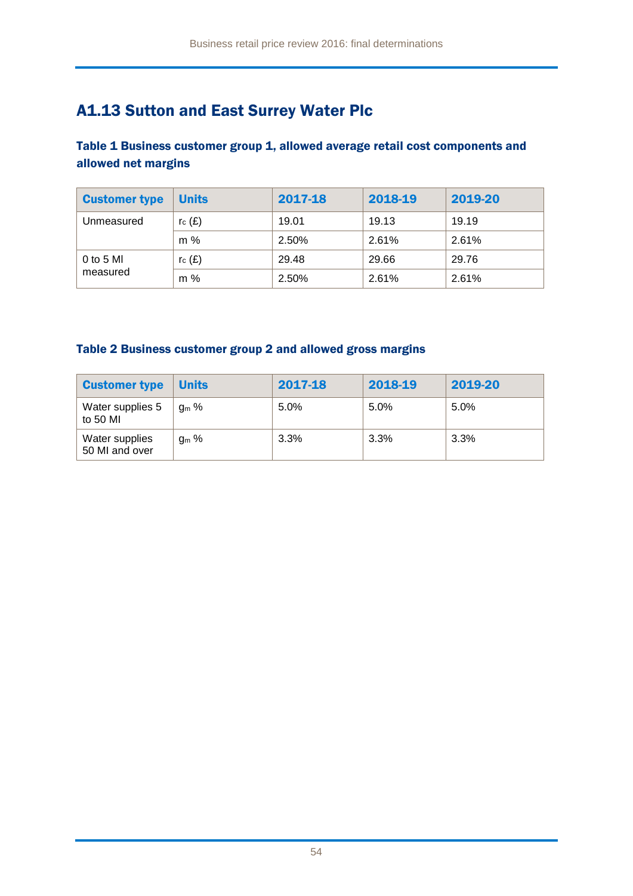## A1.13 Sutton and East Surrey Water Plc

### Table 1 Business customer group 1, allowed average retail cost components and allowed net margins

| Customer type | Units | 2017-18 | 2018-19 | 2019-20 |
|---|---|---|---|---|
| Unmeasured | $r_c$ (£) | 19.01 | 19.13 | 19.19 |
| | m % | 2.50% | 2.61% | 2.61% |
| 0 to 5 Ml measured | $r_c$ (£) | 29.48 | 29.66 | 29.76 |
| | m % | 2.50% | 2.61% | 2.61% |

### Table 2 Business customer group 2 and allowed gross margins

| Customer type | Units | 2017-18 | 2018-19 | 2019-20 |
|---|---|---|---|---|
| Water supplies 5 to 50 Ml | $g_m$ % | 5.0% | 5.0% | 5.0% |
| Water supplies 50 Ml and over | $g_m$ % | 3.3% | 3.3% | 3.3% |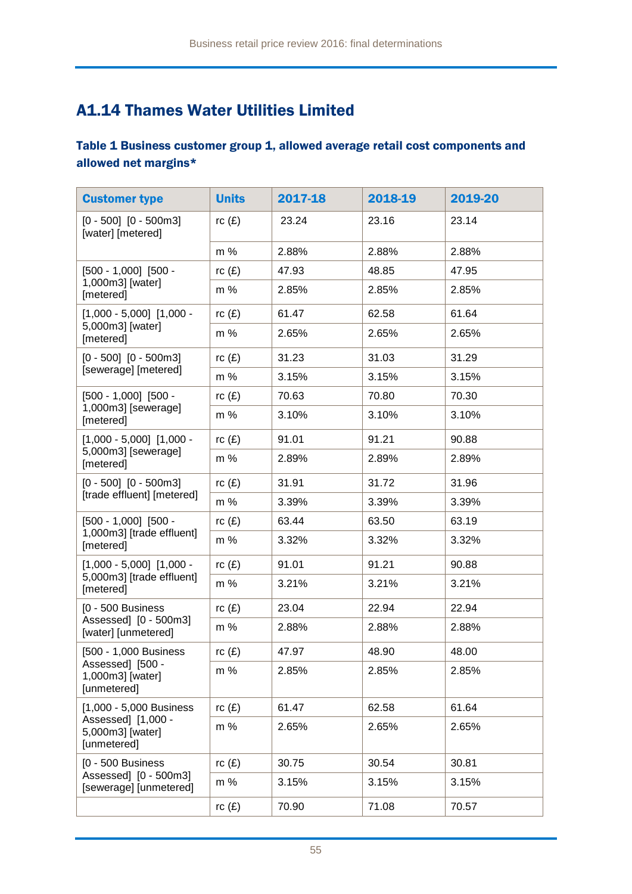## A1.14 Thames Water Utilities Limited

### Table 1 Business customer group 1, allowed average retail cost components and allowed net margins*

| Customer type | Units | 2017-18 | 2018-19 | 2019-20 |
|---|---|---|---|---|
| [0 - 500] [0 - 500m3] [water] [metered] | rc (£) | 23.24 | 23.16 | 23.14 |
| | m % | 2.88% | 2.88% | 2.88% |
| [500 - 1,000] [500 - 1,000m3] [water] [metered] | rc (£) | 47.93 | 48.85 | 47.95 |
| | m % | 2.85% | 2.85% | 2.85% |
| [1,000 - 5,000] [1,000 - 5,000m3] [water] [metered] | rc (£) | 61.47 | 62.58 | 61.64 |
| | m % | 2.65% | 2.65% | 2.65% |
| [0 - 500] [0 - 500m3] [sewerage] [metered] | rc (£) | 31.23 | 31.03 | 31.29 |
| | m % | 3.15% | 3.15% | 3.15% |
| [500 - 1,000] [500 - 1,000m3] [sewerage] [metered] | rc (£) | 70.63 | 70.80 | 70.30 |
| | m % | 3.10% | 3.10% | 3.10% |
| [1,000 - 5,000] [1,000 - 5,000m3] [sewerage] [metered] | rc (£) | 91.01 | 91.21 | 90.88 |
| | m % | 2.89% | 2.89% | 2.89% |
| [0 - 500] [0 - 500m3] [trade effluent] [metered] | rc (£) | 31.91 | 31.72 | 31.96 |
| | m % | 3.39% | 3.39% | 3.39% |
| [500 - 1,000] [500 - 1,000m3] [trade effluent] [metered] | rc (£) | 63.44 | 63.50 | 63.19 |
| | m % | 3.32% | 3.32% | 3.32% |
| [1,000 - 5,000] [1,000 - 5,000m3] [trade effluent] [metered] | rc (£) | 91.01 | 91.21 | 90.88 |
| | m % | 3.21% | 3.21% | 3.21% |
| [0 - 500 Business Assessed] [0 - 500m3] [water] [unmetered] | rc (£) | 23.04 | 22.94 | 22.94 |
| | m % | 2.88% | 2.88% | 2.88% |
| [500 - 1,000 Business Assessed] [500 - 1,000m3] [water] [unmetered] | rc (£) | 47.97 | 48.90 | 48.00 |
| | m % | 2.85% | 2.85% | 2.85% |
| [1,000 - 5,000 Business Assessed] [1,000 - 5,000m3] [water] [unmetered] | rc (£) | 61.47 | 62.58 | 61.64 |
| | m % | 2.65% | 2.65% | 2.65% |
| [0 - 500 Business Assessed] [0 - 500m3] [sewerage] [unmetered] | rc (£) | 30.75 | 30.54 | 30.81 |
| | m % | 3.15% | 3.15% | 3.15% |
| | rc (£) | 70.90 | 71.08 | 70.57 |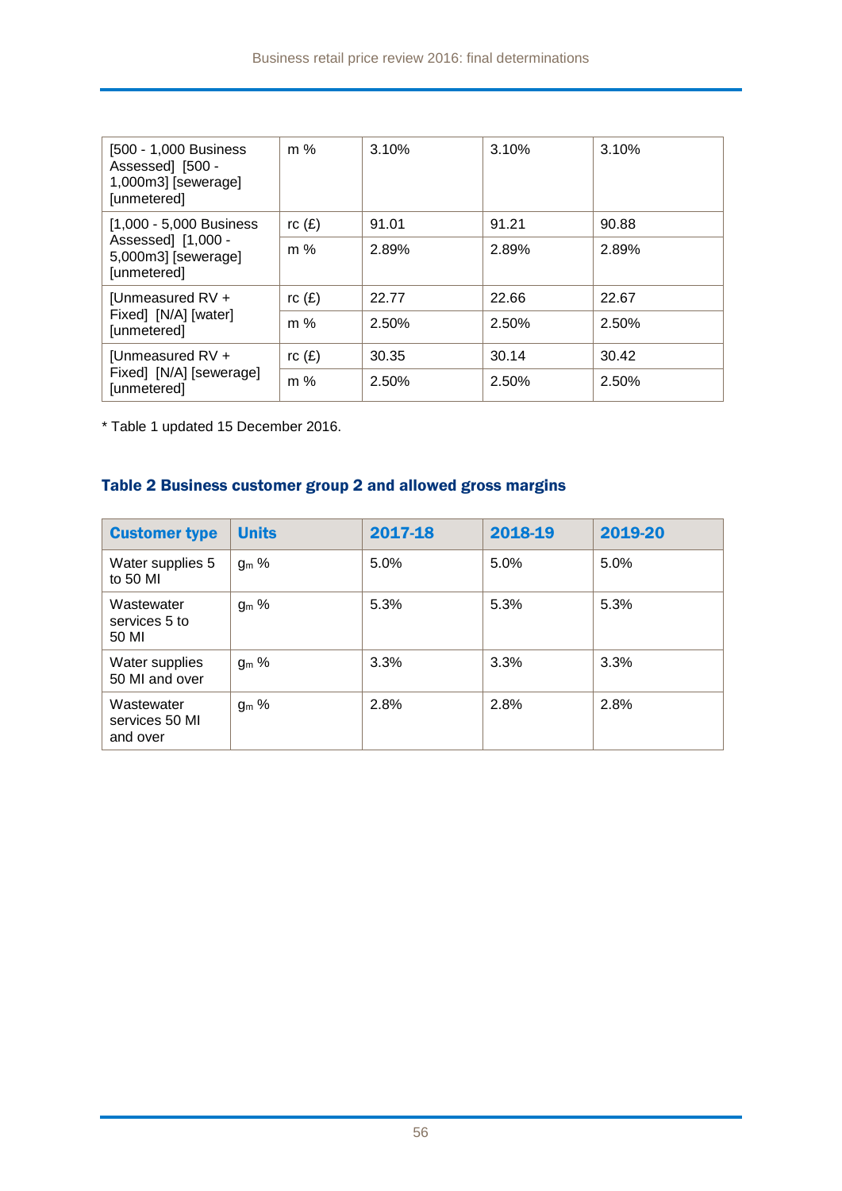| | | | | |
|---|---|---|---|---|
| [500 - 1,000 Business Assessed] [500 - 1,000m3] [sewerage] [unmetered] | m % | 3.10% | 3.10% | 3.10% |
| [1,000 - 5,000 Business Assessed] [1,000 - 5,000m3] [sewerage] [unmetered] | rc (£) | 91.01 | 91.21 | 90.88 |
| | m % | 2.89% | 2.89% | 2.89% |
| [Unmeasured RV + Fixed] [N/A] [water] [unmetered] | rc (£) | 22.77 | 22.66 | 22.67 |
| | m % | 2.50% | 2.50% | 2.50% |
| [Unmeasured RV + Fixed] [N/A] [sewerage] [unmetered] | rc (£) | 30.35 | 30.14 | 30.42 |
| | m % | 2.50% | 2.50% | 2.50% |

* Table 1 updated 15 December 2016.

### Table 2 Business customer group 2 and allowed gross margins

| Customer type | Units | 2017-18 | 2018-19 | 2019-20 |
|---|---|---|---|---|
| Water supplies 5 to 50 Ml | $g_m$ % | 5.0% | 5.0% | 5.0% |
| Wastewater services 5 to 50 Ml | $g_m$ % | 5.3% | 5.3% | 5.3% |
| Water supplies 50 Ml and over | $g_m$ % | 3.3% | 3.3% | 3.3% |
| Wastewater services 50 Ml and over | $g_m$ % | 2.8% | 2.8% | 2.8% |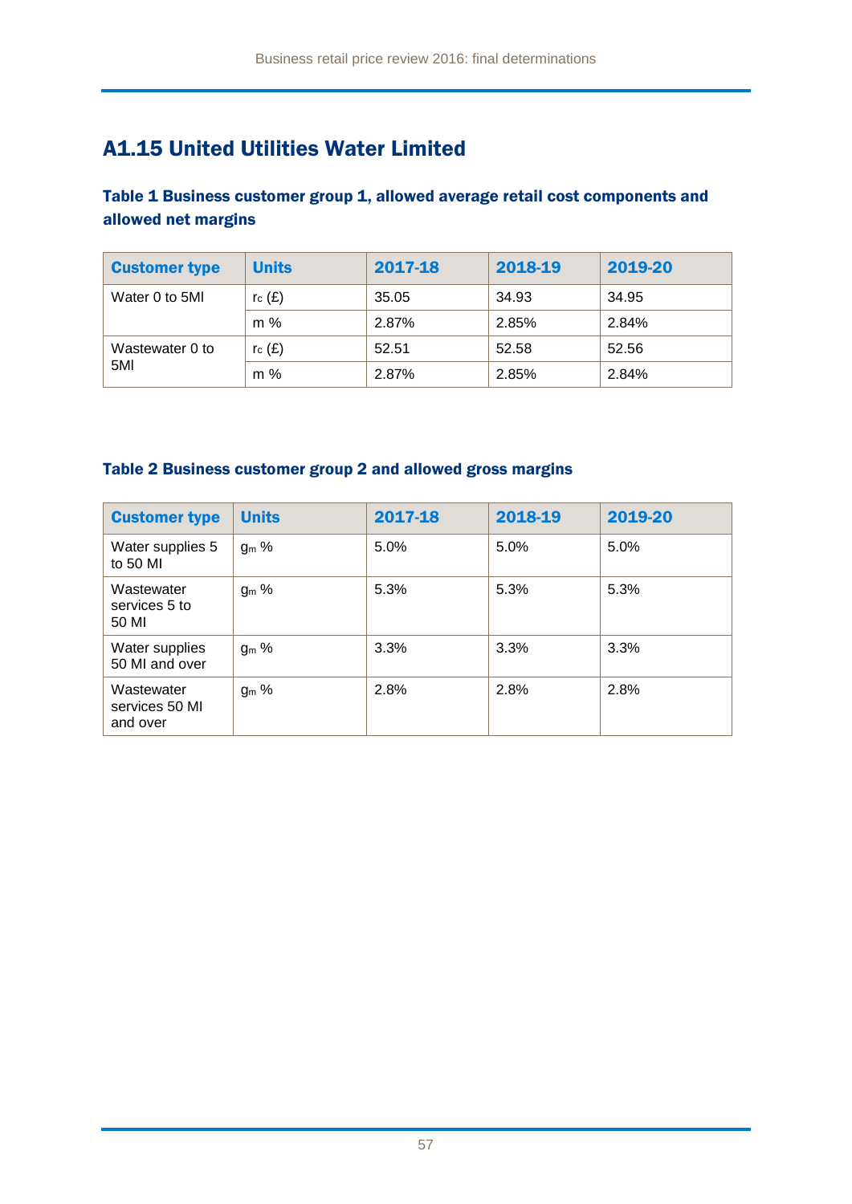## A1.15 United Utilities Water Limited

### Table 1 Business customer group 1, allowed average retail cost components and allowed net margins

| Customer type | Units | 2017-18 | 2018-19 | 2019-20 |
|---|---|---|---|---|
| Water 0 to 5Ml | $r_c$ (£) | 35.05 | 34.93 | 34.95 |
| | m % | 2.87% | 2.85% | 2.84% |
| Wastewater 0 to 5Ml | $r_c$ (£) | 52.51 | 52.58 | 52.56 |
| | m % | 2.87% | 2.85% | 2.84% |

### Table 2 Business customer group 2 and allowed gross margins

| Customer type | Units | 2017-18 | 2018-19 | 2019-20 |
|---|---|---|---|---|
| Water supplies 5 to 50 Ml | $g_m$ % | 5.0% | 5.0% | 5.0% |
| Wastewater services 5 to 50 Ml | $g_m$ % | 5.3% | 5.3% | 5.3% |
| Water supplies 50 Ml and over | $g_m$ % | 3.3% | 3.3% | 3.3% |
| Wastewater services 50 Ml and over | $g_m$ % | 2.8% | 2.8% | 2.8% |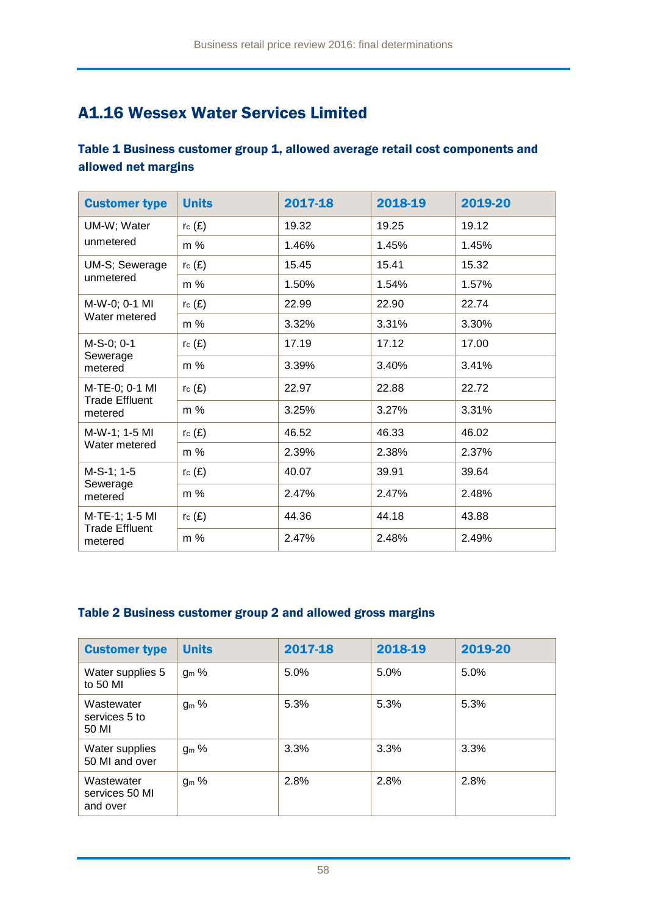## A1.16 Wessex Water Services Limited

### Table 1 Business customer group 1, allowed average retail cost components and allowed net margins

| Customer type | Units | 2017-18 | 2018-19 | 2019-20 |
|---|---|---|---|---|
| UM-W; Water unmetered | $r_c$ (£) | 19.32 | 19.25 | 19.12 |
| | m % | 1.46% | 1.45% | 1.45% |
| UM-S; Sewerage unmetered | $r_c$ (£) | 15.45 | 15.41 | 15.32 |
| | m % | 1.50% | 1.54% | 1.57% |
| M-W-0; 0-1 Ml Water metered | $r_c$ (£) | 22.99 | 22.90 | 22.74 |
| | m % | 3.32% | 3.31% | 3.30% |
| M-S-0; 0-1 Sewerage metered | $r_c$ (£) | 17.19 | 17.12 | 17.00 |
| | m % | 3.39% | 3.40% | 3.41% |
| M-TE-0; 0-1 Ml Trade Effluent metered | $r_c$ (£) | 22.97 | 22.88 | 22.72 |
| | m % | 3.25% | 3.27% | 3.31% |
| M-W-1; 1-5 Ml Water metered | $r_c$ (£) | 46.52 | 46.33 | 46.02 |
| | m % | 2.39% | 2.38% | 2.37% |
| M-S-1; 1-5 Sewerage metered | $r_c$ (£) | 40.07 | 39.91 | 39.64 |
| | m % | 2.47% | 2.47% | 2.48% |
| M-TE-1; 1-5 Ml Trade Effluent metered | $r_c$ (£) | 44.36 | 44.18 | 43.88 |
| | m % | 2.47% | 2.48% | 2.49% |

### Table 2 Business customer group 2 and allowed gross margins

| Customer type | Units | 2017-18 | 2018-19 | 2019-20 |
|---|---|---|---|---|
| Water supplies 5 to 50 Ml | $g_m$ % | 5.0% | 5.0% | 5.0% |
| Wastewater services 5 to 50 Ml | $g_m$ % | 5.3% | 5.3% | 5.3% |
| Water supplies 50 Ml and over | $g_m$ % | 3.3% | 3.3% | 3.3% |
| Wastewater services 50 Ml and over | $g_m$ % | 2.8% | 2.8% | 2.8% |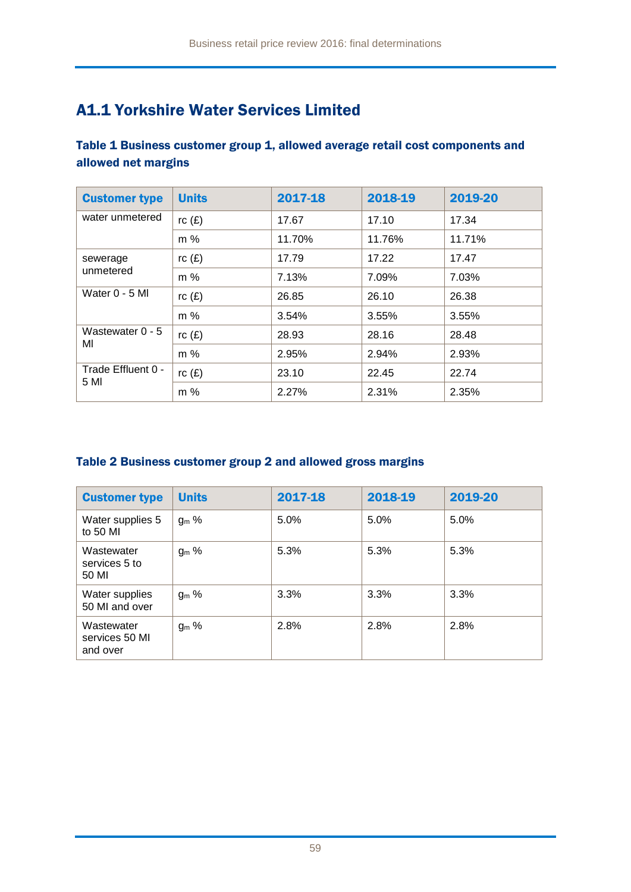## A1.1 Yorkshire Water Services Limited

### Table 1 Business customer group 1, allowed average retail cost components and allowed net margins

| Customer type | Units | 2017-18 | 2018-19 | 2019-20 |
|---|---|---|---|---|
| water unmetered | rc (£) | 17.67 | 17.10 | 17.34 |
| | m % | 11.70% | 11.76% | 11.71% |
| sewerage unmetered | rc (£) | 17.79 | 17.22 | 17.47 |
| | m % | 7.13% | 7.09% | 7.03% |
| Water 0 - 5 Ml | rc (£) | 26.85 | 26.10 | 26.38 |
| | m % | 3.54% | 3.55% | 3.55% |
| Wastewater 0 - 5 Ml | rc (£) | 28.93 | 28.16 | 28.48 |
| | m % | 2.95% | 2.94% | 2.93% |
| Trade Effluent 0 - 5 Ml | rc (£) | 23.10 | 22.45 | 22.74 |
| | m % | 2.27% | 2.31% | 2.35% |

### Table 2 Business customer group 2 and allowed gross margins

| Customer type | Units | 2017-18 | 2018-19 | 2019-20 |
|---|---|---|---|---|
| Water supplies 5 to 50 Ml | $g_m$ % | 5.0% | 5.0% | 5.0% |
| Wastewater services 5 to 50 Ml | $g_m$ % | 5.3% | 5.3% | 5.3% |
| Water supplies 50 Ml and over | $g_m$ % | 3.3% | 3.3% | 3.3% |
| Wastewater services 50 Ml and over | $g_m$ % | 2.8% | 2.8% | 2.8% |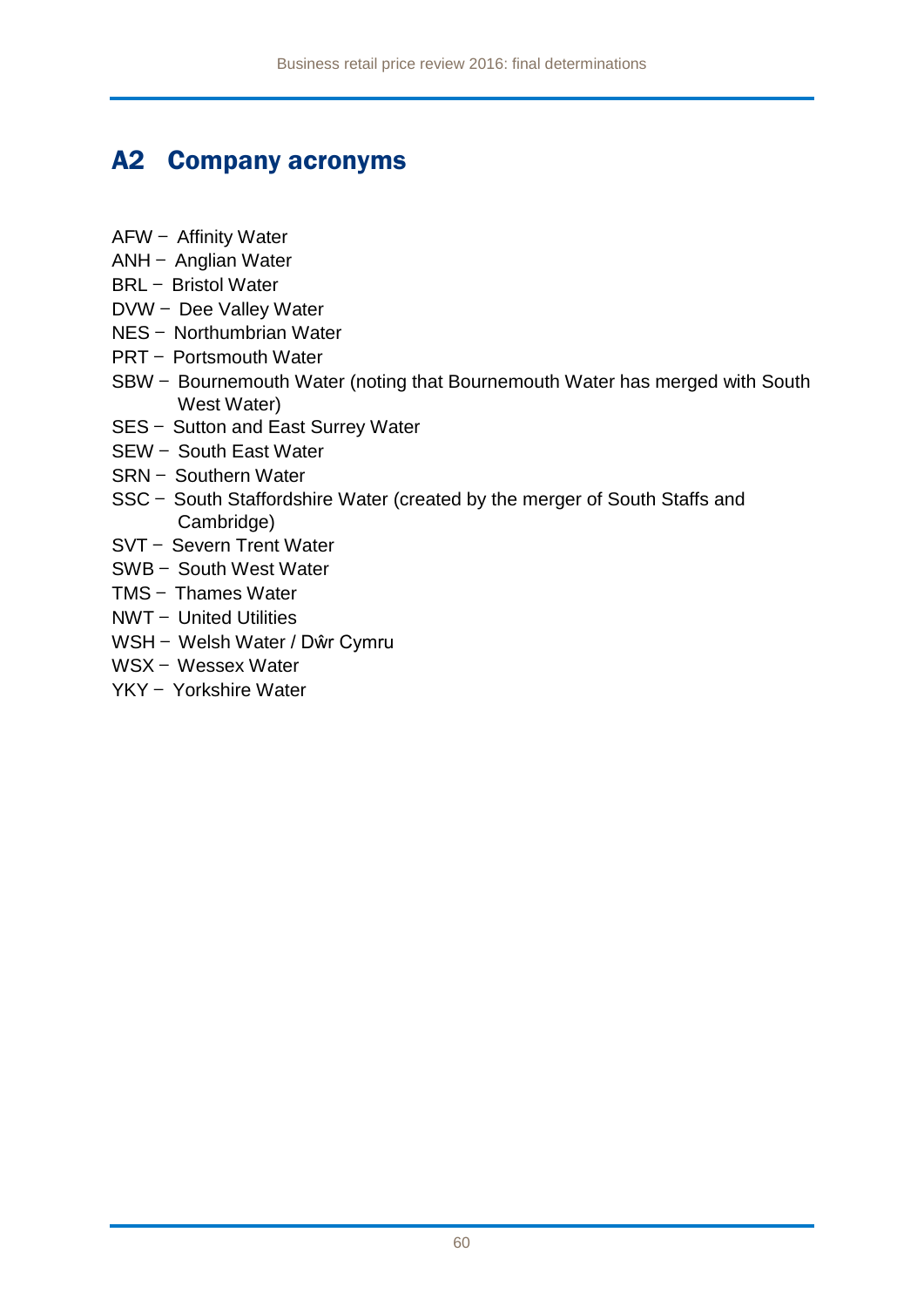## A2 Company acronyms

AFW − Affinity Water
ANH − Anglian Water
BRL − Bristol Water
DVW − Dee Valley Water
NES − Northumbrian Water
PRT − Portsmouth Water
SBW − Bournemouth Water (noting that Bournemouth Water has merged with South West Water)
SES − Sutton and East Surrey Water
SEW − South East Water
SRN − Southern Water
SSC − South Staffordshire Water (created by the merger of South Staffs and Cambridge)
SVT − Severn Trent Water
SWB − South West Water
TMS − Thames Water
NWT − United Utilities
WSH − Welsh Water / Dŵr Cymru
WSX − Wessex Water
YKY − Yorkshire Water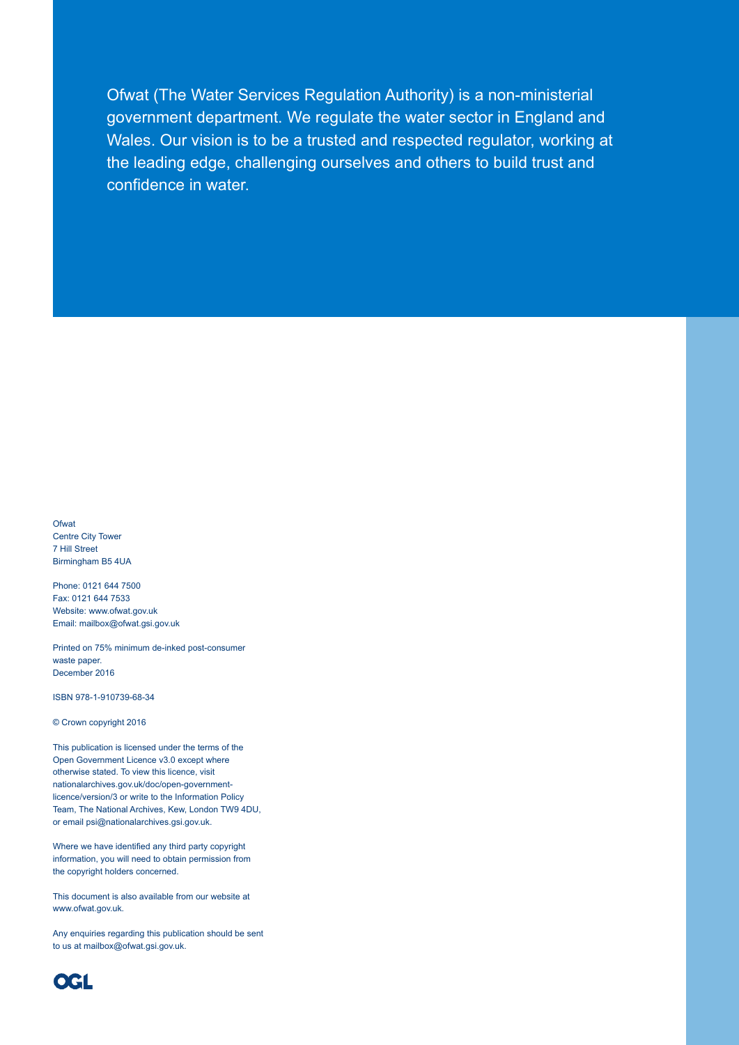Ofwat (The Water Services Regulation Authority) is a non-ministerial government department. We regulate the water sector in England and Wales. Our vision is to be a trusted and respected regulator, working at the leading edge, challenging ourselves and others to build trust and confidence in water.

Ofwat
Centre City Tower
7 Hill Street
Birmingham B5 4UA

Phone: 0121 644 7500
Fax: 0121 644 7533
Website: www.ofwat.gov.uk
Email: mailbox@ofwat.gsi.gov.uk

Printed on 75% minimum de-inked post-consumer waste paper.
December 2016

ISBN 978-1-910739-68-34

© Crown copyright 2016

This publication is licensed under the terms of the Open Government Licence v3.0 except where otherwise stated. To view this licence, visit nationalarchives.gov.uk/doc/open-government-licence/version/3 or write to the Information Policy Team, The National Archives, Kew, London TW9 4DU, or email psi@nationalarchives.gsi.gov.uk.

Where we have identified any third party copyright information, you will need to obtain permission from the copyright holders concerned.

This document is also available from our website at www.ofwat.gov.uk.

Any enquiries regarding this publication should be sent to us at mailbox@ofwat.gsi.gov.uk.

OGL